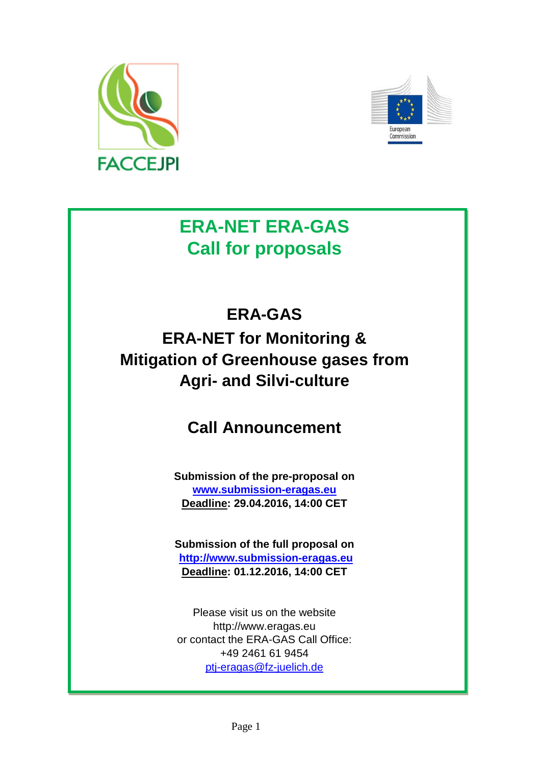# ERA-NET ERA-GAS
# Call for proposals

## ERA-GAS

## ERA-NET for Monitoring & Mitigation of Greenhouse gases from Agri- and Silvi-culture

## Call Announcement

**Submission of the pre-proposal on**
**www.submission-eragas.eu**
**Deadline: 29.04.2016, 14:00 CET**

**Submission of the full proposal on**
**http://www.submission-eragas.eu**
**Deadline: 01.12.2016, 14:00 CET**

Please visit us on the website
http://www.eragas.eu
or contact the ERA-GAS Call Office:
+49 2461 61 9454
ptj-eragas@fz-juelich.de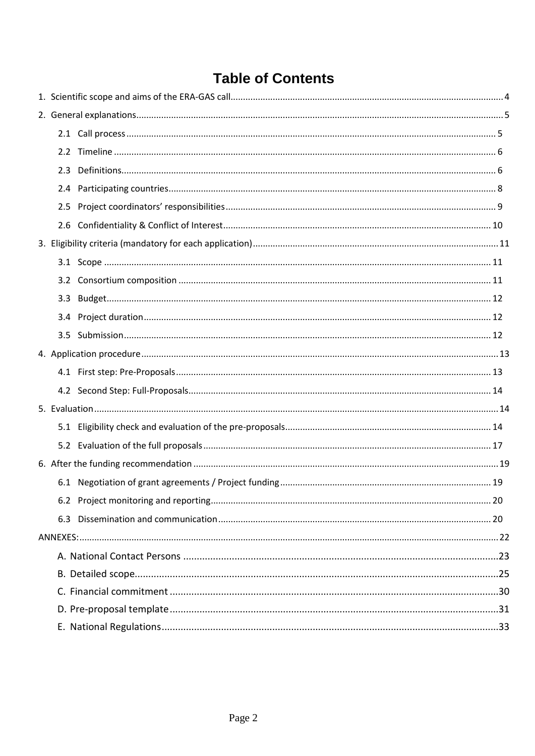# Table of Contents

1. Scientific scope and aims of the ERA-GAS call ... 4
2. General explanations ... 5
   - 2.1 Call process ... 5
   - 2.2 Timeline ... 6
   - 2.3 Definitions ... 6
   - 2.4 Participating countries ... 8
   - 2.5 Project coordinators' responsibilities ... 9
   - 2.6 Confidentiality & Conflict of Interest ... 10
3. Eligibility criteria (mandatory for each application) ... 11
   - 3.1 Scope ... 11
   - 3.2 Consortium composition ... 11
   - 3.3 Budget ... 12
   - 3.4 Project duration ... 12
   - 3.5 Submission ... 12
4. Application procedure ... 13
   - 4.1 First step: Pre-Proposals ... 13
   - 4.2 Second Step: Full-Proposals ... 14
5. Evaluation ... 14
   - 5.1 Eligibility check and evaluation of the pre-proposals ... 14
   - 5.2 Evaluation of the full proposals ... 17
6. After the funding recommendation ... 19
   - 6.1 Negotiation of grant agreements / Project funding ... 19
   - 6.2 Project monitoring and reporting ... 20
   - 6.3 Dissemination and communication ... 20

ANNEXES: ... 22

- A. National Contact Persons ... 23
- B. Detailed scope ... 25
- C. Financial commitment ... 30
- D. Pre-proposal template ... 31
- E. National Regulations ... 33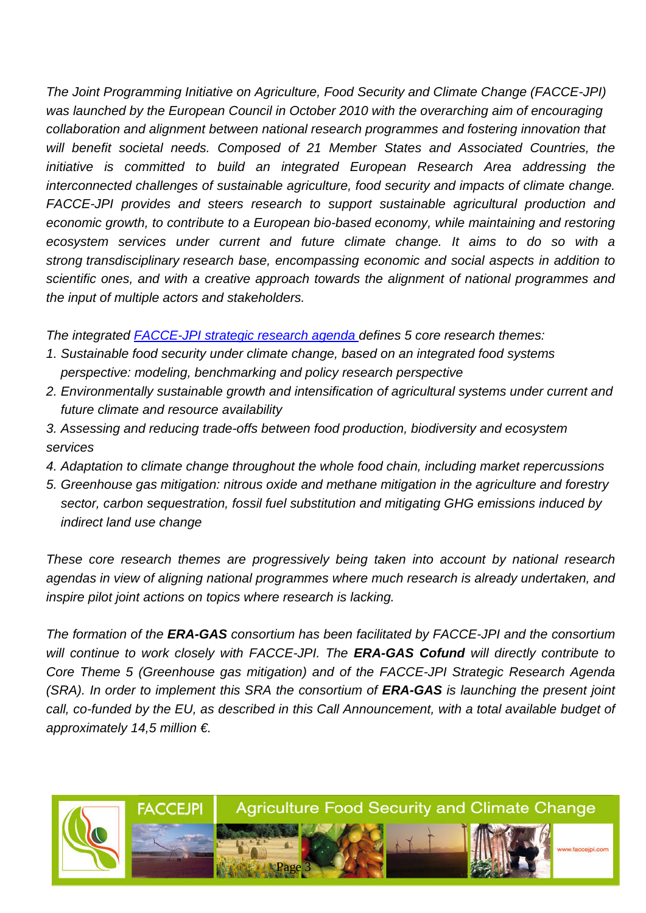*The Joint Programming Initiative on Agriculture, Food Security and Climate Change (FACCE-JPI) was launched by the European Council in October 2010 with the overarching aim of encouraging collaboration and alignment between national research programmes and fostering innovation that will benefit societal needs. Composed of 21 Member States and Associated Countries, the initiative is committed to build an integrated European Research Area addressing the interconnected challenges of sustainable agriculture, food security and impacts of climate change. FACCE-JPI provides and steers research to support sustainable agricultural production and economic growth, to contribute to a European bio-based economy, while maintaining and restoring ecosystem services under current and future climate change. It aims to do so with a strong transdisciplinary research base, encompassing economic and social aspects in addition to scientific ones, and with a creative approach towards the alignment of national programmes and the input of multiple actors and stakeholders.*

*The integrated [FACCE-JPI strategic research agenda](FACCE-JPI strategic research agenda) defines 5 core research themes:*

1. *Sustainable food security under climate change, based on an integrated food systems perspective: modeling, benchmarking and policy research perspective*
2. *Environmentally sustainable growth and intensification of agricultural systems under current and future climate and resource availability*
3. *Assessing and reducing trade-offs between food production, biodiversity and ecosystem services*
4. *Adaptation to climate change throughout the whole food chain, including market repercussions*
5. *Greenhouse gas mitigation: nitrous oxide and methane mitigation in the agriculture and forestry sector, carbon sequestration, fossil fuel substitution and mitigating GHG emissions induced by indirect land use change*

*These core research themes are progressively being taken into account by national research agendas in view of aligning national programmes where much research is already undertaken, and inspire pilot joint actions on topics where research is lacking.*

*The formation of the **ERA-GAS** consortium has been facilitated by FACCE-JPI and the consortium will continue to work closely with FACCE-JPI. The **ERA-GAS Cofund** will directly contribute to Core Theme 5 (Greenhouse gas mitigation) and of the FACCE-JPI Strategic Research Agenda (SRA). In order to implement this SRA the consortium of **ERA-GAS** is launching the present joint call, co-funded by the EU, as described in this Call Announcement, with a total available budget of approximately 14,5 million €.*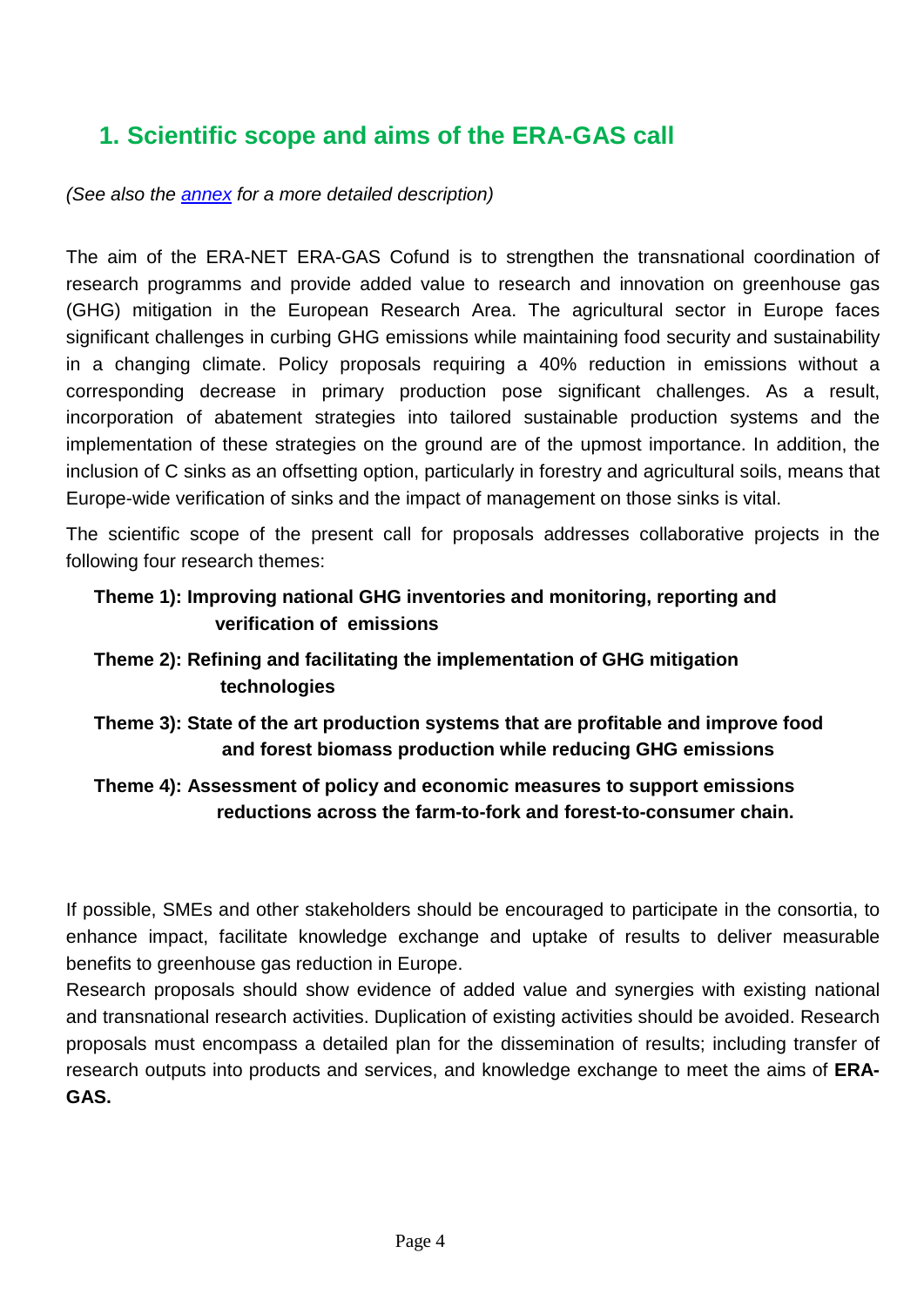# 1. Scientific scope and aims of the ERA-GAS call

*(See also the annex for a more detailed description)*

The aim of the ERA-NET ERA-GAS Cofund is to strengthen the transnational coordination of research programms and provide added value to research and innovation on greenhouse gas (GHG) mitigation in the European Research Area. The agricultural sector in Europe faces significant challenges in curbing GHG emissions while maintaining food security and sustainability in a changing climate. Policy proposals requiring a 40% reduction in emissions without a corresponding decrease in primary production pose significant challenges. As a result, incorporation of abatement strategies into tailored sustainable production systems and the implementation of these strategies on the ground are of the upmost importance. In addition, the inclusion of C sinks as an offsetting option, particularly in forestry and agricultural soils, means that Europe-wide verification of sinks and the impact of management on those sinks is vital.

The scientific scope of the present call for proposals addresses collaborative projects in the following four research themes:

**Theme 1): Improving national GHG inventories and monitoring, reporting and verification of emissions**

**Theme 2): Refining and facilitating the implementation of GHG mitigation technologies**

**Theme 3): State of the art production systems that are profitable and improve food and forest biomass production while reducing GHG emissions**

**Theme 4): Assessment of policy and economic measures to support emissions reductions across the farm-to-fork and forest-to-consumer chain.**

If possible, SMEs and other stakeholders should be encouraged to participate in the consortia, to enhance impact, facilitate knowledge exchange and uptake of results to deliver measurable benefits to greenhouse gas reduction in Europe.

Research proposals should show evidence of added value and synergies with existing national and transnational research activities. Duplication of existing activities should be avoided. Research proposals must encompass a detailed plan for the dissemination of results; including transfer of research outputs into products and services, and knowledge exchange to meet the aims of **ERA-GAS.**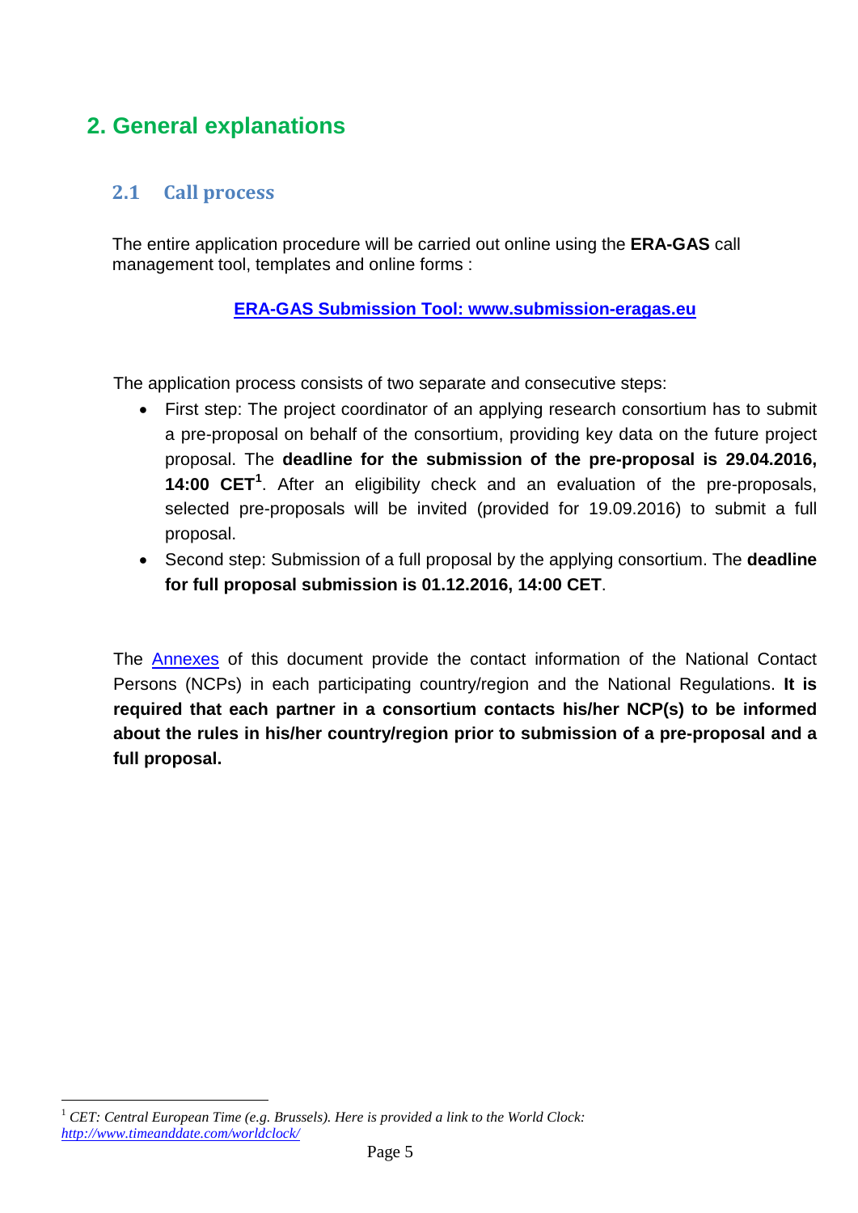## 2. General explanations

### 2.1 Call process

The entire application procedure will be carried out online using the **ERA-GAS** call management tool, templates and online forms :

**ERA-GAS Submission Tool: www.submission-eragas.eu**

The application process consists of two separate and consecutive steps:

- First step: The project coordinator of an applying research consortium has to submit a pre-proposal on behalf of the consortium, providing key data on the future project proposal. The **deadline for the submission of the pre-proposal is 29.04.2016, 14:00 CET**[1]. After an eligibility check and an evaluation of the pre-proposals, selected pre-proposals will be invited (provided for 19.09.2016) to submit a full proposal.
- Second step: Submission of a full proposal by the applying consortium. The **deadline for full proposal submission is 01.12.2016, 14:00 CET**.

The Annexes of this document provide the contact information of the National Contact Persons (NCPs) in each participating country/region and the National Regulations. **It is required that each partner in a consortium contacts his/her NCP(s) to be informed about the rules in his/her country/region prior to submission of a pre-proposal and a full proposal.**

---

[1] *CET: Central European Time (e.g. Brussels). Here is provided a link to the World Clock: http://www.timeanddate.com/worldclock/*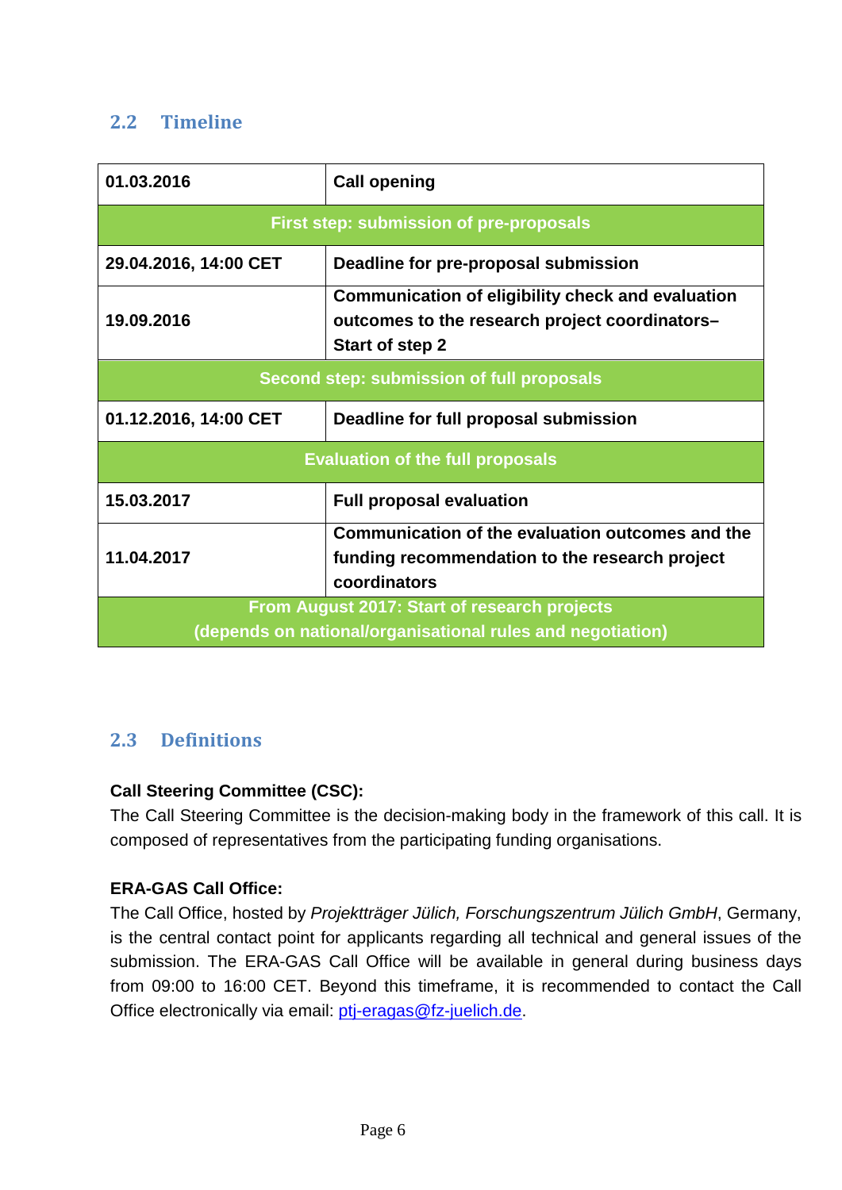## 2.2 Timeline

| 01.03.2016 | Call opening |
|---|---|
| **First step: submission of pre-proposals** | |
| 29.04.2016, 14:00 CET | Deadline for pre-proposal submission |
| 19.09.2016 | Communication of eligibility check and evaluation outcomes to the research project coordinators– Start of step 2 |
| **Second step: submission of full proposals** | |
| 01.12.2016, 14:00 CET | Deadline for full proposal submission |
| **Evaluation of the full proposals** | |
| 15.03.2017 | Full proposal evaluation |
| 11.04.2017 | Communication of the evaluation outcomes and the funding recommendation to the research project coordinators |
| **From August 2017: Start of research projects (depends on national/organisational rules and negotiation)** | |

## 2.3 Definitions

**Call Steering Committee (CSC):**

The Call Steering Committee is the decision-making body in the framework of this call. It is composed of representatives from the participating funding organisations.

**ERA-GAS Call Office:**

The Call Office, hosted by *Projektträger Jülich, Forschungszentrum Jülich GmbH*, Germany, is the central contact point for applicants regarding all technical and general issues of the submission. The ERA-GAS Call Office will be available in general during business days from 09:00 to 16:00 CET. Beyond this timeframe, it is recommended to contact the Call Office electronically via email: ptj-eragas@fz-juelich.de.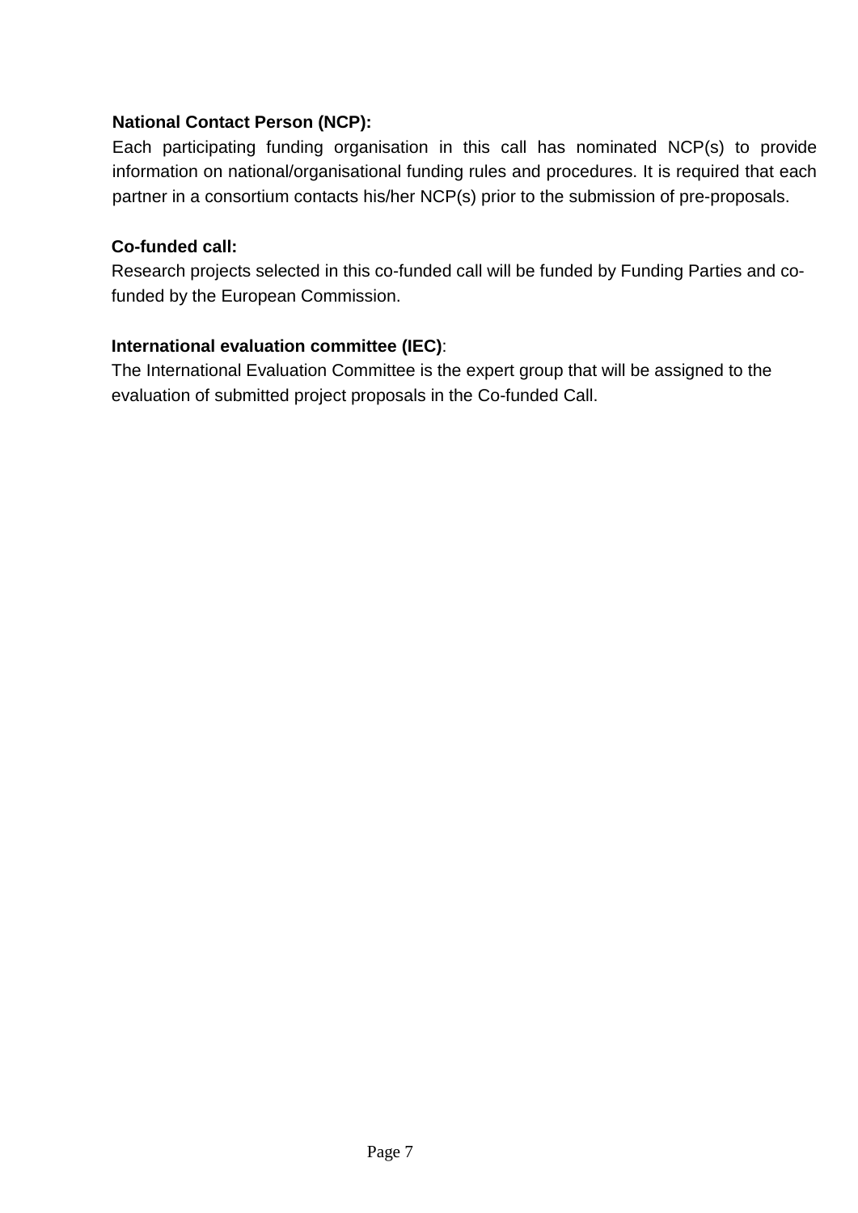**National Contact Person (NCP):**

Each participating funding organisation in this call has nominated NCP(s) to provide information on national/organisational funding rules and procedures. It is required that each partner in a consortium contacts his/her NCP(s) prior to the submission of pre-proposals.

**Co-funded call:**

Research projects selected in this co-funded call will be funded by Funding Parties and co-funded by the European Commission.

**International evaluation committee (IEC)**:

The International Evaluation Committee is the expert group that will be assigned to the evaluation of submitted project proposals in the Co-funded Call.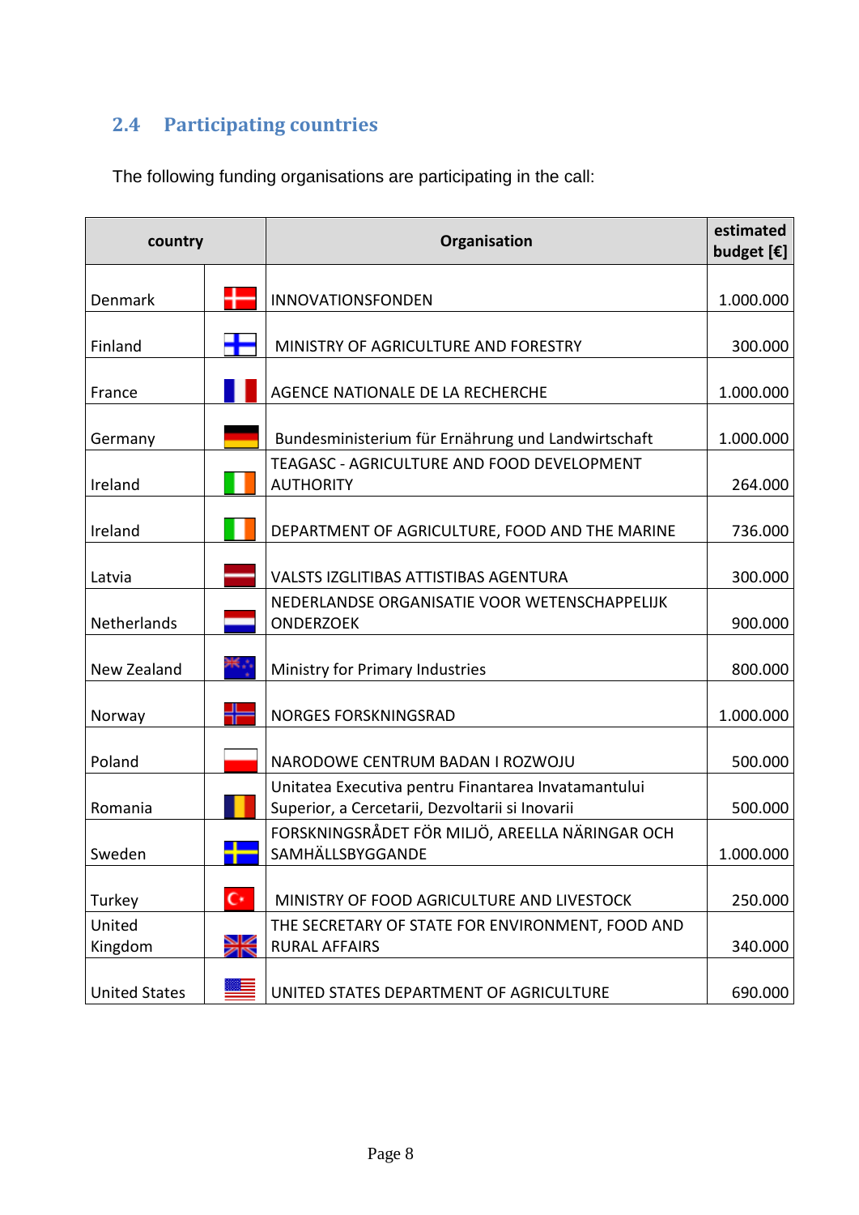## 2.4 Participating countries

The following funding organisations are participating in the call:

| country | | Organisation | estimated budget [€] |
|---|---|---|---|
| Denmark | | INNOVATIONSFONDEN | 1.000.000 |
| Finland | | MINISTRY OF AGRICULTURE AND FORESTRY | 300.000 |
| France | | AGENCE NATIONALE DE LA RECHERCHE | 1.000.000 |
| Germany | | Bundesministerium für Ernährung und Landwirtschaft | 1.000.000 |
| Ireland | | TEAGASC - AGRICULTURE AND FOOD DEVELOPMENT AUTHORITY | 264.000 |
| Ireland | | DEPARTMENT OF AGRICULTURE, FOOD AND THE MARINE | 736.000 |
| Latvia | | VALSTS IZGLITIBAS ATTISTIBAS AGENTURA | 300.000 |
| Netherlands | | NEDERLANDSE ORGANISATIE VOOR WETENSCHAPPELIJK ONDERZOEK | 900.000 |
| New Zealand | | Ministry for Primary Industries | 800.000 |
| Norway | | NORGES FORSKNINGSRAD | 1.000.000 |
| Poland | | NARODOWE CENTRUM BADAN I ROZWOJU | 500.000 |
| Romania | | Unitatea Executiva pentru Finantarea Invatamantului Superior, a Cercetarii, Dezvoltarii si Inovarii | 500.000 |
| Sweden | | FORSKNINGSRÅDET FÖR MILJÖ, AREELLA NÄRINGAR OCH SAMHÄLLSBYGGANDE | 1.000.000 |
| Turkey | | MINISTRY OF FOOD AGRICULTURE AND LIVESTOCK | 250.000 |
| United Kingdom | | THE SECRETARY OF STATE FOR ENVIRONMENT, FOOD AND RURAL AFFAIRS | 340.000 |
| United States | | UNITED STATES DEPARTMENT OF AGRICULTURE | 690.000 |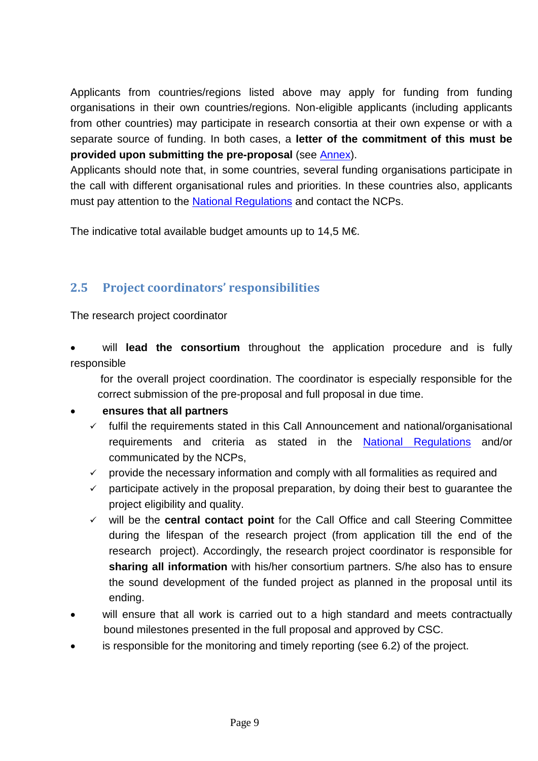Applicants from countries/regions listed above may apply for funding from funding organisations in their own countries/regions. Non-eligible applicants (including applicants from other countries) may participate in research consortia at their own expense or with a separate source of funding. In both cases, a **letter of the commitment of this must be provided upon submitting the pre-proposal** (see Annex).
Applicants should note that, in some countries, several funding organisations participate in the call with different organisational rules and priorities. In these countries also, applicants must pay attention to the National Regulations and contact the NCPs.

The indicative total available budget amounts up to 14,5 M€.

## 2.5 Project coordinators' responsibilities

The research project coordinator

- will **lead the consortium** throughout the application procedure and is fully responsible for the overall project coordination. The coordinator is especially responsible for the correct submission of the pre-proposal and full proposal in due time.
- **ensures that all partners**
  - ✓ fulfil the requirements stated in this Call Announcement and national/organisational requirements and criteria as stated in the National Regulations and/or communicated by the NCPs,
  - ✓ provide the necessary information and comply with all formalities as required and
  - ✓ participate actively in the proposal preparation, by doing their best to guarantee the project eligibility and quality.
  - ✓ will be the **central contact point** for the Call Office and call Steering Committee during the lifespan of the research project (from application till the end of the research project). Accordingly, the research project coordinator is responsible for **sharing all information** with his/her consortium partners. S/he also has to ensure the sound development of the funded project as planned in the proposal until its ending.
- will ensure that all work is carried out to a high standard and meets contractually bound milestones presented in the full proposal and approved by CSC.
- is responsible for the monitoring and timely reporting (see 6.2) of the project.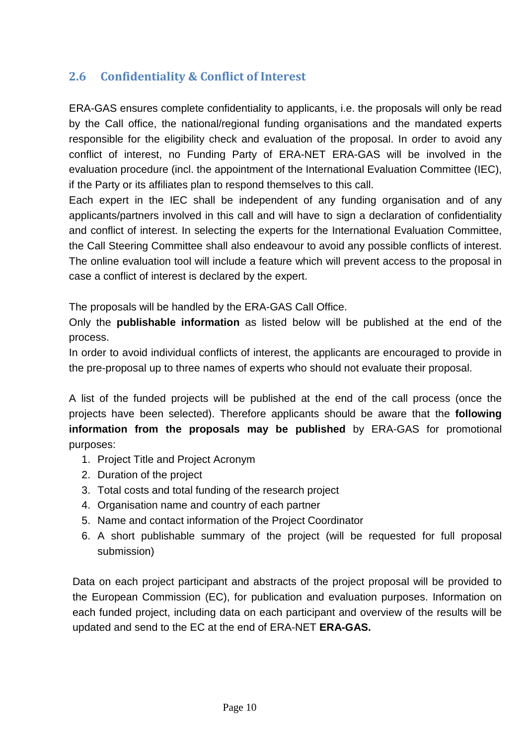## 2.6 Confidentiality & Conflict of Interest

ERA-GAS ensures complete confidentiality to applicants, i.e. the proposals will only be read by the Call office, the national/regional funding organisations and the mandated experts responsible for the eligibility check and evaluation of the proposal. In order to avoid any conflict of interest, no Funding Party of ERA-NET ERA-GAS will be involved in the evaluation procedure (incl. the appointment of the International Evaluation Committee (IEC), if the Party or its affiliates plan to respond themselves to this call.

Each expert in the IEC shall be independent of any funding organisation and of any applicants/partners involved in this call and will have to sign a declaration of confidentiality and conflict of interest. In selecting the experts for the International Evaluation Committee, the Call Steering Committee shall also endeavour to avoid any possible conflicts of interest. The online evaluation tool will include a feature which will prevent access to the proposal in case a conflict of interest is declared by the expert.

The proposals will be handled by the ERA-GAS Call Office.

Only the **publishable information** as listed below will be published at the end of the process.

In order to avoid individual conflicts of interest, the applicants are encouraged to provide in the pre-proposal up to three names of experts who should not evaluate their proposal.

A list of the funded projects will be published at the end of the call process (once the projects have been selected). Therefore applicants should be aware that the **following information from the proposals may be published** by ERA-GAS for promotional purposes:

1. Project Title and Project Acronym
2. Duration of the project
3. Total costs and total funding of the research project
4. Organisation name and country of each partner
5. Name and contact information of the Project Coordinator
6. A short publishable summary of the project (will be requested for full proposal submission)

Data on each project participant and abstracts of the project proposal will be provided to the European Commission (EC), for publication and evaluation purposes. Information on each funded project, including data on each participant and overview of the results will be updated and send to the EC at the end of ERA-NET **ERA-GAS.**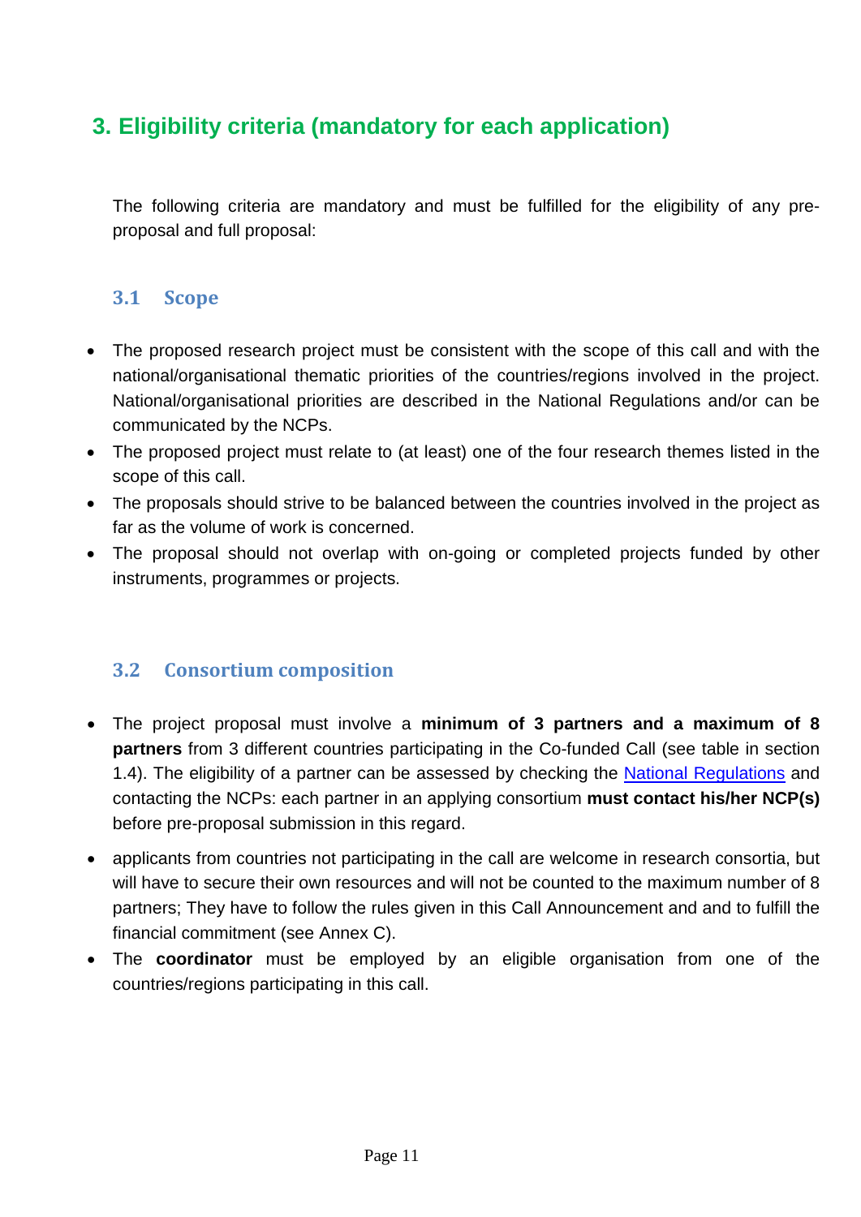## 3. Eligibility criteria (mandatory for each application)

The following criteria are mandatory and must be fulfilled for the eligibility of any pre-proposal and full proposal:

### 3.1 Scope

- The proposed research project must be consistent with the scope of this call and with the national/organisational thematic priorities of the countries/regions involved in the project. National/organisational priorities are described in the National Regulations and/or can be communicated by the NCPs.
- The proposed project must relate to (at least) one of the four research themes listed in the scope of this call.
- The proposals should strive to be balanced between the countries involved in the project as far as the volume of work is concerned.
- The proposal should not overlap with on-going or completed projects funded by other instruments, programmes or projects.

### 3.2 Consortium composition

- The project proposal must involve a **minimum of 3 partners and a maximum of 8 partners** from 3 different countries participating in the Co-funded Call (see table in section 1.4). The eligibility of a partner can be assessed by checking the National Regulations and contacting the NCPs: each partner in an applying consortium **must contact his/her NCP(s)** before pre-proposal submission in this regard.
- applicants from countries not participating in the call are welcome in research consortia, but will have to secure their own resources and will not be counted to the maximum number of 8 partners; They have to follow the rules given in this Call Announcement and and to fulfill the financial commitment (see Annex C).
- The **coordinator** must be employed by an eligible organisation from one of the countries/regions participating in this call.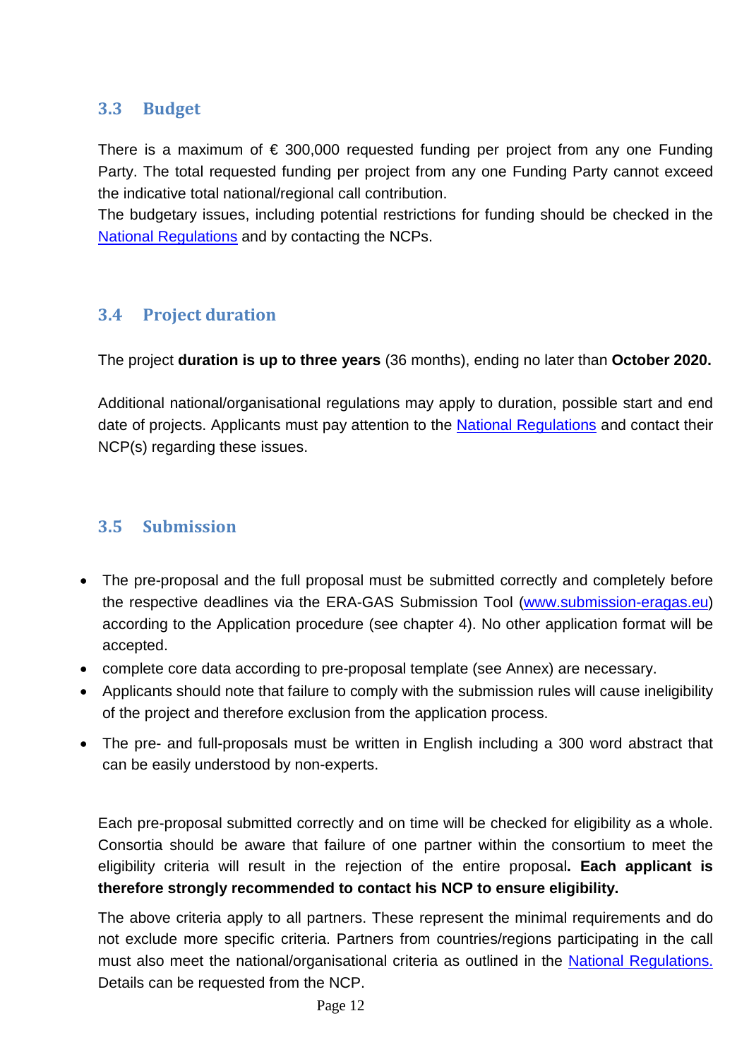## 3.3 Budget

There is a maximum of € 300,000 requested funding per project from any one Funding Party. The total requested funding per project from any one Funding Party cannot exceed the indicative total national/regional call contribution.
The budgetary issues, including potential restrictions for funding should be checked in the National Regulations and by contacting the NCPs.

## 3.4 Project duration

The project **duration is up to three years** (36 months), ending no later than **October 2020.**

Additional national/organisational regulations may apply to duration, possible start and end date of projects. Applicants must pay attention to the National Regulations and contact their NCP(s) regarding these issues.

## 3.5 Submission

- The pre-proposal and the full proposal must be submitted correctly and completely before the respective deadlines via the ERA-GAS Submission Tool (www.submission-eragas.eu) according to the Application procedure (see chapter 4). No other application format will be accepted.
- complete core data according to pre-proposal template (see Annex) are necessary.
- Applicants should note that failure to comply with the submission rules will cause ineligibility of the project and therefore exclusion from the application process.
- The pre- and full-proposals must be written in English including a 300 word abstract that can be easily understood by non-experts.

Each pre-proposal submitted correctly and on time will be checked for eligibility as a whole. Consortia should be aware that failure of one partner within the consortium to meet the eligibility criteria will result in the rejection of the entire proposal**. Each applicant is therefore strongly recommended to contact his NCP to ensure eligibility.**

The above criteria apply to all partners. These represent the minimal requirements and do not exclude more specific criteria. Partners from countries/regions participating in the call must also meet the national/organisational criteria as outlined in the National Regulations. Details can be requested from the NCP.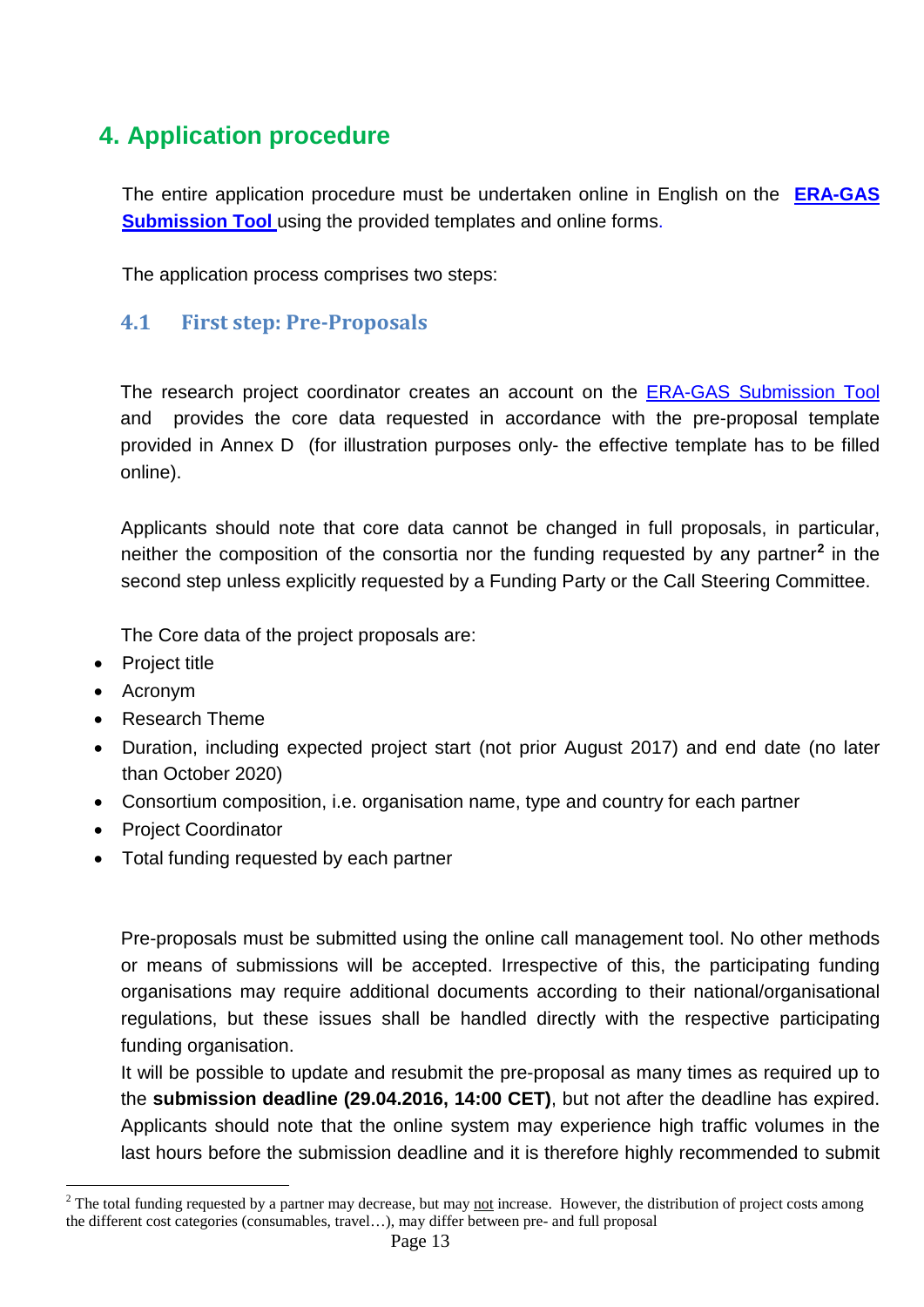## 4. Application procedure

The entire application procedure must be undertaken online in English on the **ERA-GAS Submission Tool** using the provided templates and online forms.

The application process comprises two steps:

### 4.1 First step: Pre-Proposals

The research project coordinator creates an account on the ERA-GAS Submission Tool and provides the core data requested in accordance with the pre-proposal template provided in Annex D (for illustration purposes only- the effective template has to be filled online).

Applicants should note that core data cannot be changed in full proposals, in particular, neither the composition of the consortia nor the funding requested by any partner[2] in the second step unless explicitly requested by a Funding Party or the Call Steering Committee.

The Core data of the project proposals are:

- Project title
- Acronym
- Research Theme
- Duration, including expected project start (not prior August 2017) and end date (no later than October 2020)
- Consortium composition, i.e. organisation name, type and country for each partner
- Project Coordinator
- Total funding requested by each partner

Pre-proposals must be submitted using the online call management tool. No other methods or means of submissions will be accepted. Irrespective of this, the participating funding organisations may require additional documents according to their national/organisational regulations, but these issues shall be handled directly with the respective participating funding organisation.

It will be possible to update and resubmit the pre-proposal as many times as required up to the **submission deadline (29.04.2016, 14:00 CET)**, but not after the deadline has expired. Applicants should note that the online system may experience high traffic volumes in the last hours before the submission deadline and it is therefore highly recommended to submit

[2] The total funding requested by a partner may decrease, but may not increase. However, the distribution of project costs among the different cost categories (consumables, travel…), may differ between pre- and full proposal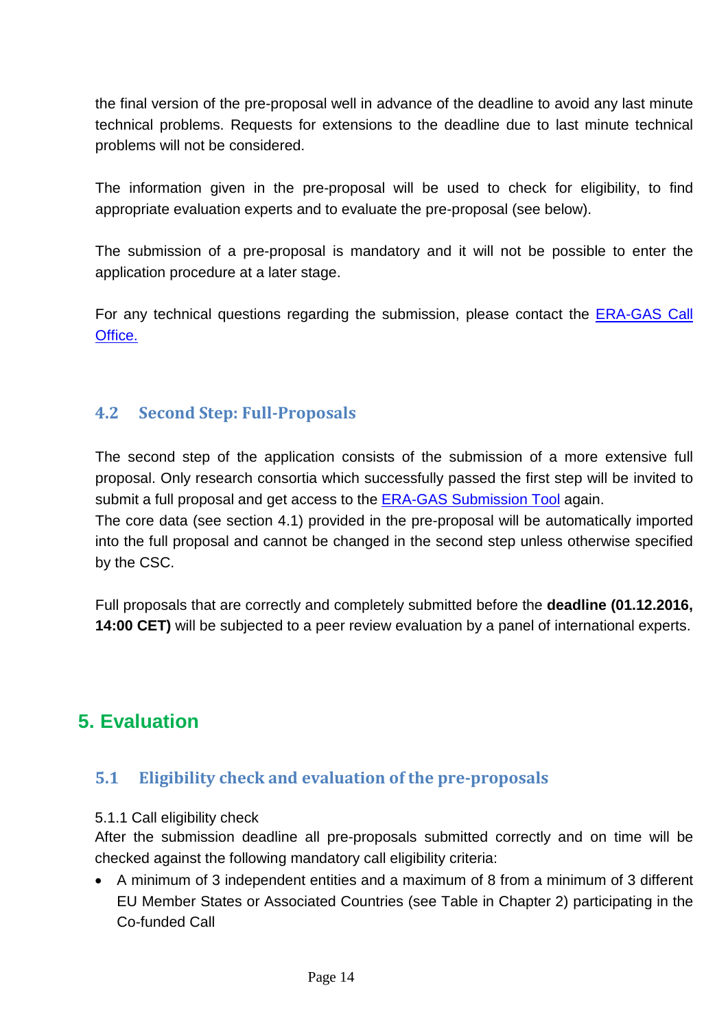the final version of the pre-proposal well in advance of the deadline to avoid any last minute technical problems. Requests for extensions to the deadline due to last minute technical problems will not be considered.

The information given in the pre-proposal will be used to check for eligibility, to find appropriate evaluation experts and to evaluate the pre-proposal (see below).

The submission of a pre-proposal is mandatory and it will not be possible to enter the application procedure at a later stage.

For any technical questions regarding the submission, please contact the ERA-GAS Call Office.

### 4.2 Second Step: Full-Proposals

The second step of the application consists of the submission of a more extensive full proposal. Only research consortia which successfully passed the first step will be invited to submit a full proposal and get access to the ERA-GAS Submission Tool again.
The core data (see section 4.1) provided in the pre-proposal will be automatically imported into the full proposal and cannot be changed in the second step unless otherwise specified by the CSC.

Full proposals that are correctly and completely submitted before the **deadline (01.12.2016, 14:00 CET)** will be subjected to a peer review evaluation by a panel of international experts.

## 5. Evaluation

### 5.1 Eligibility check and evaluation of the pre-proposals

5.1.1 Call eligibility check
After the submission deadline all pre-proposals submitted correctly and on time will be checked against the following mandatory call eligibility criteria:

- A minimum of 3 independent entities and a maximum of 8 from a minimum of 3 different EU Member States or Associated Countries (see Table in Chapter 2) participating in the Co-funded Call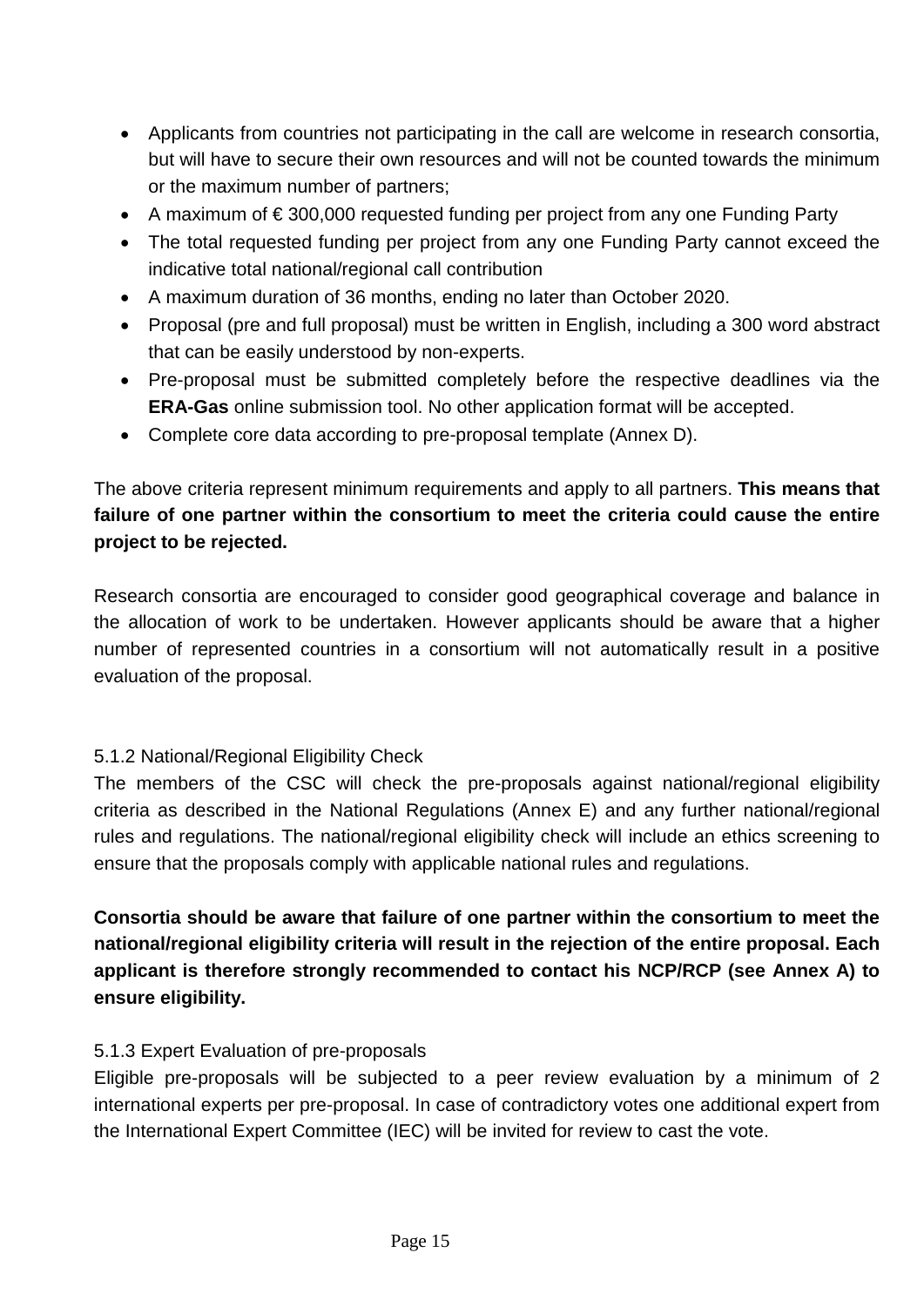- Applicants from countries not participating in the call are welcome in research consortia, but will have to secure their own resources and will not be counted towards the minimum or the maximum number of partners;
- A maximum of € 300,000 requested funding per project from any one Funding Party
- The total requested funding per project from any one Funding Party cannot exceed the indicative total national/regional call contribution
- A maximum duration of 36 months, ending no later than October 2020.
- Proposal (pre and full proposal) must be written in English, including a 300 word abstract that can be easily understood by non-experts.
- Pre-proposal must be submitted completely before the respective deadlines via the **ERA-Gas** online submission tool. No other application format will be accepted.
- Complete core data according to pre-proposal template (Annex D).

The above criteria represent minimum requirements and apply to all partners. **This means that failure of one partner within the consortium to meet the criteria could cause the entire project to be rejected.**

Research consortia are encouraged to consider good geographical coverage and balance in the allocation of work to be undertaken. However applicants should be aware that a higher number of represented countries in a consortium will not automatically result in a positive evaluation of the proposal.

#### 5.1.2 National/Regional Eligibility Check

The members of the CSC will check the pre-proposals against national/regional eligibility criteria as described in the National Regulations (Annex E) and any further national/regional rules and regulations. The national/regional eligibility check will include an ethics screening to ensure that the proposals comply with applicable national rules and regulations.

**Consortia should be aware that failure of one partner within the consortium to meet the national/regional eligibility criteria will result in the rejection of the entire proposal. Each applicant is therefore strongly recommended to contact his NCP/RCP (see Annex A) to ensure eligibility.**

#### 5.1.3 Expert Evaluation of pre-proposals

Eligible pre-proposals will be subjected to a peer review evaluation by a minimum of 2 international experts per pre-proposal. In case of contradictory votes one additional expert from the International Expert Committee (IEC) will be invited for review to cast the vote.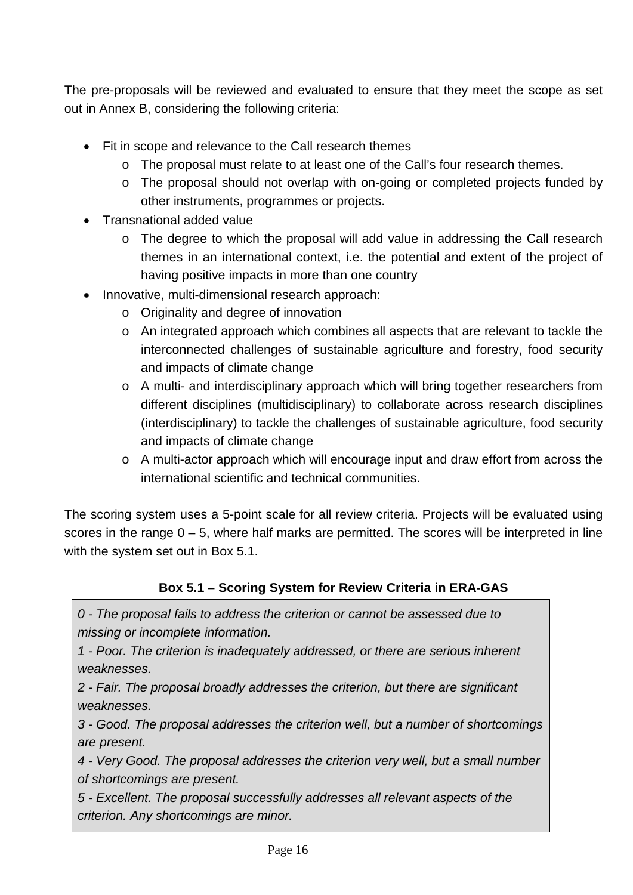The pre-proposals will be reviewed and evaluated to ensure that they meet the scope as set out in Annex B, considering the following criteria:

- Fit in scope and relevance to the Call research themes
  - The proposal must relate to at least one of the Call's four research themes.
  - The proposal should not overlap with on-going or completed projects funded by other instruments, programmes or projects.
- Transnational added value
  - The degree to which the proposal will add value in addressing the Call research themes in an international context, i.e. the potential and extent of the project of having positive impacts in more than one country
- Innovative, multi-dimensional research approach:
  - Originality and degree of innovation
  - An integrated approach which combines all aspects that are relevant to tackle the interconnected challenges of sustainable agriculture and forestry, food security and impacts of climate change
  - A multi- and interdisciplinary approach which will bring together researchers from different disciplines (multidisciplinary) to collaborate across research disciplines (interdisciplinary) to tackle the challenges of sustainable agriculture, food security and impacts of climate change
  - A multi-actor approach which will encourage input and draw effort from across the international scientific and technical communities.

The scoring system uses a 5-point scale for all review criteria. Projects will be evaluated using scores in the range 0 – 5, where half marks are permitted. The scores will be interpreted in line with the system set out in Box 5.1.

**Box 5.1 – Scoring System for Review Criteria in ERA-GAS**

*0 - The proposal fails to address the criterion or cannot be assessed due to missing or incomplete information.*

*1 - Poor. The criterion is inadequately addressed, or there are serious inherent weaknesses.*

*2 - Fair. The proposal broadly addresses the criterion, but there are significant weaknesses.*

*3 - Good. The proposal addresses the criterion well, but a number of shortcomings are present.*

*4 - Very Good. The proposal addresses the criterion very well, but a small number of shortcomings are present.*

*5 - Excellent. The proposal successfully addresses all relevant aspects of the criterion. Any shortcomings are minor.*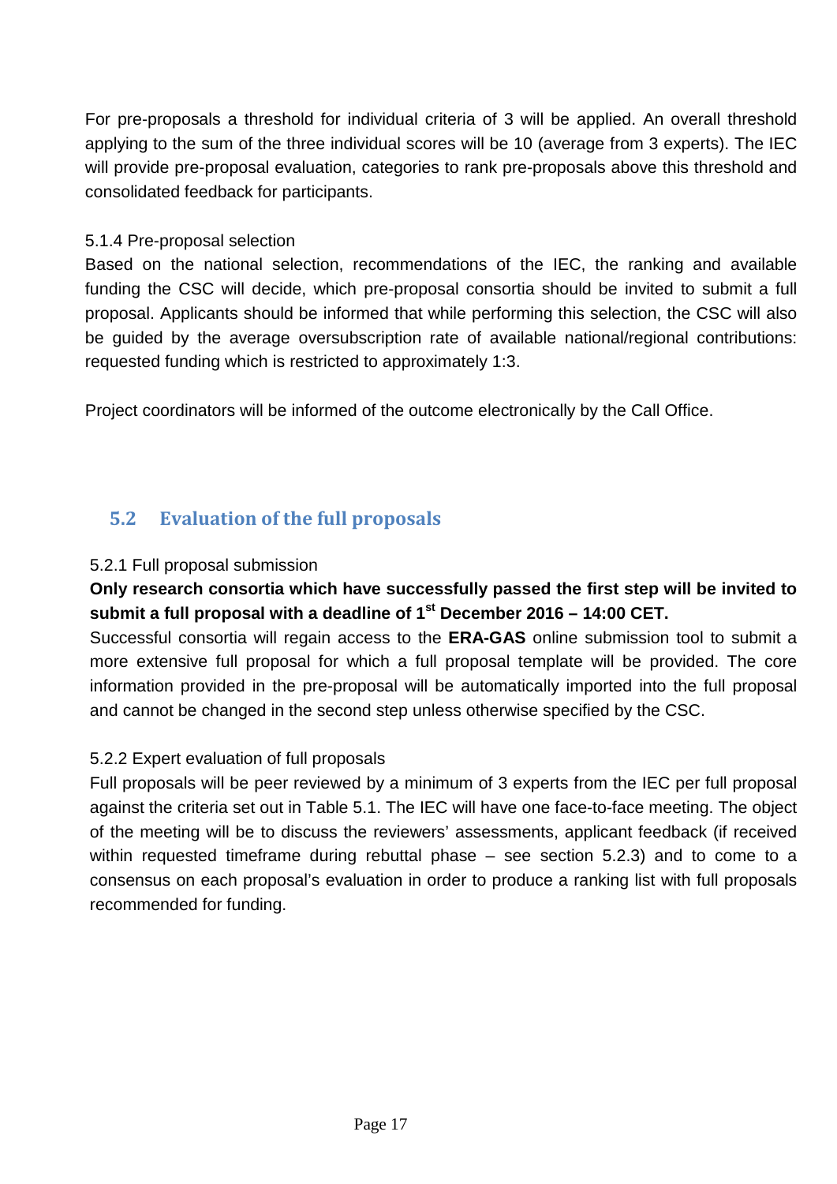For pre-proposals a threshold for individual criteria of 3 will be applied. An overall threshold applying to the sum of the three individual scores will be 10 (average from 3 experts). The IEC will provide pre-proposal evaluation, categories to rank pre-proposals above this threshold and consolidated feedback for participants.

5.1.4 Pre-proposal selection

Based on the national selection, recommendations of the IEC, the ranking and available funding the CSC will decide, which pre-proposal consortia should be invited to submit a full proposal. Applicants should be informed that while performing this selection, the CSC will also be guided by the average oversubscription rate of available national/regional contributions: requested funding which is restricted to approximately 1:3.

Project coordinators will be informed of the outcome electronically by the Call Office.

## 5.2 Evaluation of the full proposals

5.2.1 Full proposal submission

**Only research consortia which have successfully passed the first step will be invited to submit a full proposal with a deadline of 1st December 2016 – 14:00 CET.**

Successful consortia will regain access to the **ERA-GAS** online submission tool to submit a more extensive full proposal for which a full proposal template will be provided. The core information provided in the pre-proposal will be automatically imported into the full proposal and cannot be changed in the second step unless otherwise specified by the CSC.

5.2.2 Expert evaluation of full proposals

Full proposals will be peer reviewed by a minimum of 3 experts from the IEC per full proposal against the criteria set out in Table 5.1. The IEC will have one face-to-face meeting. The object of the meeting will be to discuss the reviewers' assessments, applicant feedback (if received within requested timeframe during rebuttal phase – see section 5.2.3) and to come to a consensus on each proposal's evaluation in order to produce a ranking list with full proposals recommended for funding.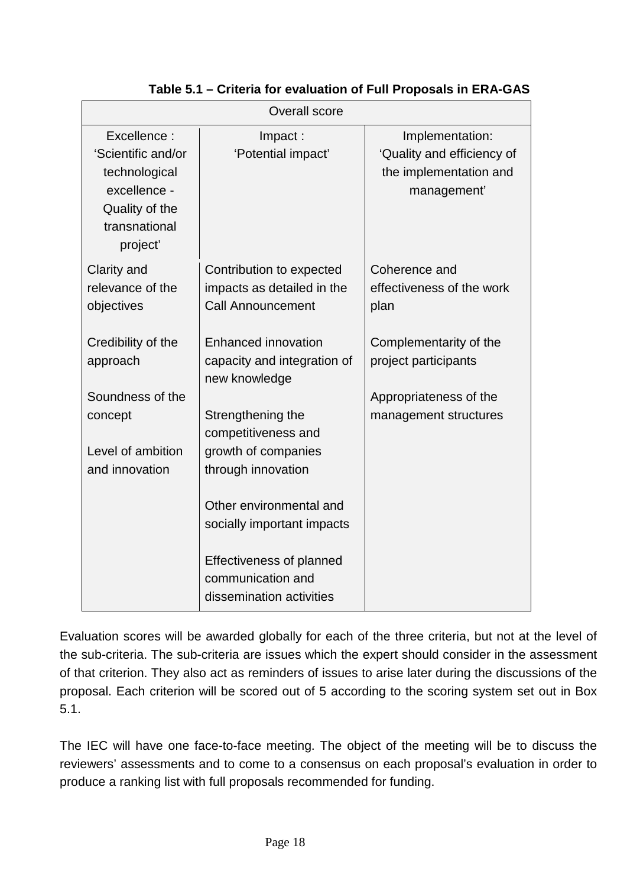**Table 5.1 – Criteria for evaluation of Full Proposals in ERA-GAS**

| Overall score | | |
|---|---|---|
| Excellence : 'Scientific and/or technological excellence - Quality of the transnational project' | Impact : 'Potential impact' | Implementation: 'Quality and efficiency of the implementation and management' |
| Clarity and relevance of the objectives<br><br>Credibility of the approach<br><br>Soundness of the concept<br><br>Level of ambition and innovation | Contribution to expected impacts as detailed in the Call Announcement<br><br>Enhanced innovation capacity and integration of new knowledge<br><br>Strengthening the competitiveness and growth of companies through innovation<br><br>Other environmental and socially important impacts<br><br>Effectiveness of planned communication and dissemination activities | Coherence and effectiveness of the work plan<br><br>Complementarity of the project participants<br><br>Appropriateness of the management structures |

Evaluation scores will be awarded globally for each of the three criteria, but not at the level of the sub-criteria. The sub-criteria are issues which the expert should consider in the assessment of that criterion. They also act as reminders of issues to arise later during the discussions of the proposal. Each criterion will be scored out of 5 according to the scoring system set out in Box 5.1.

The IEC will have one face-to-face meeting. The object of the meeting will be to discuss the reviewers' assessments and to come to a consensus on each proposal's evaluation in order to produce a ranking list with full proposals recommended for funding.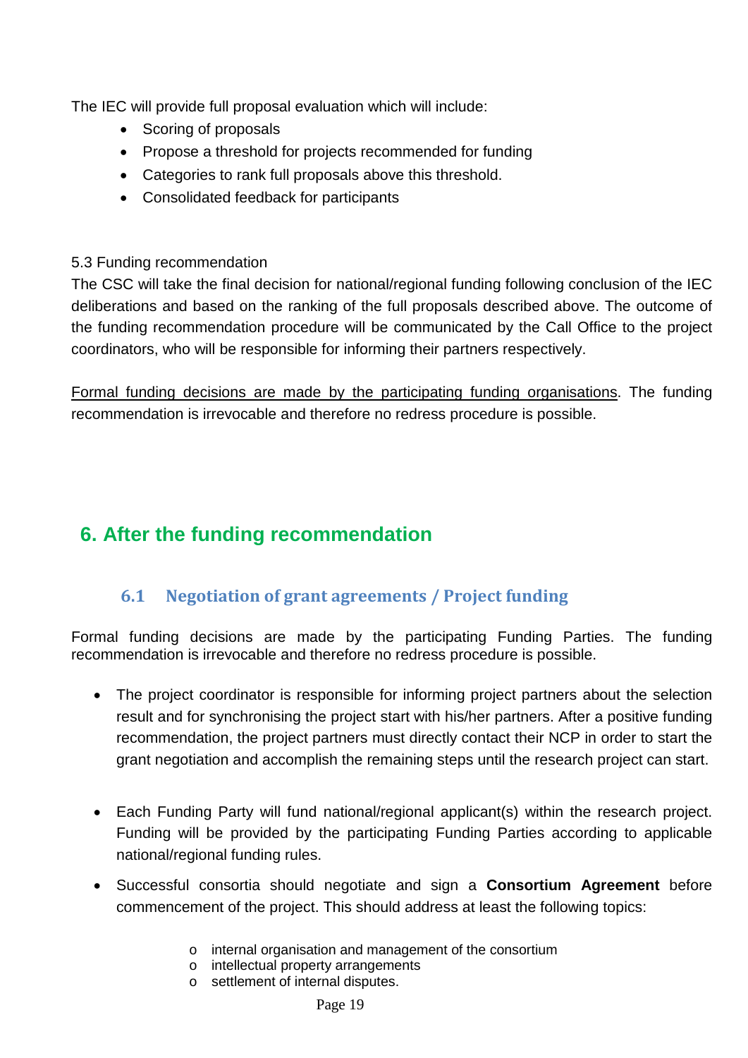The IEC will provide full proposal evaluation which will include:

- Scoring of proposals
- Propose a threshold for projects recommended for funding
- Categories to rank full proposals above this threshold.
- Consolidated feedback for participants

5.3 Funding recommendation

The CSC will take the final decision for national/regional funding following conclusion of the IEC deliberations and based on the ranking of the full proposals described above. The outcome of the funding recommendation procedure will be communicated by the Call Office to the project coordinators, who will be responsible for informing their partners respectively.

Formal funding decisions are made by the participating funding organisations. The funding recommendation is irrevocable and therefore no redress procedure is possible.

# 6. After the funding recommendation

## 6.1 Negotiation of grant agreements / Project funding

Formal funding decisions are made by the participating Funding Parties. The funding recommendation is irrevocable and therefore no redress procedure is possible.

- The project coordinator is responsible for informing project partners about the selection result and for synchronising the project start with his/her partners. After a positive funding recommendation, the project partners must directly contact their NCP in order to start the grant negotiation and accomplish the remaining steps until the research project can start.

- Each Funding Party will fund national/regional applicant(s) within the research project. Funding will be provided by the participating Funding Parties according to applicable national/regional funding rules.

- Successful consortia should negotiate and sign a **Consortium Agreement** before commencement of the project. This should address at least the following topics:
  - internal organisation and management of the consortium
  - intellectual property arrangements
  - settlement of internal disputes.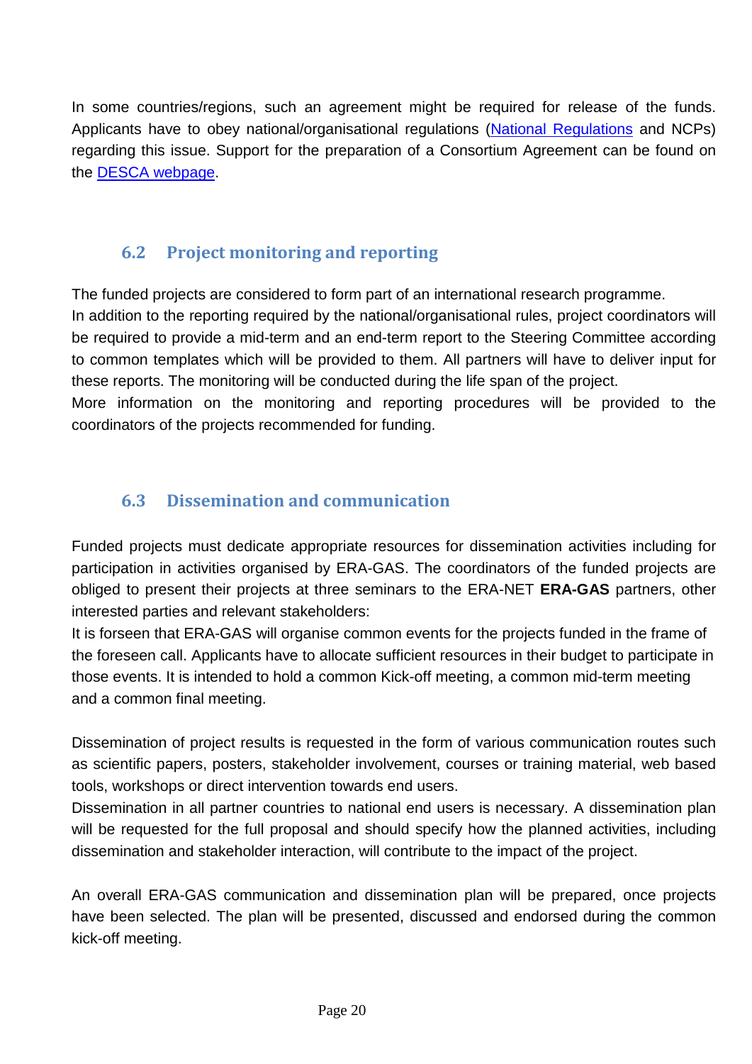In some countries/regions, such an agreement might be required for release of the funds. Applicants have to obey national/organisational regulations (National Regulations and NCPs) regarding this issue. Support for the preparation of a Consortium Agreement can be found on the DESCA webpage.

## 6.2 Project monitoring and reporting

The funded projects are considered to form part of an international research programme.
In addition to the reporting required by the national/organisational rules, project coordinators will be required to provide a mid-term and an end-term report to the Steering Committee according to common templates which will be provided to them. All partners will have to deliver input for these reports. The monitoring will be conducted during the life span of the project.
More information on the monitoring and reporting procedures will be provided to the coordinators of the projects recommended for funding.

## 6.3 Dissemination and communication

Funded projects must dedicate appropriate resources for dissemination activities including for participation in activities organised by ERA-GAS. The coordinators of the funded projects are obliged to present their projects at three seminars to the ERA-NET **ERA-GAS** partners, other interested parties and relevant stakeholders:
It is forseen that ERA-GAS will organise common events for the projects funded in the frame of the foreseen call. Applicants have to allocate sufficient resources in their budget to participate in those events. It is intended to hold a common Kick-off meeting, a common mid-term meeting and a common final meeting.

Dissemination of project results is requested in the form of various communication routes such as scientific papers, posters, stakeholder involvement, courses or training material, web based tools, workshops or direct intervention towards end users.
Dissemination in all partner countries to national end users is necessary. A dissemination plan will be requested for the full proposal and should specify how the planned activities, including dissemination and stakeholder interaction, will contribute to the impact of the project.

An overall ERA-GAS communication and dissemination plan will be prepared, once projects have been selected. The plan will be presented, discussed and endorsed during the common kick-off meeting.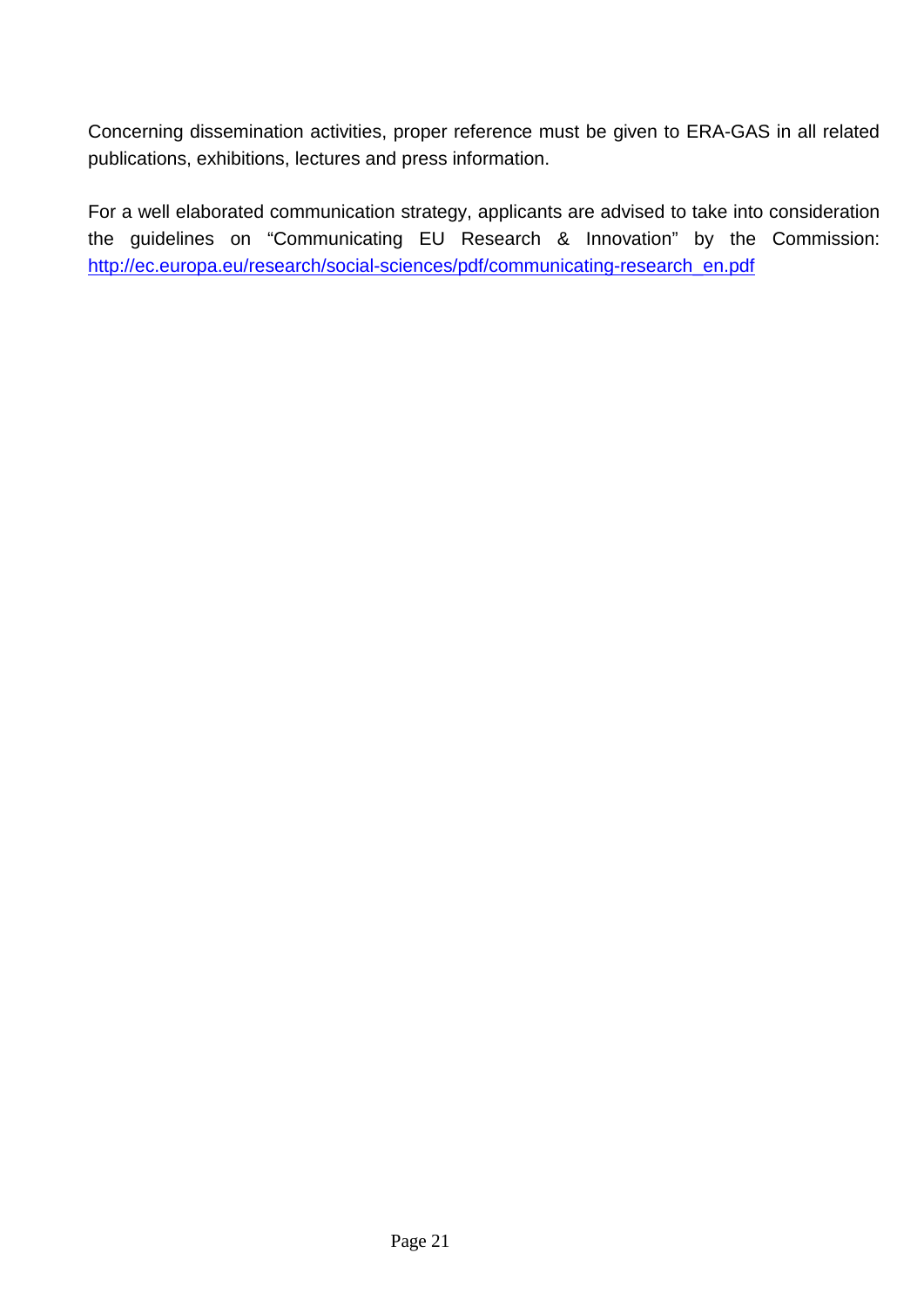Concerning dissemination activities, proper reference must be given to ERA-GAS in all related publications, exhibitions, lectures and press information.

For a well elaborated communication strategy, applicants are advised to take into consideration the guidelines on "Communicating EU Research & Innovation" by the Commission: [http://ec.europa.eu/research/social-sciences/pdf/communicating-research_en.pdf](http://ec.europa.eu/research/social-sciences/pdf/communicating-research_en.pdf)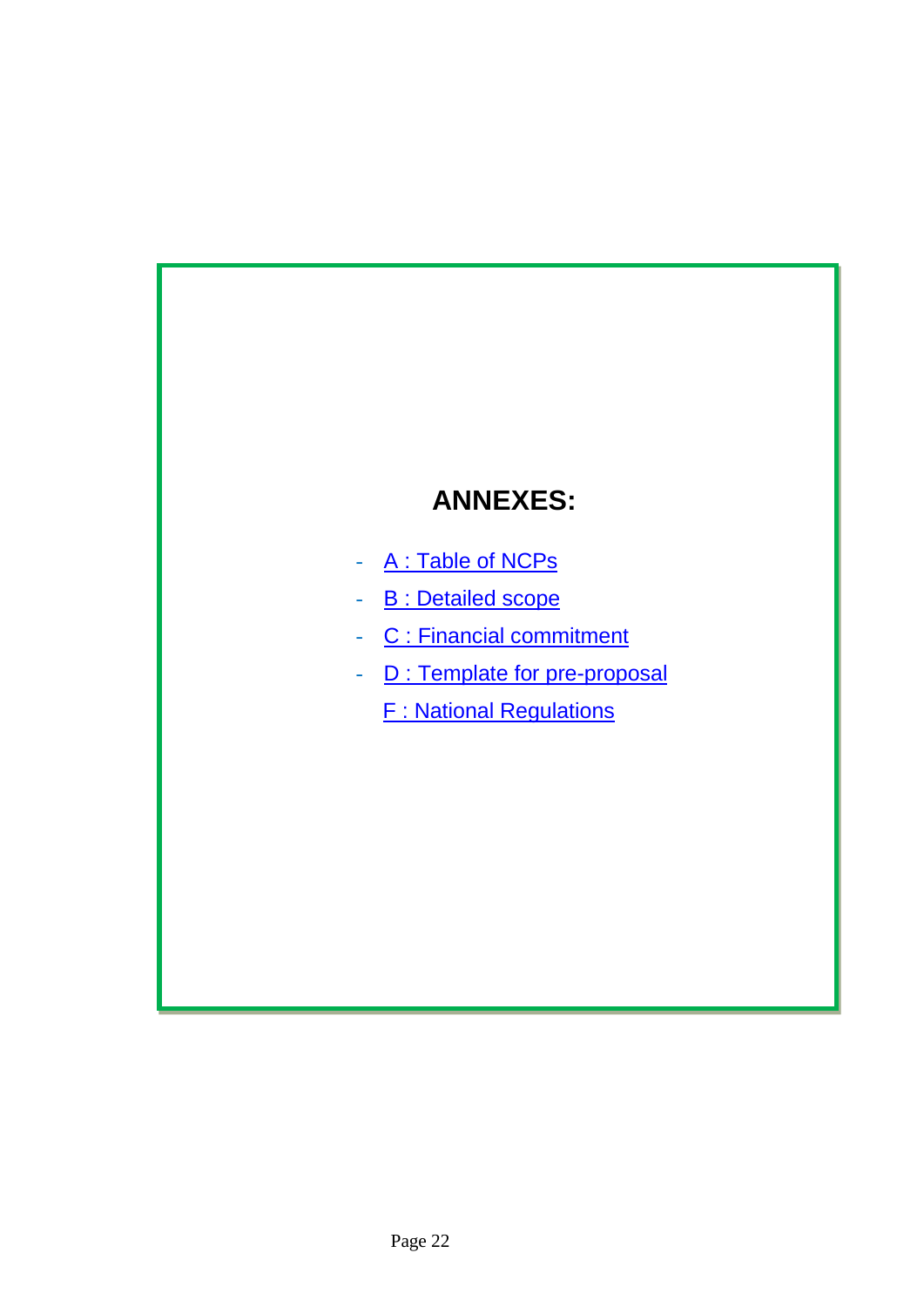# ANNEXES:

- A : Table of NCPs
- B : Detailed scope
- C : Financial commitment
- D : Template for pre-proposal

F : National Regulations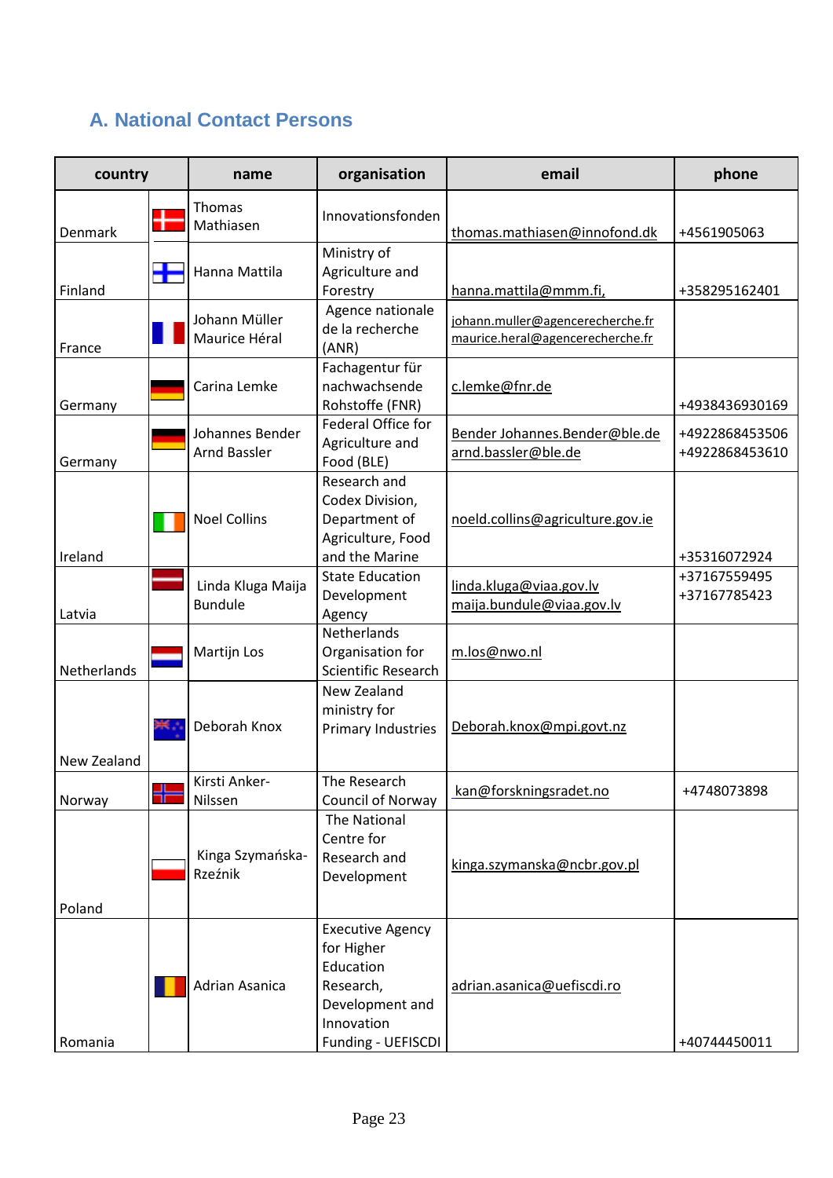## A. National Contact Persons

| country | | name | organisation | email | phone |
|---|---|---|---|---|---|
| Denmark | | Thomas Mathiasen | Innovationsfonden | thomas.mathiasen@innofond.dk | +4561905063 |
| Finland | | Hanna Mattila | Ministry of Agriculture and Forestry | hanna.mattila@mmm.fi, | +358295162401 |
| France | | Johann Müller<br>Maurice Héral | Agence nationale de la recherche (ANR) | johann.muller@agencerecherche.fr<br>maurice.heral@agencerecherche.fr | |
| Germany | | Carina Lemke | Fachagentur für nachwachsende Rohstoffe (FNR) | c.lemke@fnr.de | +4938436930169 |
| Germany | | Johannes Bender<br>Arnd Bassler | Federal Office for Agriculture and Food (BLE) | Bender Johannes.Bender@ble.de<br>arnd.bassler@ble.de | +4922868453506<br>+4922868453610 |
| Ireland | | Noel Collins | Research and Codex Division, Department of Agriculture, Food and the Marine | noeld.collins@agriculture.gov.ie | +35316072924 |
| Latvia | | Linda Kluga Maija Bundule | State Education Development Agency | linda.kluga@viaa.gov.lv<br>maija.bundule@viaa.gov.lv | +37167559495<br>+37167785423 |
| Netherlands | | Martijn Los | Netherlands Organisation for Scientific Research | m.los@nwo.nl | |
| New Zealand | | Deborah Knox | New Zealand ministry for Primary Industries | Deborah.knox@mpi.govt.nz | |
| Norway | | Kirsti Anker-Nilssen | The Research Council of Norway | kan@forskningsradet.no | +4748073898 |
| Poland | | Kinga Szymańska-Rzeźnik | The National Centre for Research and Development | kinga.szymanska@ncbr.gov.pl | |
| Romania | | Adrian Asanica | Executive Agency for Higher Education Research, Development and Innovation Funding - UEFISCDI | adrian.asanica@uefiscdi.ro | +40744450011 |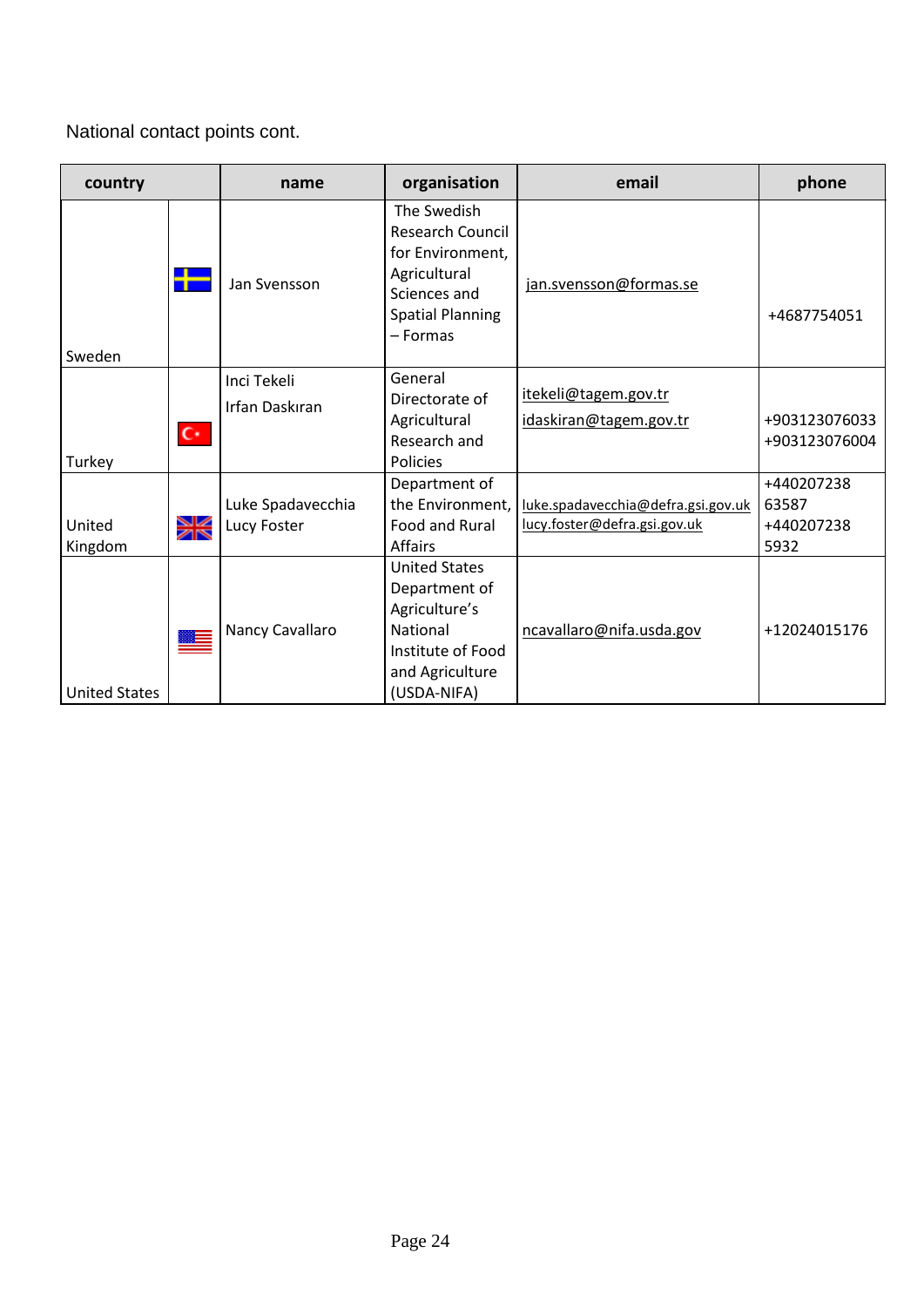National contact points cont.

| country | | name | organisation | email | phone |
|---|---|---|---|---|---|
| Sweden | | Jan Svensson | The Swedish Research Council for Environment, Agricultural Sciences and Spatial Planning – Formas | jan.svensson@formas.se | +4687754051 |
| Turkey | | Inci Tekeli<br>Irfan Daskıran | General Directorate of Agricultural Research and Policies | itekeli@tagem.gov.tr<br>idaskiran@tagem.gov.tr | +903123076033<br>+903123076004 |
| United Kingdom | | Luke Spadavecchia<br>Lucy Foster | Department of the Environment, Food and Rural Affairs | luke.spadavecchia@defra.gsi.gov.uk<br>lucy.foster@defra.gsi.gov.uk | +440207238 63587<br>+440207238 5932 |
| United States | | Nancy Cavallaro | United States Department of Agriculture's National Institute of Food and Agriculture (USDA-NIFA) | ncavallaro@nifa.usda.gov | +12024015176 |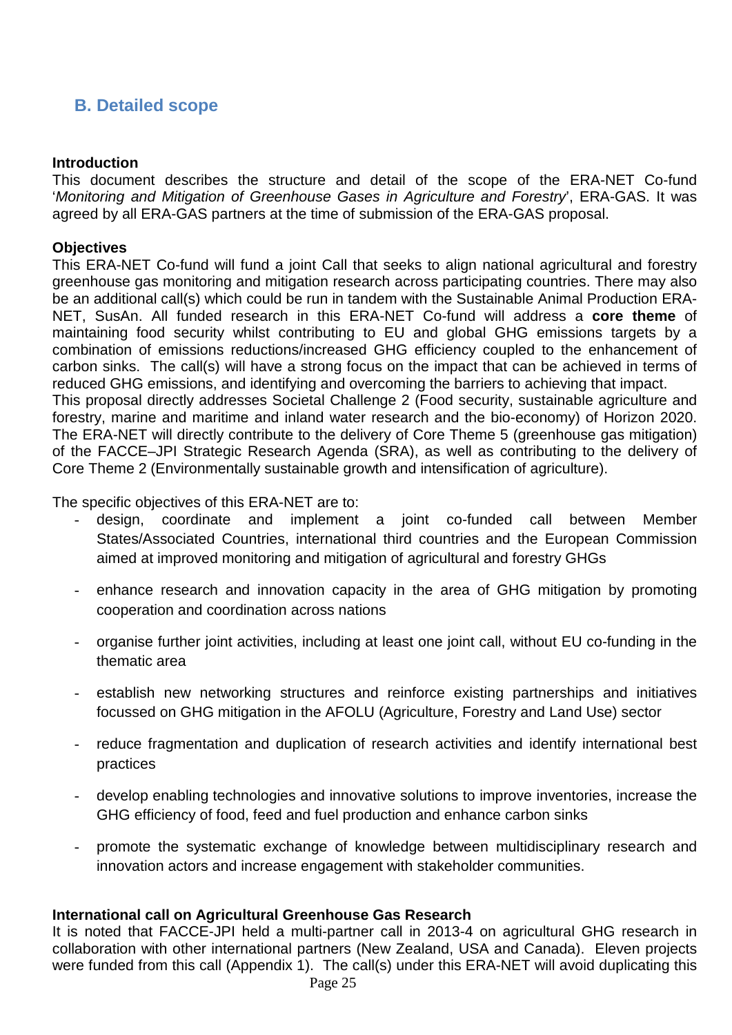## B. Detailed scope

**Introduction**

This document describes the structure and detail of the scope of the ERA-NET Co-fund '*Monitoring and Mitigation of Greenhouse Gases in Agriculture and Forestry*', ERA-GAS. It was agreed by all ERA-GAS partners at the time of submission of the ERA-GAS proposal.

**Objectives**

This ERA-NET Co-fund will fund a joint Call that seeks to align national agricultural and forestry greenhouse gas monitoring and mitigation research across participating countries. There may also be an additional call(s) which could be run in tandem with the Sustainable Animal Production ERA-NET, SusAn. All funded research in this ERA-NET Co-fund will address a **core theme** of maintaining food security whilst contributing to EU and global GHG emissions targets by a combination of emissions reductions/increased GHG efficiency coupled to the enhancement of carbon sinks. The call(s) will have a strong focus on the impact that can be achieved in terms of reduced GHG emissions, and identifying and overcoming the barriers to achieving that impact.

This proposal directly addresses Societal Challenge 2 (Food security, sustainable agriculture and forestry, marine and maritime and inland water research and the bio-economy) of Horizon 2020. The ERA-NET will directly contribute to the delivery of Core Theme 5 (greenhouse gas mitigation) of the FACCE–JPI Strategic Research Agenda (SRA), as well as contributing to the delivery of Core Theme 2 (Environmentally sustainable growth and intensification of agriculture).

The specific objectives of this ERA-NET are to:

- design, coordinate and implement a joint co-funded call between Member States/Associated Countries, international third countries and the European Commission aimed at improved monitoring and mitigation of agricultural and forestry GHGs
- enhance research and innovation capacity in the area of GHG mitigation by promoting cooperation and coordination across nations
- organise further joint activities, including at least one joint call, without EU co-funding in the thematic area
- establish new networking structures and reinforce existing partnerships and initiatives focussed on GHG mitigation in the AFOLU (Agriculture, Forestry and Land Use) sector
- reduce fragmentation and duplication of research activities and identify international best practices
- develop enabling technologies and innovative solutions to improve inventories, increase the GHG efficiency of food, feed and fuel production and enhance carbon sinks
- promote the systematic exchange of knowledge between multidisciplinary research and innovation actors and increase engagement with stakeholder communities.

**International call on Agricultural Greenhouse Gas Research**

It is noted that FACCE-JPI held a multi-partner call in 2013-4 on agricultural GHG research in collaboration with other international partners (New Zealand, USA and Canada). Eleven projects were funded from this call (Appendix 1). The call(s) under this ERA-NET will avoid duplicating this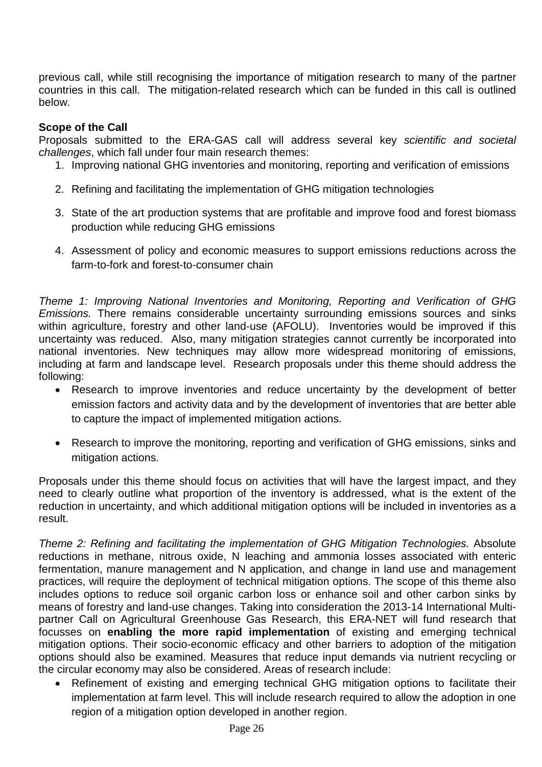previous call, while still recognising the importance of mitigation research to many of the partner countries in this call. The mitigation-related research which can be funded in this call is outlined below.

**Scope of the Call**

Proposals submitted to the ERA-GAS call will address several key *scientific and societal challenges*, which fall under four main research themes:

1. Improving national GHG inventories and monitoring, reporting and verification of emissions
2. Refining and facilitating the implementation of GHG mitigation technologies
3. State of the art production systems that are profitable and improve food and forest biomass production while reducing GHG emissions
4. Assessment of policy and economic measures to support emissions reductions across the farm-to-fork and forest-to-consumer chain

*Theme 1: Improving National Inventories and Monitoring, Reporting and Verification of GHG Emissions.* There remains considerable uncertainty surrounding emissions sources and sinks within agriculture, forestry and other land-use (AFOLU). Inventories would be improved if this uncertainty was reduced. Also, many mitigation strategies cannot currently be incorporated into national inventories. New techniques may allow more widespread monitoring of emissions, including at farm and landscape level. Research proposals under this theme should address the following:

- Research to improve inventories and reduce uncertainty by the development of better emission factors and activity data and by the development of inventories that are better able to capture the impact of implemented mitigation actions.
- Research to improve the monitoring, reporting and verification of GHG emissions, sinks and mitigation actions.

Proposals under this theme should focus on activities that will have the largest impact, and they need to clearly outline what proportion of the inventory is addressed, what is the extent of the reduction in uncertainty, and which additional mitigation options will be included in inventories as a result.

*Theme 2: Refining and facilitating the implementation of GHG Mitigation Technologies.* Absolute reductions in methane, nitrous oxide, N leaching and ammonia losses associated with enteric fermentation, manure management and N application, and change in land use and management practices, will require the deployment of technical mitigation options. The scope of this theme also includes options to reduce soil organic carbon loss or enhance soil and other carbon sinks by means of forestry and land-use changes. Taking into consideration the 2013-14 International Multi-partner Call on Agricultural Greenhouse Gas Research, this ERA-NET will fund research that focusses on **enabling the more rapid implementation** of existing and emerging technical mitigation options. Their socio-economic efficacy and other barriers to adoption of the mitigation options should also be examined. Measures that reduce input demands via nutrient recycling or the circular economy may also be considered. Areas of research include:

- Refinement of existing and emerging technical GHG mitigation options to facilitate their implementation at farm level. This will include research required to allow the adoption in one region of a mitigation option developed in another region.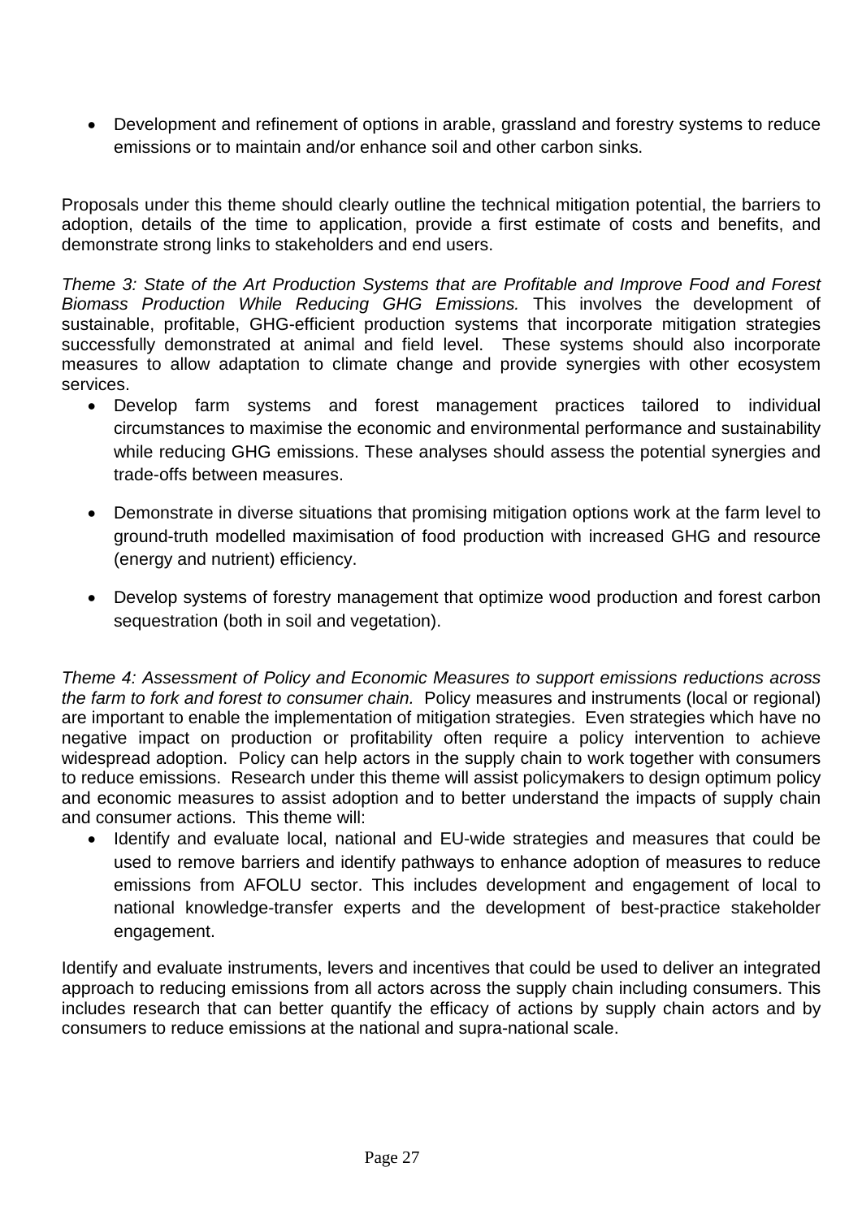- Development and refinement of options in arable, grassland and forestry systems to reduce emissions or to maintain and/or enhance soil and other carbon sinks.

Proposals under this theme should clearly outline the technical mitigation potential, the barriers to adoption, details of the time to application, provide a first estimate of costs and benefits, and demonstrate strong links to stakeholders and end users.

*Theme 3: State of the Art Production Systems that are Profitable and Improve Food and Forest Biomass Production While Reducing GHG Emissions.* This involves the development of sustainable, profitable, GHG-efficient production systems that incorporate mitigation strategies successfully demonstrated at animal and field level. These systems should also incorporate measures to allow adaptation to climate change and provide synergies with other ecosystem services.

- Develop farm systems and forest management practices tailored to individual circumstances to maximise the economic and environmental performance and sustainability while reducing GHG emissions. These analyses should assess the potential synergies and trade-offs between measures.
- Demonstrate in diverse situations that promising mitigation options work at the farm level to ground-truth modelled maximisation of food production with increased GHG and resource (energy and nutrient) efficiency.
- Develop systems of forestry management that optimize wood production and forest carbon sequestration (both in soil and vegetation).

*Theme 4: Assessment of Policy and Economic Measures to support emissions reductions across the farm to fork and forest to consumer chain.* Policy measures and instruments (local or regional) are important to enable the implementation of mitigation strategies. Even strategies which have no negative impact on production or profitability often require a policy intervention to achieve widespread adoption. Policy can help actors in the supply chain to work together with consumers to reduce emissions. Research under this theme will assist policymakers to design optimum policy and economic measures to assist adoption and to better understand the impacts of supply chain and consumer actions. This theme will:

- Identify and evaluate local, national and EU-wide strategies and measures that could be used to remove barriers and identify pathways to enhance adoption of measures to reduce emissions from AFOLU sector. This includes development and engagement of local to national knowledge-transfer experts and the development of best-practice stakeholder engagement.

Identify and evaluate instruments, levers and incentives that could be used to deliver an integrated approach to reducing emissions from all actors across the supply chain including consumers. This includes research that can better quantify the efficacy of actions by supply chain actors and by consumers to reduce emissions at the national and supra-national scale.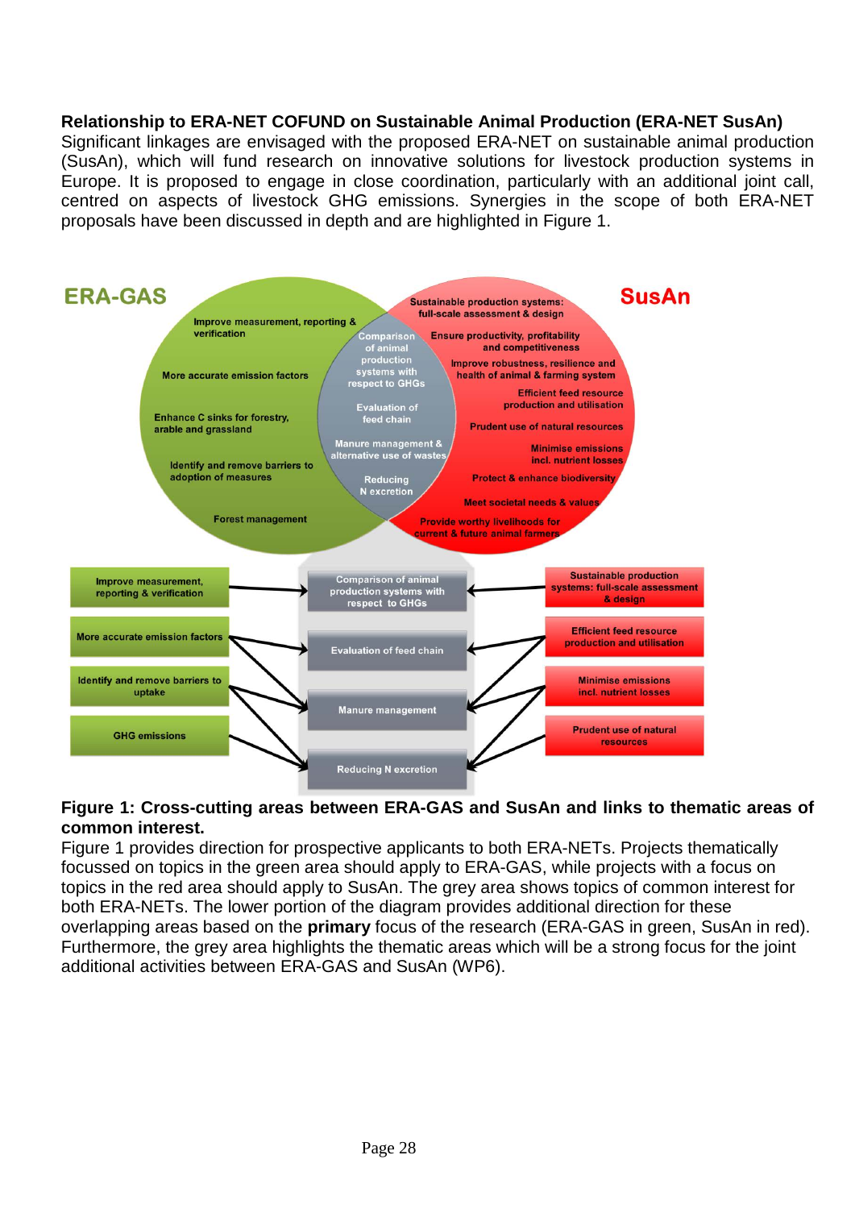**Relationship to ERA-NET COFUND on Sustainable Animal Production (ERA-NET SusAn)**

Significant linkages are envisaged with the proposed ERA-NET on sustainable animal production (SusAn), which will fund research on innovative solutions for livestock production systems in Europe. It is proposed to engage in close coordination, particularly with an additional joint call, centred on aspects of livestock GHG emissions. Synergies in the scope of both ERA-NET proposals have been discussed in depth and are highlighted in Figure 1.

**Figure 1: Cross-cutting areas between ERA-GAS and SusAn and links to thematic areas of common interest.**

Figure 1 provides direction for prospective applicants to both ERA-NETs. Projects thematically focussed on topics in the green area should apply to ERA-GAS, while projects with a focus on topics in the red area should apply to SusAn. The grey area shows topics of common interest for both ERA-NETs. The lower portion of the diagram provides additional direction for these overlapping areas based on the **primary** focus of the research (ERA-GAS in green, SusAn in red). Furthermore, the grey area highlights the thematic areas which will be a strong focus for the joint additional activities between ERA-GAS and SusAn (WP6).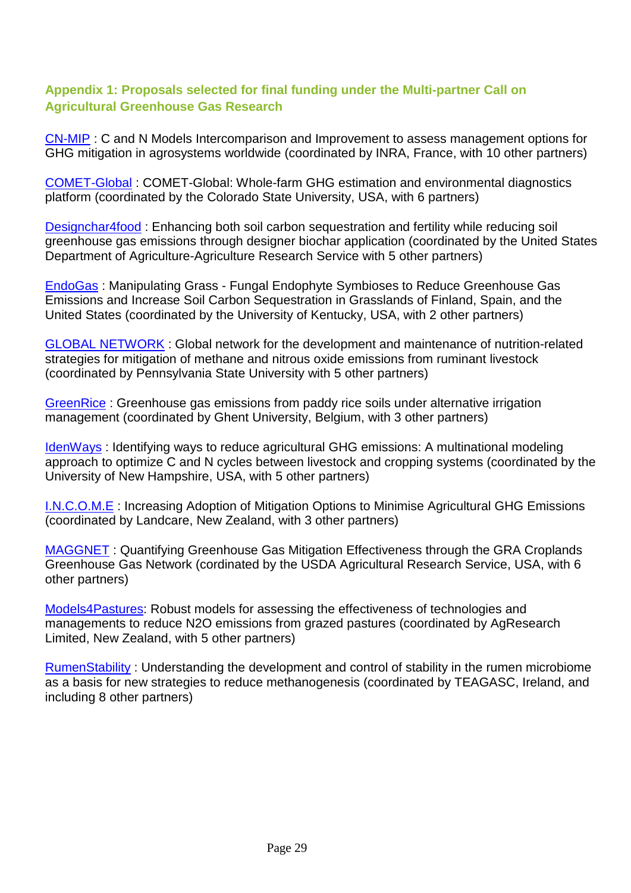## Appendix 1: Proposals selected for final funding under the Multi-partner Call on Agricultural Greenhouse Gas Research

CN-MIP : C and N Models Intercomparison and Improvement to assess management options for GHG mitigation in agrosystems worldwide (coordinated by INRA, France, with 10 other partners)

COMET-Global : COMET-Global: Whole-farm GHG estimation and environmental diagnostics platform (coordinated by the Colorado State University, USA, with 6 partners)

Designchar4food : Enhancing both soil carbon sequestration and fertility while reducing soil greenhouse gas emissions through designer biochar application (coordinated by the United States Department of Agriculture-Agriculture Research Service with 5 other partners)

EndoGas : Manipulating Grass - Fungal Endophyte Symbioses to Reduce Greenhouse Gas Emissions and Increase Soil Carbon Sequestration in Grasslands of Finland, Spain, and the United States (coordinated by the University of Kentucky, USA, with 2 other partners)

GLOBAL NETWORK : Global network for the development and maintenance of nutrition-related strategies for mitigation of methane and nitrous oxide emissions from ruminant livestock (coordinated by Pennsylvania State University with 5 other partners)

GreenRice : Greenhouse gas emissions from paddy rice soils under alternative irrigation management (coordinated by Ghent University, Belgium, with 3 other partners)

IdenWays : Identifying ways to reduce agricultural GHG emissions: A multinational modeling approach to optimize C and N cycles between livestock and cropping systems (coordinated by the University of New Hampshire, USA, with 5 other partners)

I.N.C.O.M.E : Increasing Adoption of Mitigation Options to Minimise Agricultural GHG Emissions (coordinated by Landcare, New Zealand, with 3 other partners)

MAGGNET : Quantifying Greenhouse Gas Mitigation Effectiveness through the GRA Croplands Greenhouse Gas Network (cordinated by the USDA Agricultural Research Service, USA, with 6 other partners)

Models4Pastures: Robust models for assessing the effectiveness of technologies and managements to reduce $N_2O$ emissions from grazed pastures (coordinated by AgResearch Limited, New Zealand, with 5 other partners)

RumenStability : Understanding the development and control of stability in the rumen microbiome as a basis for new strategies to reduce methanogenesis (coordinated by TEAGASC, Ireland, and including 8 other partners)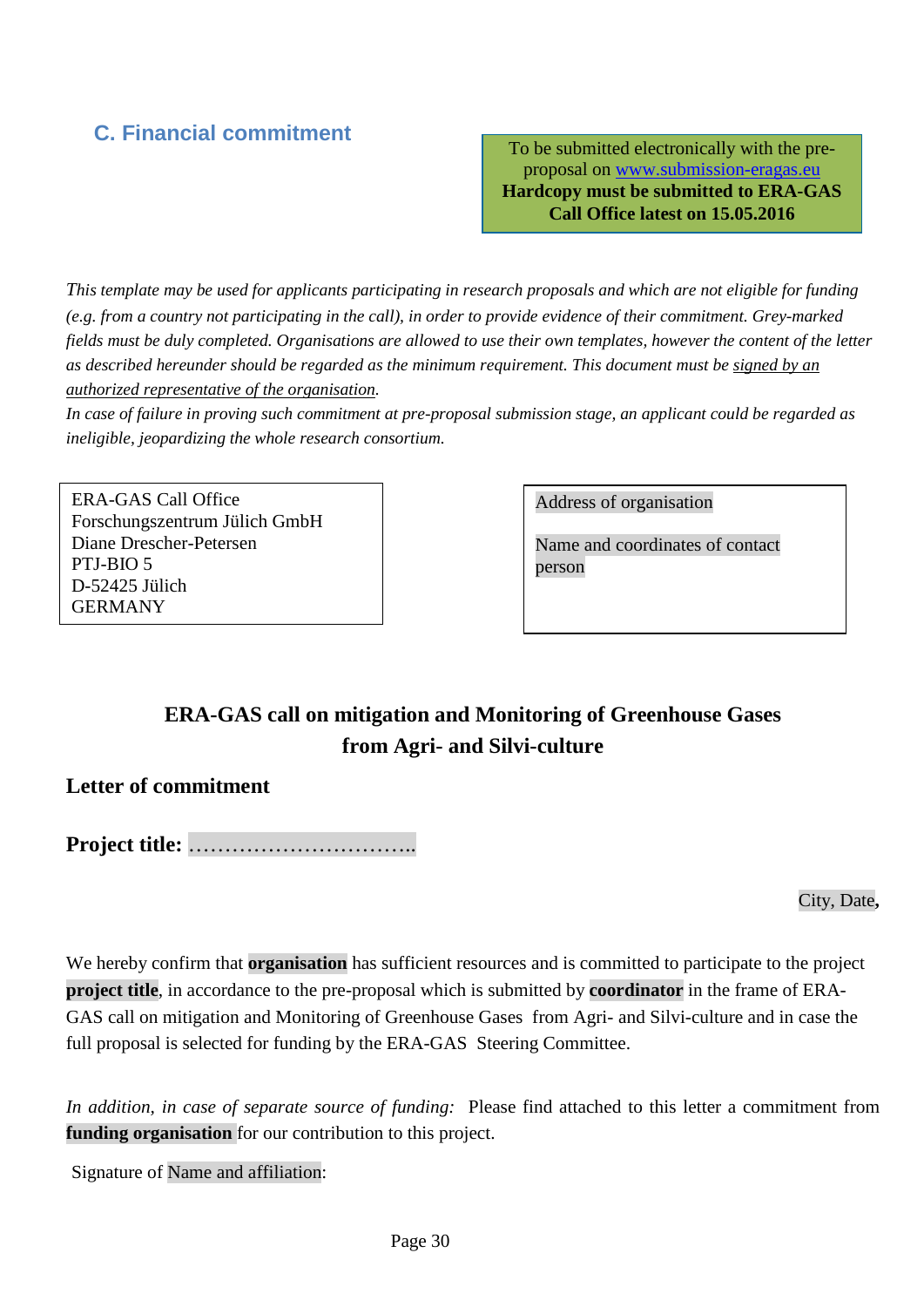## C. Financial commitment

To be submitted electronically with the pre-proposal on www.submission-eragas.eu
**Hardcopy must be submitted to ERA-GAS Call Office latest on 15.05.2016**

*This template may be used for applicants participating in research proposals and which are not eligible for funding (e.g. from a country not participating in the call), in order to provide evidence of their commitment. Grey-marked fields must be duly completed. Organisations are allowed to use their own templates, however the content of the letter as described hereunder should be regarded as the minimum requirement. This document must be signed by an authorized representative of the organisation.*
*In case of failure in proving such commitment at pre-proposal submission stage, an applicant could be regarded as ineligible, jeopardizing the whole research consortium.*

ERA-GAS Call Office
Forschungszentrum Jülich GmbH
Diane Drescher-Petersen
PTJ-BIO 5
D-52425 Jülich
GERMANY

Address of organisation

Name and coordinates of contact person

**ERA-GAS call on mitigation and Monitoring of Greenhouse Gases from Agri- and Silvi-culture**

**Letter of commitment**

**Project title: …………………………..**

City, Date,

We hereby confirm that **organisation** has sufficient resources and is committed to participate to the project **project title**, in accordance to the pre-proposal which is submitted by **coordinator** in the frame of ERA-GAS call on mitigation and Monitoring of Greenhouse Gases from Agri- and Silvi-culture and in case the full proposal is selected for funding by the ERA-GAS Steering Committee.

*In addition, in case of separate source of funding:* Please find attached to this letter a commitment from **funding organisation** for our contribution to this project.

Signature of Name and affiliation: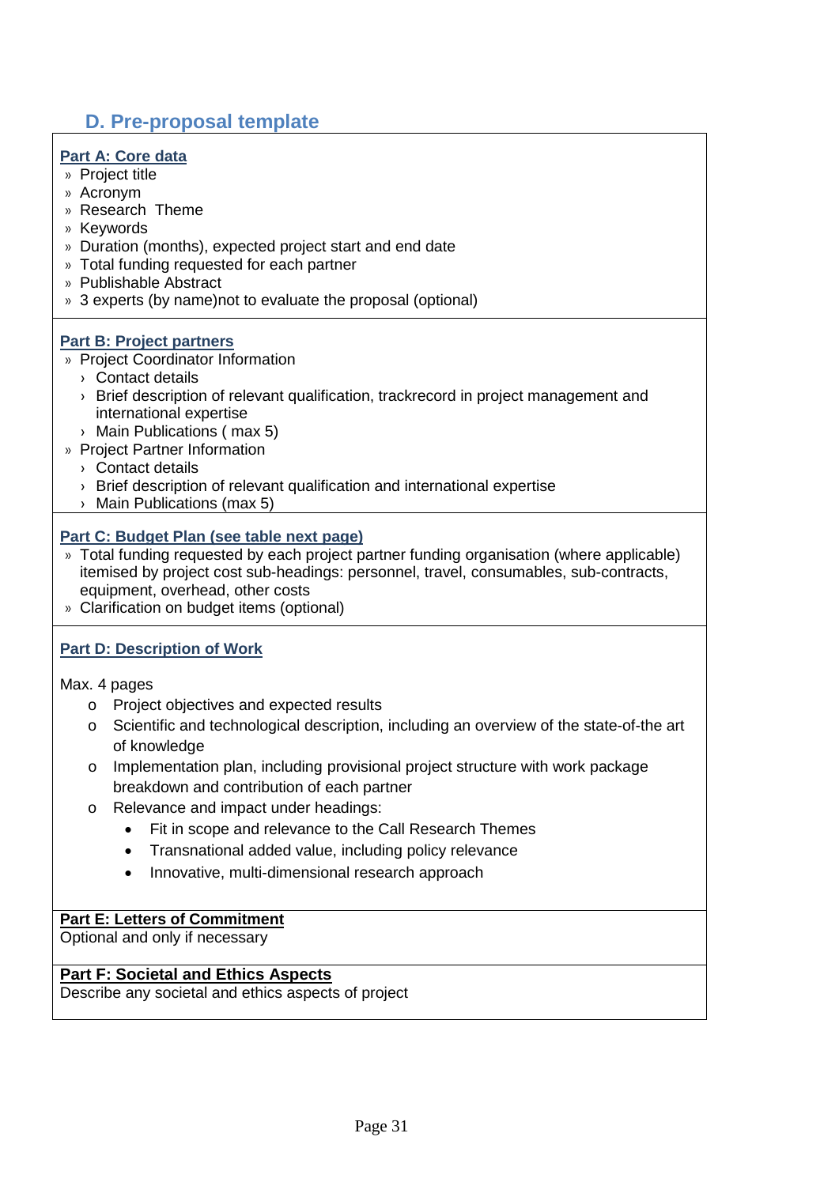## D. Pre-proposal template

**Part A: Core data**

- Project title
- Acronym
- Research Theme
- Keywords
- Duration (months), expected project start and end date
- Total funding requested for each partner
- Publishable Abstract
- 3 experts (by name)not to evaluate the proposal (optional)

**Part B: Project partners**

- Project Coordinator Information
  - Contact details
  - Brief description of relevant qualification, trackrecord in project management and international expertise
  - Main Publications ( max 5)
- Project Partner Information
  - Contact details
  - Brief description of relevant qualification and international expertise
  - Main Publications (max 5)

**Part C: Budget Plan (see table next page)**

- Total funding requested by each project partner funding organisation (where applicable) itemised by project cost sub-headings: personnel, travel, consumables, sub-contracts, equipment, overhead, other costs
- Clarification on budget items (optional)

**Part D: Description of Work**

Max. 4 pages

- Project objectives and expected results
- Scientific and technological description, including an overview of the state-of-the art of knowledge
- Implementation plan, including provisional project structure with work package breakdown and contribution of each partner
- Relevance and impact under headings:
  - Fit in scope and relevance to the Call Research Themes
  - Transnational added value, including policy relevance
  - Innovative, multi-dimensional research approach

**Part E: Letters of Commitment**

Optional and only if necessary

**Part F: Societal and Ethics Aspects**

Describe any societal and ethics aspects of project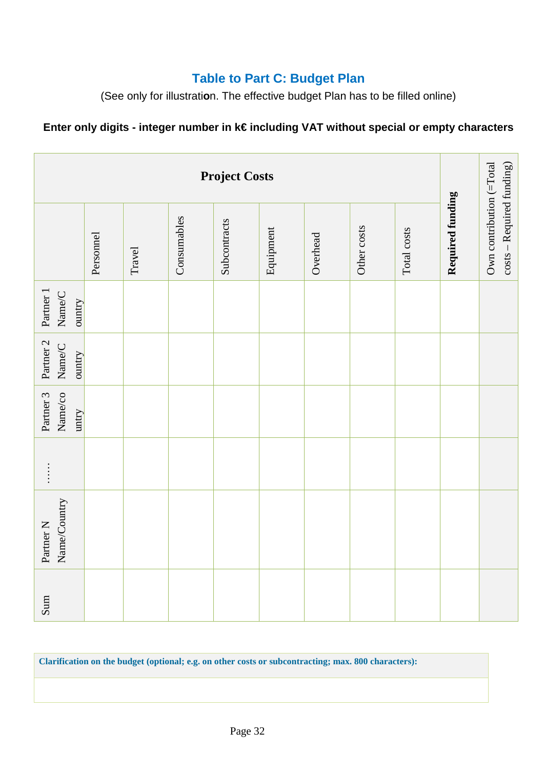## Table to Part C: Budget Plan

(See only for illustration. The effective budget Plan has to be filled online)

**Enter only digits - integer number in k€ including VAT without special or empty characters**

| | **Project Costs** | | | | | | | | **Required funding** | Own contribution (=Total costs – Required funding) |
|---|---|---|---|---|---|---|---|---|---|---|
| | Personnel | Travel | Consumables | Subcontracts | Equipment | Overhead | Other costs | Total costs | | |
| Partner 1 Name/Country | | | | | | | | | | |
| Partner 2 Name/Country | | | | | | | | | | |
| Partner 3 Name/country | | | | | | | | | | |
| …… | | | | | | | | | | |
| Partner N Name/Country | | | | | | | | | | |
| Sum | | | | | | | | | | |

| **Clarification on the budget (optional; e.g. on other costs or subcontracting; max. 800 characters):** |
|---|
| |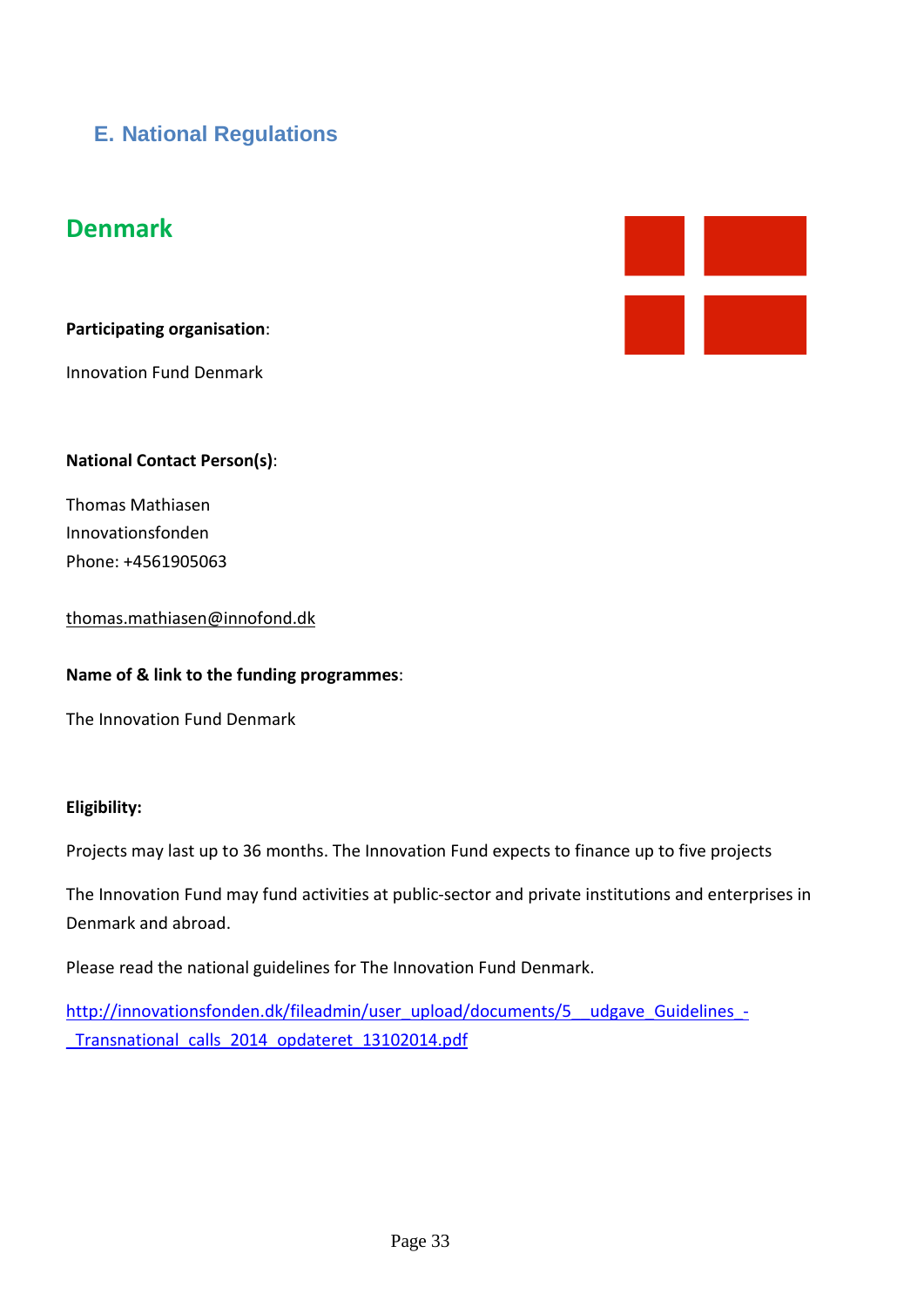## E. National Regulations

# Denmark

**Participating organisation**:

Innovation Fund Denmark

**National Contact Person(s)**:

Thomas Mathiasen  
Innovationsfonden  
Phone: +4561905063

thomas.mathiasen@innofond.dk

**Name of & link to the funding programmes**:

The Innovation Fund Denmark

**Eligibility:**

Projects may last up to 36 months. The Innovation Fund expects to finance up to five projects

The Innovation Fund may fund activities at public-sector and private institutions and enterprises in Denmark and abroad.

Please read the national guidelines for The Innovation Fund Denmark.

http://innovationsfonden.dk/fileadmin/user_upload/documents/5__udgave_Guidelines_-_Transnational_calls_2014_opdateret_13102014.pdf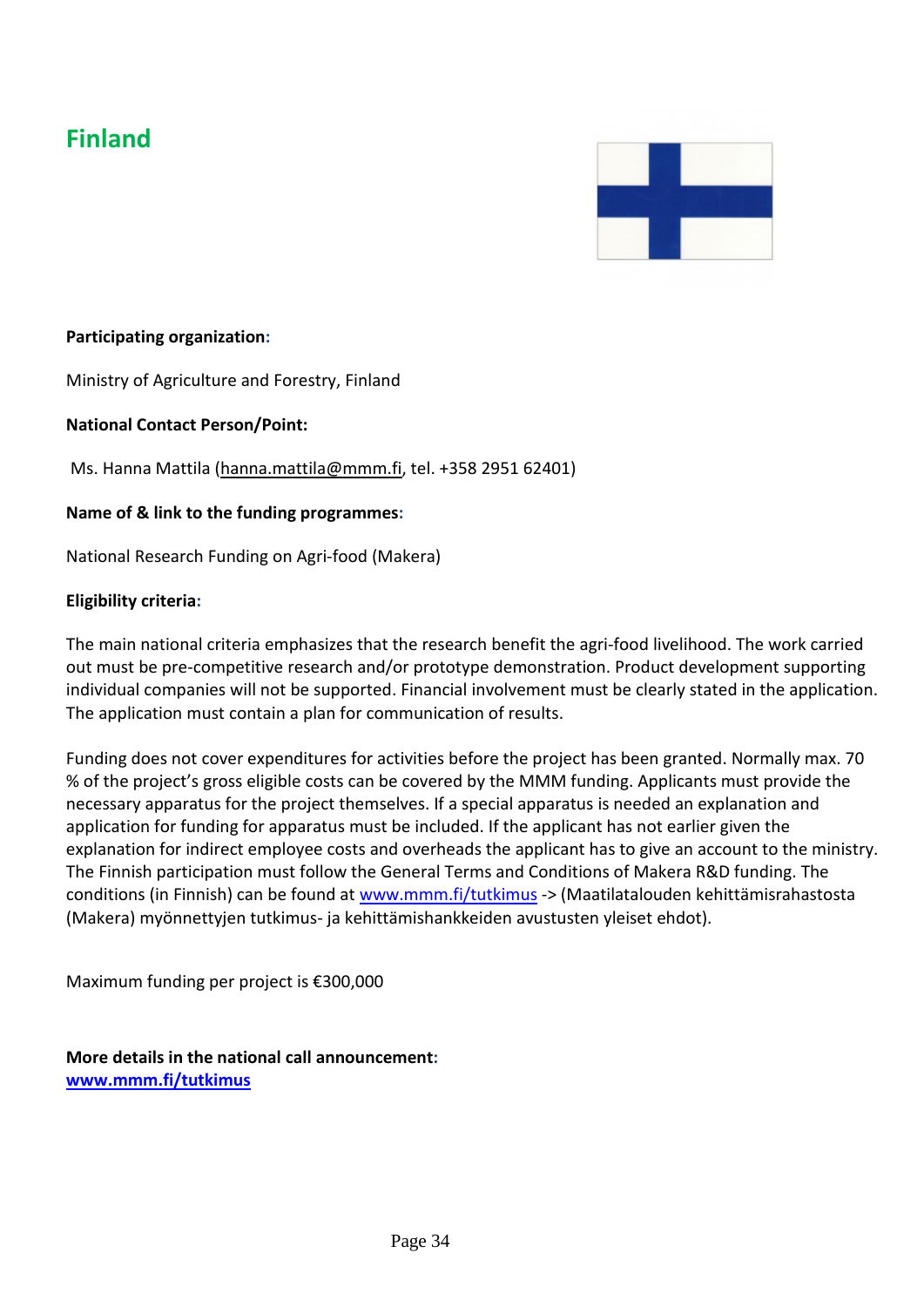# Finland

**Participating organization:**

Ministry of Agriculture and Forestry, Finland

**National Contact Person/Point:**

Ms. Hanna Mattila (hanna.mattila@mmm.fi, tel. +358 2951 62401)

**Name of & link to the funding programmes:**

National Research Funding on Agri-food (Makera)

**Eligibility criteria:**

The main national criteria emphasizes that the research benefit the agri-food livelihood. The work carried out must be pre-competitive research and/or prototype demonstration. Product development supporting individual companies will not be supported. Financial involvement must be clearly stated in the application. The application must contain a plan for communication of results.

Funding does not cover expenditures for activities before the project has been granted. Normally max. 70 % of the project's gross eligible costs can be covered by the MMM funding. Applicants must provide the necessary apparatus for the project themselves. If a special apparatus is needed an explanation and application for funding for apparatus must be included. If the applicant has not earlier given the explanation for indirect employee costs and overheads the applicant has to give an account to the ministry. The Finnish participation must follow the General Terms and Conditions of Makera R&D funding. The conditions (in Finnish) can be found at [www.mmm.fi/tutkimus](http://www.mmm.fi/tutkimus) -> (Maatilatalouden kehittämisrahastosta (Makera) myönnettyjen tutkimus- ja kehittämishankkeiden avustusten yleiset ehdot).

Maximum funding per project is €300,000

**More details in the national call announcement:**
**[www.mmm.fi/tutkimus](http://www.mmm.fi/tutkimus)**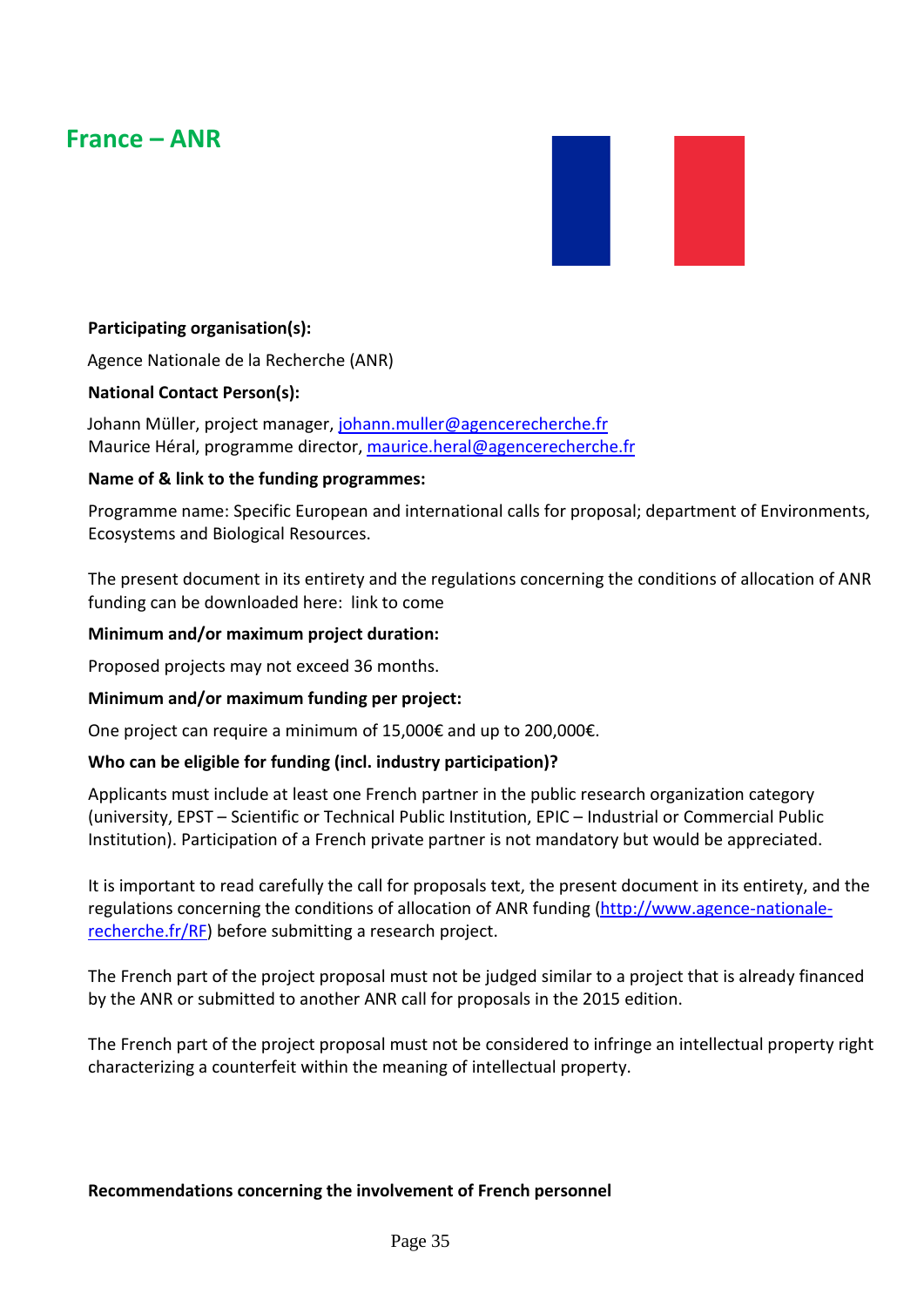## France – ANR

**Participating organisation(s):**

Agence Nationale de la Recherche (ANR)

**National Contact Person(s):**

Johann Müller, project manager, johann.muller@agencerecherche.fr
Maurice Héral, programme director, maurice.heral@agencerecherche.fr

**Name of & link to the funding programmes:**

Programme name: Specific European and international calls for proposal; department of Environments, Ecosystems and Biological Resources.

The present document in its entirety and the regulations concerning the conditions of allocation of ANR funding can be downloaded here: link to come

**Minimum and/or maximum project duration:**

Proposed projects may not exceed 36 months.

**Minimum and/or maximum funding per project:**

One project can require a minimum of 15,000€ and up to 200,000€.

**Who can be eligible for funding (incl. industry participation)?**

Applicants must include at least one French partner in the public research organization category (university, EPST – Scientific or Technical Public Institution, EPIC – Industrial or Commercial Public Institution). Participation of a French private partner is not mandatory but would be appreciated.

It is important to read carefully the call for proposals text, the present document in its entirety, and the regulations concerning the conditions of allocation of ANR funding (http://www.agence-nationale-recherche.fr/RF) before submitting a research project.

The French part of the project proposal must not be judged similar to a project that is already financed by the ANR or submitted to another ANR call for proposals in the 2015 edition.

The French part of the project proposal must not be considered to infringe an intellectual property right characterizing a counterfeit within the meaning of intellectual property.

**Recommendations concerning the involvement of French personnel**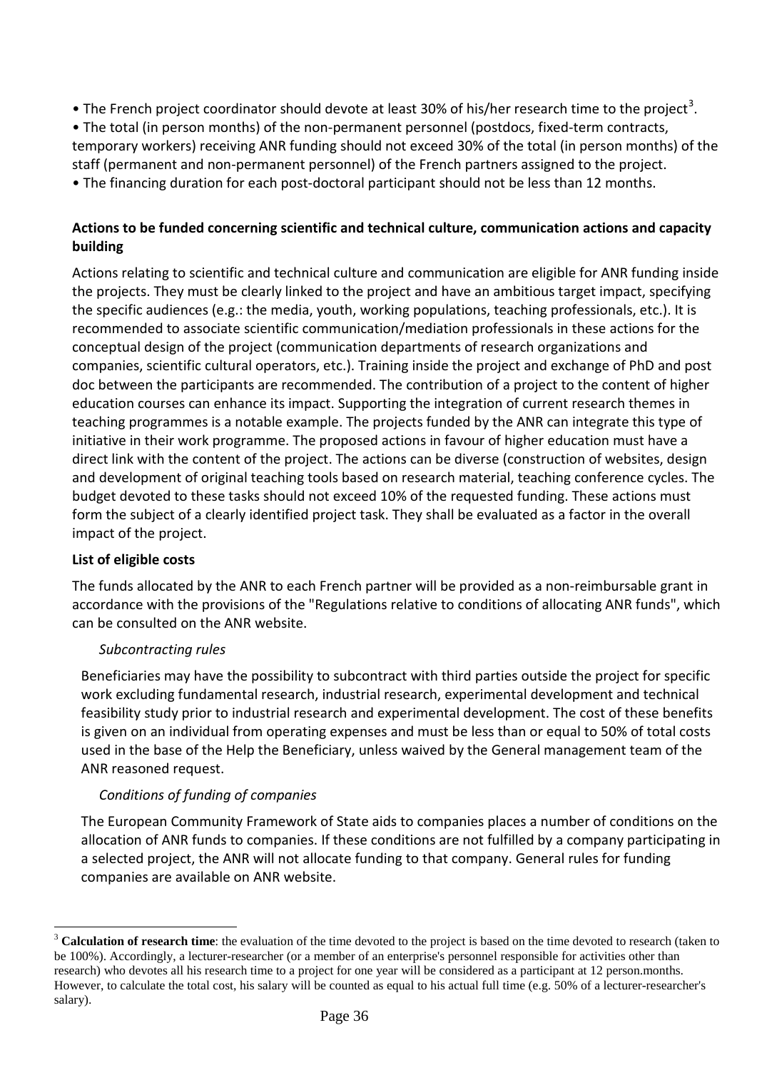- The French project coordinator should devote at least 30% of his/her research time to the project[3].
- The total (in person months) of the non-permanent personnel (postdocs, fixed-term contracts, temporary workers) receiving ANR funding should not exceed 30% of the total (in person months) of the staff (permanent and non-permanent personnel) of the French partners assigned to the project.
- The financing duration for each post-doctoral participant should not be less than 12 months.

**Actions to be funded concerning scientific and technical culture, communication actions and capacity building**

Actions relating to scientific and technical culture and communication are eligible for ANR funding inside the projects. They must be clearly linked to the project and have an ambitious target impact, specifying the specific audiences (e.g.: the media, youth, working populations, teaching professionals, etc.). It is recommended to associate scientific communication/mediation professionals in these actions for the conceptual design of the project (communication departments of research organizations and companies, scientific cultural operators, etc.). Training inside the project and exchange of PhD and post doc between the participants are recommended. The contribution of a project to the content of higher education courses can enhance its impact. Supporting the integration of current research themes in teaching programmes is a notable example. The projects funded by the ANR can integrate this type of initiative in their work programme. The proposed actions in favour of higher education must have a direct link with the content of the project. The actions can be diverse (construction of websites, design and development of original teaching tools based on research material, teaching conference cycles. The budget devoted to these tasks should not exceed 10% of the requested funding. These actions must form the subject of a clearly identified project task. They shall be evaluated as a factor in the overall impact of the project.

**List of eligible costs**

The funds allocated by the ANR to each French partner will be provided as a non-reimbursable grant in accordance with the provisions of the "Regulations relative to conditions of allocating ANR funds", which can be consulted on the ANR website.

*Subcontracting rules*

Beneficiaries may have the possibility to subcontract with third parties outside the project for specific work excluding fundamental research, industrial research, experimental development and technical feasibility study prior to industrial research and experimental development. The cost of these benefits is given on an individual from operating expenses and must be less than or equal to 50% of total costs used in the base of the Help the Beneficiary, unless waived by the General management team of the ANR reasoned request.

*Conditions of funding of companies*

The European Community Framework of State aids to companies places a number of conditions on the allocation of ANR funds to companies. If these conditions are not fulfilled by a company participating in a selected project, the ANR will not allocate funding to that company. General rules for funding companies are available on ANR website.

---

[3] **Calculation of research time**: the evaluation of the time devoted to the project is based on the time devoted to research (taken to be 100%). Accordingly, a lecturer-researcher (or a member of an enterprise's personnel responsible for activities other than research) who devotes all his research time to a project for one year will be considered as a participant at 12 person.months. However, to calculate the total cost, his salary will be counted as equal to his actual full time (e.g. 50% of a lecturer-researcher's salary).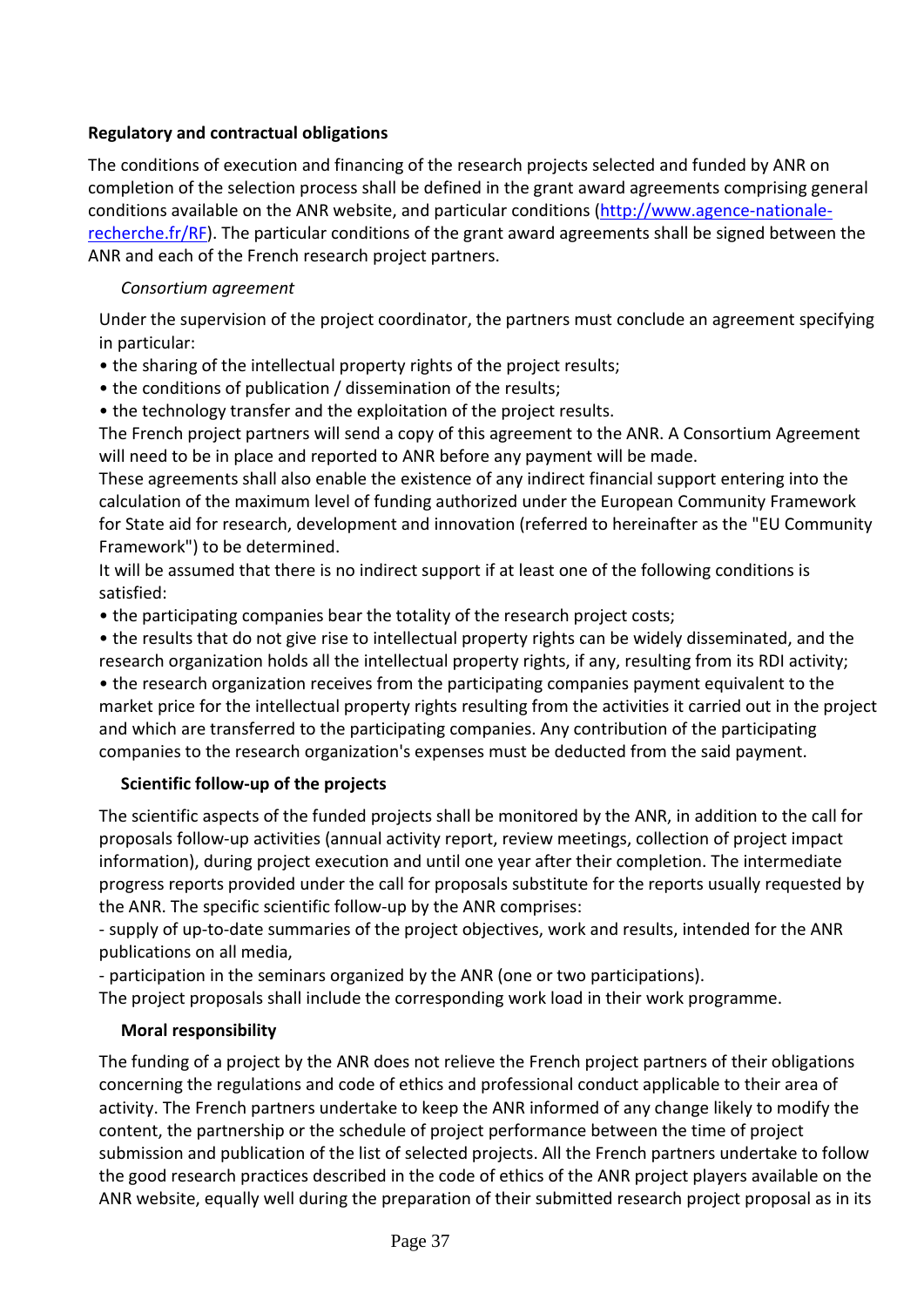### Regulatory and contractual obligations

The conditions of execution and financing of the research projects selected and funded by ANR on completion of the selection process shall be defined in the grant award agreements comprising general conditions available on the ANR website, and particular conditions (http://www.agence-nationale-recherche.fr/RF). The particular conditions of the grant award agreements shall be signed between the ANR and each of the French research project partners.

*Consortium agreement*

Under the supervision of the project coordinator, the partners must conclude an agreement specifying in particular:

- the sharing of the intellectual property rights of the project results;
- the conditions of publication / dissemination of the results;
- the technology transfer and the exploitation of the project results.

The French project partners will send a copy of this agreement to the ANR. A Consortium Agreement will need to be in place and reported to ANR before any payment will be made.

These agreements shall also enable the existence of any indirect financial support entering into the calculation of the maximum level of funding authorized under the European Community Framework for State aid for research, development and innovation (referred to hereinafter as the "EU Community Framework") to be determined.

It will be assumed that there is no indirect support if at least one of the following conditions is satisfied:

- the participating companies bear the totality of the research project costs;
- the results that do not give rise to intellectual property rights can be widely disseminated, and the research organization holds all the intellectual property rights, if any, resulting from its RDI activity;
- the research organization receives from the participating companies payment equivalent to the market price for the intellectual property rights resulting from the activities it carried out in the project and which are transferred to the participating companies. Any contribution of the participating companies to the research organization's expenses must be deducted from the said payment.

**Scientific follow-up of the projects**

The scientific aspects of the funded projects shall be monitored by the ANR, in addition to the call for proposals follow-up activities (annual activity report, review meetings, collection of project impact information), during project execution and until one year after their completion. The intermediate progress reports provided under the call for proposals substitute for the reports usually requested by the ANR. The specific scientific follow-up by the ANR comprises:

- supply of up-to-date summaries of the project objectives, work and results, intended for the ANR publications on all media,
- participation in the seminars organized by the ANR (one or two participations).

The project proposals shall include the corresponding work load in their work programme.

**Moral responsibility**

The funding of a project by the ANR does not relieve the French project partners of their obligations concerning the regulations and code of ethics and professional conduct applicable to their area of activity. The French partners undertake to keep the ANR informed of any change likely to modify the content, the partnership or the schedule of project performance between the time of project submission and publication of the list of selected projects. All the French partners undertake to follow the good research practices described in the code of ethics of the ANR project players available on the ANR website, equally well during the preparation of their submitted research project proposal as in its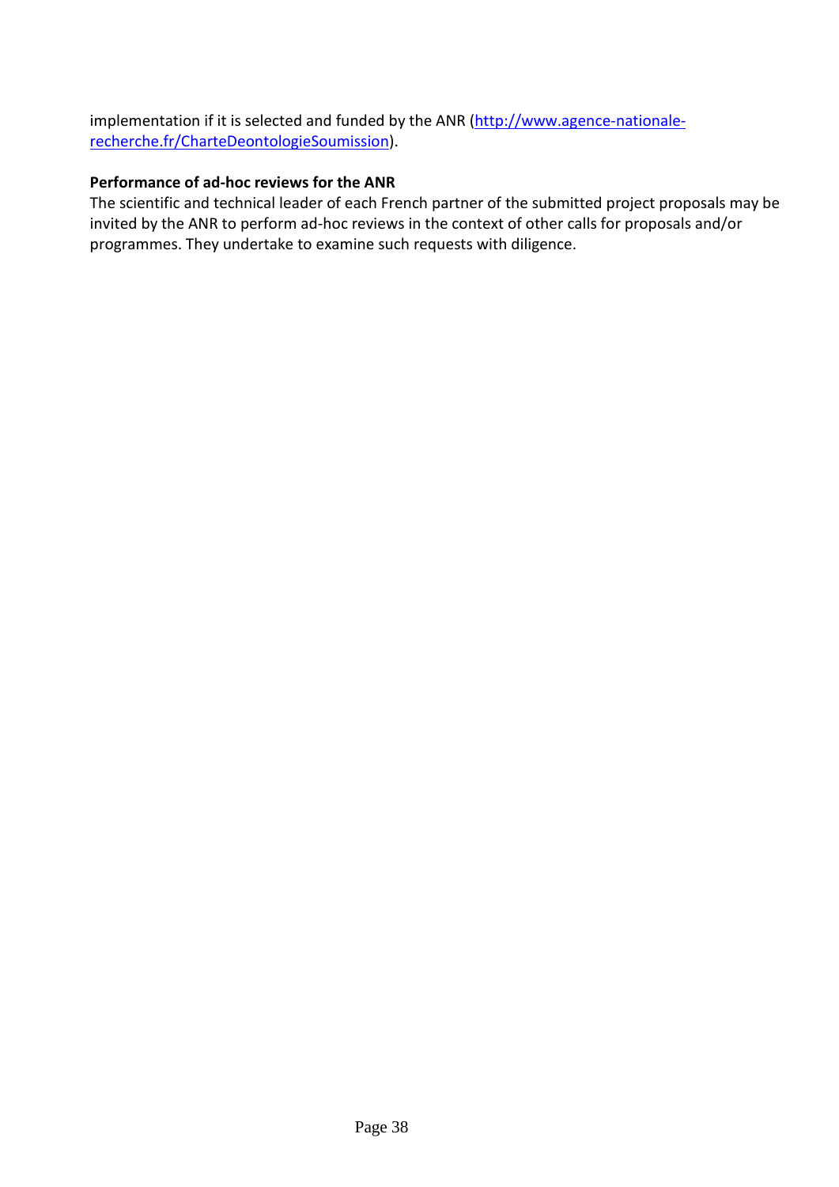implementation if it is selected and funded by the ANR ([http://www.agence-nationale-recherche.fr/CharteDeontologieSoumission](http://www.agence-nationale-recherche.fr/CharteDeontologieSoumission)).

**Performance of ad-hoc reviews for the ANR**

The scientific and technical leader of each French partner of the submitted project proposals may be invited by the ANR to perform ad-hoc reviews in the context of other calls for proposals and/or programmes. They undertake to examine such requests with diligence.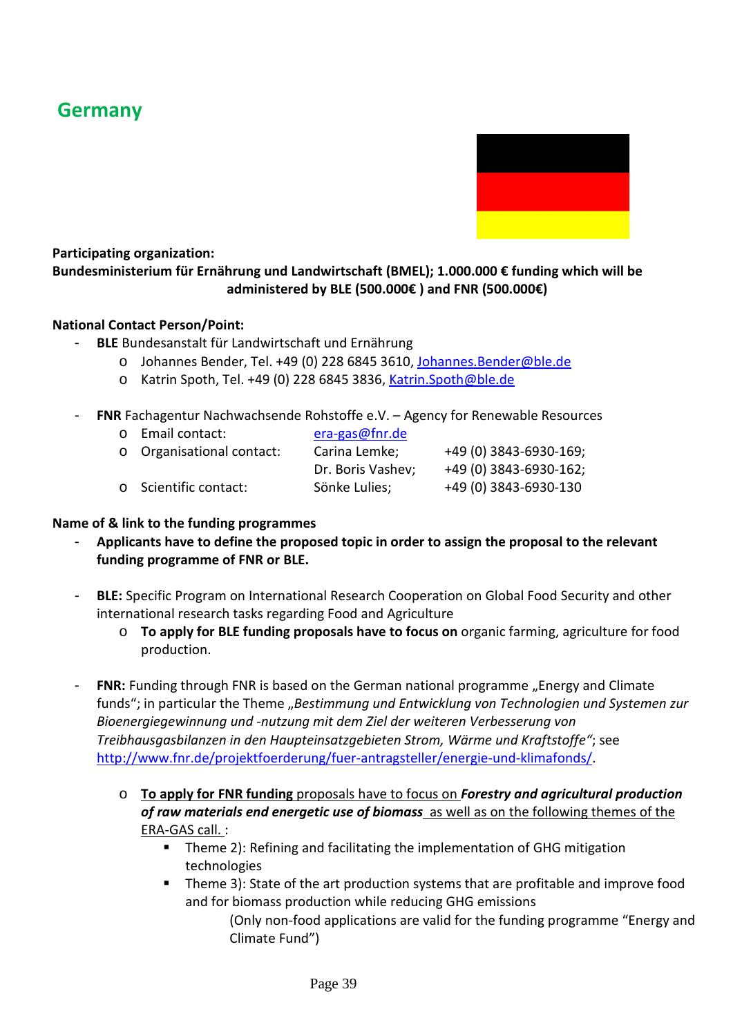# Germany

**Participating organization:**

**Bundesministerium für Ernährung und Landwirtschaft (BMEL); 1.000.000 € funding which will be administered by BLE (500.000€ ) and FNR (500.000€)**

**National Contact Person/Point:**

- **BLE** Bundesanstalt für Landwirtschaft und Ernährung
  - Johannes Bender, Tel. +49 (0) 228 6845 3610, Johannes.Bender@ble.de
  - Katrin Spoth, Tel. +49 (0) 228 6845 3836, Katrin.Spoth@ble.de

- **FNR** Fachagentur Nachwachsende Rohstoffe e.V. – Agency for Renewable Resources
  - Email contact: era-gas@fnr.de
  - Organisational contact: Carina Lemke; +49 (0) 3843-6930-169; Dr. Boris Vashev; +49 (0) 3843-6930-162;
  - Scientific contact: Sönke Lulies; +49 (0) 3843-6930-130

**Name of & link to the funding programmes**

- **Applicants have to define the proposed topic in order to assign the proposal to the relevant funding programme of FNR or BLE.**

- **BLE:** Specific Program on International Research Cooperation on Global Food Security and other international research tasks regarding Food and Agriculture
  - **To apply for BLE funding proposals have to focus on** organic farming, agriculture for food production.

- **FNR:** Funding through FNR is based on the German national programme „Energy and Climate funds"; in particular the Theme „*Bestimmung und Entwicklung von Technologien und Systemen zur Bioenergiegewinnung und -nutzung mit dem Ziel der weiteren Verbesserung von Treibhausgasbilanzen in den Haupteinsatzgebieten Strom, Wärme und Kraftstoffe"*; see http://www.fnr.de/projektfoerderung/fuer-antragsteller/energie-und-klimafonds/.

  - **To apply for FNR funding** proposals have to focus on ***Forestry and agricultural production of raw materials end energetic use of biomass*** as well as on the following themes of the ERA-GAS call. :
    - Theme 2): Refining and facilitating the implementation of GHG mitigation technologies
    - Theme 3): State of the art production systems that are profitable and improve food and for biomass production while reducing GHG emissions

      (Only non-food applications are valid for the funding programme "Energy and Climate Fund")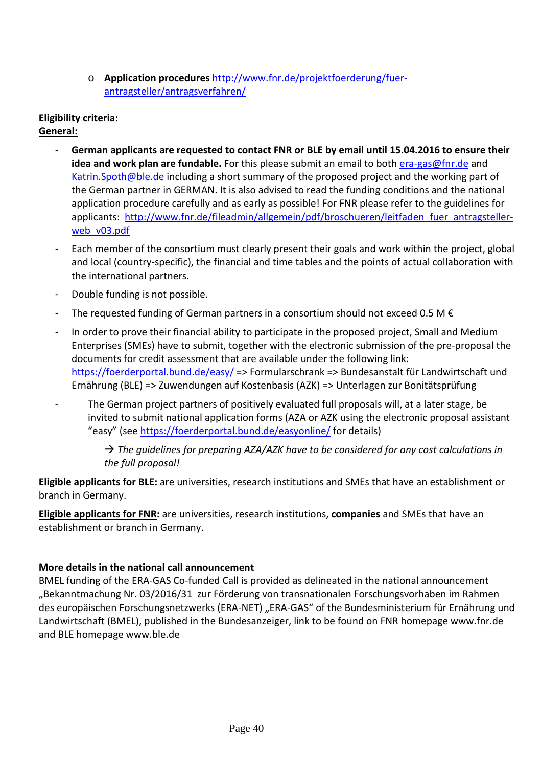- **Application procedures** http://www.fnr.de/projektfoerderung/fuer-antragsteller/antragsverfahren/

**Eligibility criteria:**

**General:**

- **German applicants are requested to contact FNR or BLE by email until 15.04.2016 to ensure their idea and work plan are fundable.** For this please submit an email to both era-gas@fnr.de and Katrin.Spoth@ble.de including a short summary of the proposed project and the working part of the German partner in GERMAN. It is also advised to read the funding conditions and the national application procedure carefully and as early as possible! For FNR please refer to the guidelines for applicants: http://www.fnr.de/fileadmin/allgemein/pdf/broschueren/leitfaden_fuer_antragsteller-web_v03.pdf
- Each member of the consortium must clearly present their goals and work within the project, global and local (country-specific), the financial and time tables and the points of actual collaboration with the international partners.
- Double funding is not possible.
- The requested funding of German partners in a consortium should not exceed 0.5 M €
- In order to prove their financial ability to participate in the proposed project, Small and Medium Enterprises (SMEs) have to submit, together with the electronic submission of the pre-proposal the documents for credit assessment that are available under the following link: https://foerderportal.bund.de/easy/ => Formularschrank => Bundesanstalt für Landwirtschaft und Ernährung (BLE) => Zuwendungen auf Kostenbasis (AZK) => Unterlagen zur Bonitätsprüfung
- The German project partners of positively evaluated full proposals will, at a later stage, be invited to submit national application forms (AZA or AZK using the electronic proposal assistant "easy" (see https://foerderportal.bund.de/easyonline/ for details)

  → *The guidelines for preparing AZA/AZK have to be considered for any cost calculations in the full proposal!*

**Eligible applicants for BLE:** are universities, research institutions and SMEs that have an establishment or branch in Germany.

**Eligible applicants for FNR:** are universities, research institutions, **companies** and SMEs that have an establishment or branch in Germany.

**More details in the national call announcement**

BMEL funding of the ERA-GAS Co-funded Call is provided as delineated in the national announcement „Bekanntmachung Nr. 03/2016/31 zur Förderung von transnationalen Forschungsvorhaben im Rahmen des europäischen Forschungsnetzwerks (ERA-NET) „ERA-GAS" of the Bundesministerium für Ernährung und Landwirtschaft (BMEL), published in the Bundesanzeiger, link to be found on FNR homepage www.fnr.de and BLE homepage www.ble.de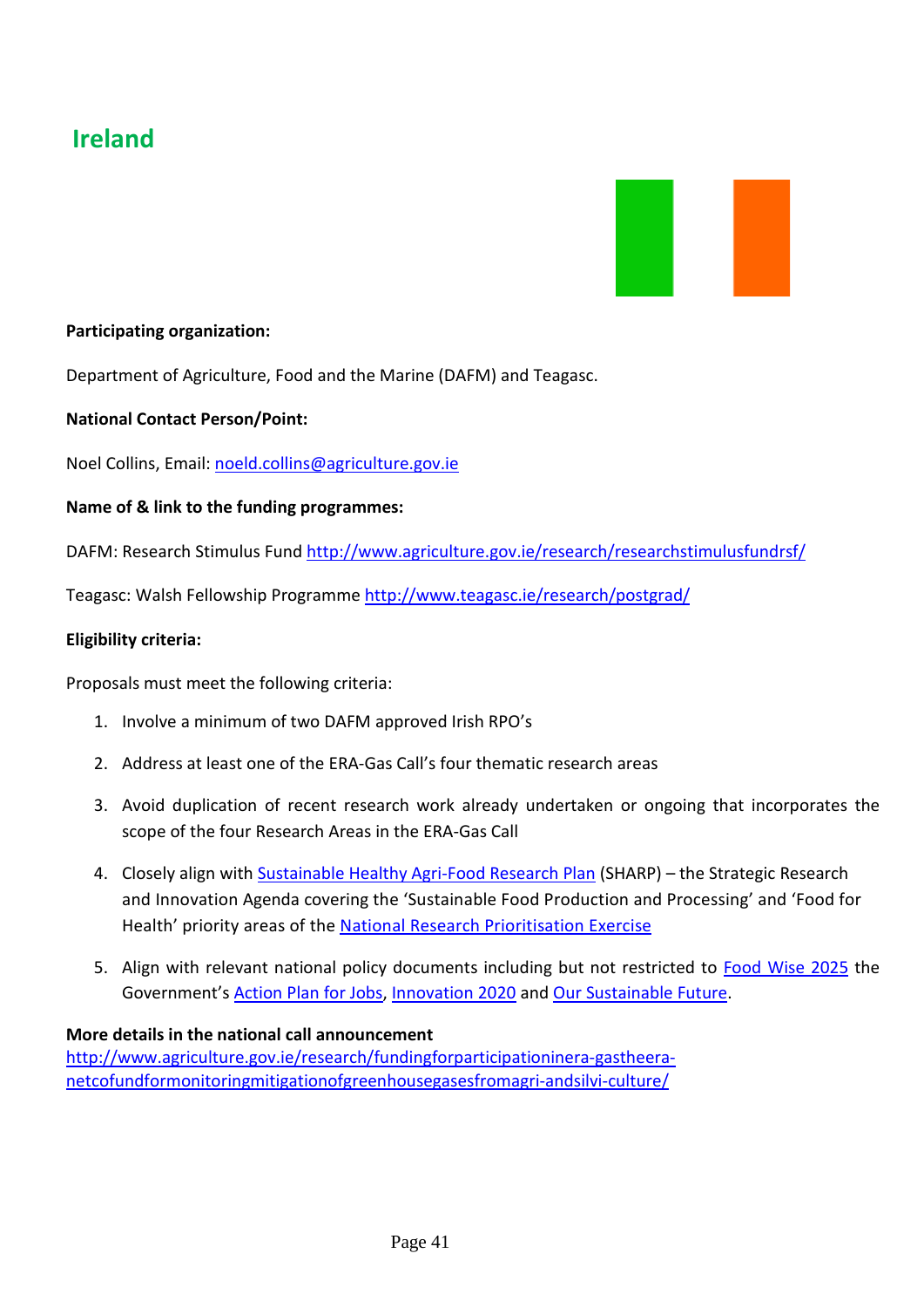# Ireland

**Participating organization:**

Department of Agriculture, Food and the Marine (DAFM) and Teagasc.

**National Contact Person/Point:**

Noel Collins, Email: noeld.collins@agriculture.gov.ie

**Name of & link to the funding programmes:**

DAFM: Research Stimulus Fund http://www.agriculture.gov.ie/research/researchstimulusfundrsf/

Teagasc: Walsh Fellowship Programme http://www.teagasc.ie/research/postgrad/

**Eligibility criteria:**

Proposals must meet the following criteria:

1. Involve a minimum of two DAFM approved Irish RPO's
2. Address at least one of the ERA-Gas Call's four thematic research areas
3. Avoid duplication of recent research work already undertaken or ongoing that incorporates the scope of the four Research Areas in the ERA-Gas Call
4. Closely align with Sustainable Healthy Agri-Food Research Plan (SHARP) – the Strategic Research and Innovation Agenda covering the 'Sustainable Food Production and Processing' and 'Food for Health' priority areas of the National Research Prioritisation Exercise
5. Align with relevant national policy documents including but not restricted to Food Wise 2025 the Government's Action Plan for Jobs, Innovation 2020 and Our Sustainable Future.

**More details in the national call announcement**
http://www.agriculture.gov.ie/research/fundingforparticipationinera-gastheera-netcofundformonitoringmitigationofgreenhousegasesfromagri-andsilvi-culture/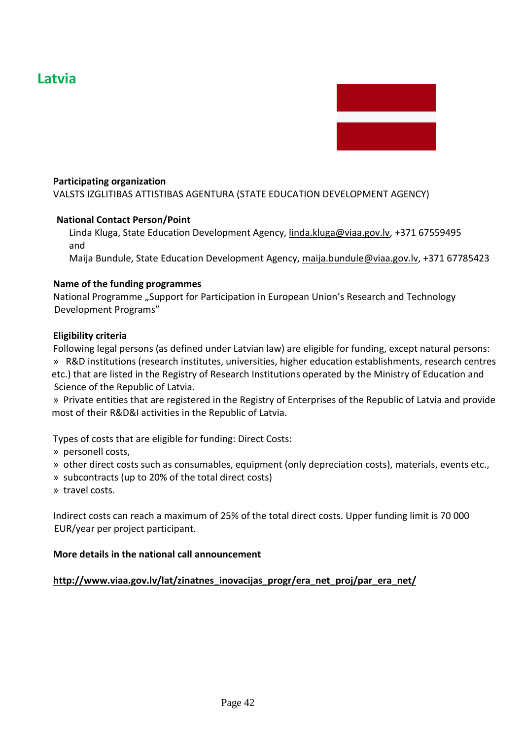## Latvia

**Participating organization**

VALSTS IZGLITIBAS ATTISTIBAS AGENTURA (STATE EDUCATION DEVELOPMENT AGENCY)

**National Contact Person/Point**

Linda Kluga, State Education Development Agency, linda.kluga@viaa.gov.lv, +371 67559495
and
Maija Bundule, State Education Development Agency, maija.bundule@viaa.gov.lv, +371 67785423

**Name of the funding programmes**

National Programme „Support for Participation in European Union's Research and Technology Development Programs"

**Eligibility criteria**

Following legal persons (as defined under Latvian law) are eligible for funding, except natural persons:

» R&D institutions (research institutes, universities, higher education establishments, research centres etc.) that are listed in the Registry of Research Institutions operated by the Ministry of Education and Science of the Republic of Latvia.

» Private entities that are registered in the Registry of Enterprises of the Republic of Latvia and provide most of their R&D&I activities in the Republic of Latvia.

Types of costs that are eligible for funding: Direct Costs:

» personell costs,

» other direct costs such as consumables, equipment (only depreciation costs), materials, events etc.,

» subcontracts (up to 20% of the total direct costs)

» travel costs.

Indirect costs can reach a maximum of 25% of the total direct costs. Upper funding limit is 70 000 EUR/year per project participant.

**More details in the national call announcement**

**http://www.viaa.gov.lv/lat/zinatnes_inovacijas_progr/era_net_proj/par_era_net/**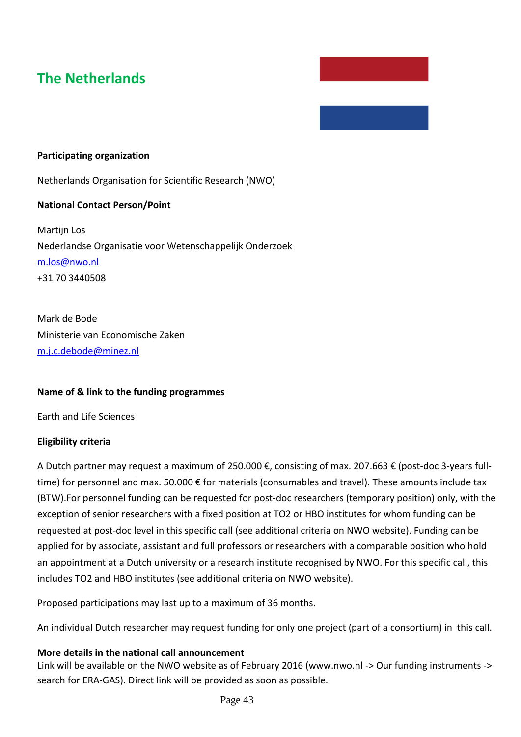# The Netherlands

**Participating organization**

Netherlands Organisation for Scientific Research (NWO)

**National Contact Person/Point**

Martijn Los
Nederlandse Organisatie voor Wetenschappelijk Onderzoek
m.los@nwo.nl
+31 70 3440508

Mark de Bode
Ministerie van Economische Zaken
m.j.c.debode@minez.nl

**Name of & link to the funding programmes**

Earth and Life Sciences

**Eligibility criteria**

A Dutch partner may request a maximum of 250.000 €, consisting of max. 207.663 € (post-doc 3-years full-time) for personnel and max. 50.000 € for materials (consumables and travel). These amounts include tax (BTW).For personnel funding can be requested for post-doc researchers (temporary position) only, with the exception of senior researchers with a fixed position at TO2 or HBO institutes for whom funding can be requested at post-doc level in this specific call (see additional criteria on NWO website). Funding can be applied for by associate, assistant and full professors or researchers with a comparable position who hold an appointment at a Dutch university or a research institute recognised by NWO. For this specific call, this includes TO2 and HBO institutes (see additional criteria on NWO website).

Proposed participations may last up to a maximum of 36 months.

An individual Dutch researcher may request funding for only one project (part of a consortium) in this call.

**More details in the national call announcement**

Link will be available on the NWO website as of February 2016 (www.nwo.nl -> Our funding instruments -> search for ERA-GAS). Direct link will be provided as soon as possible.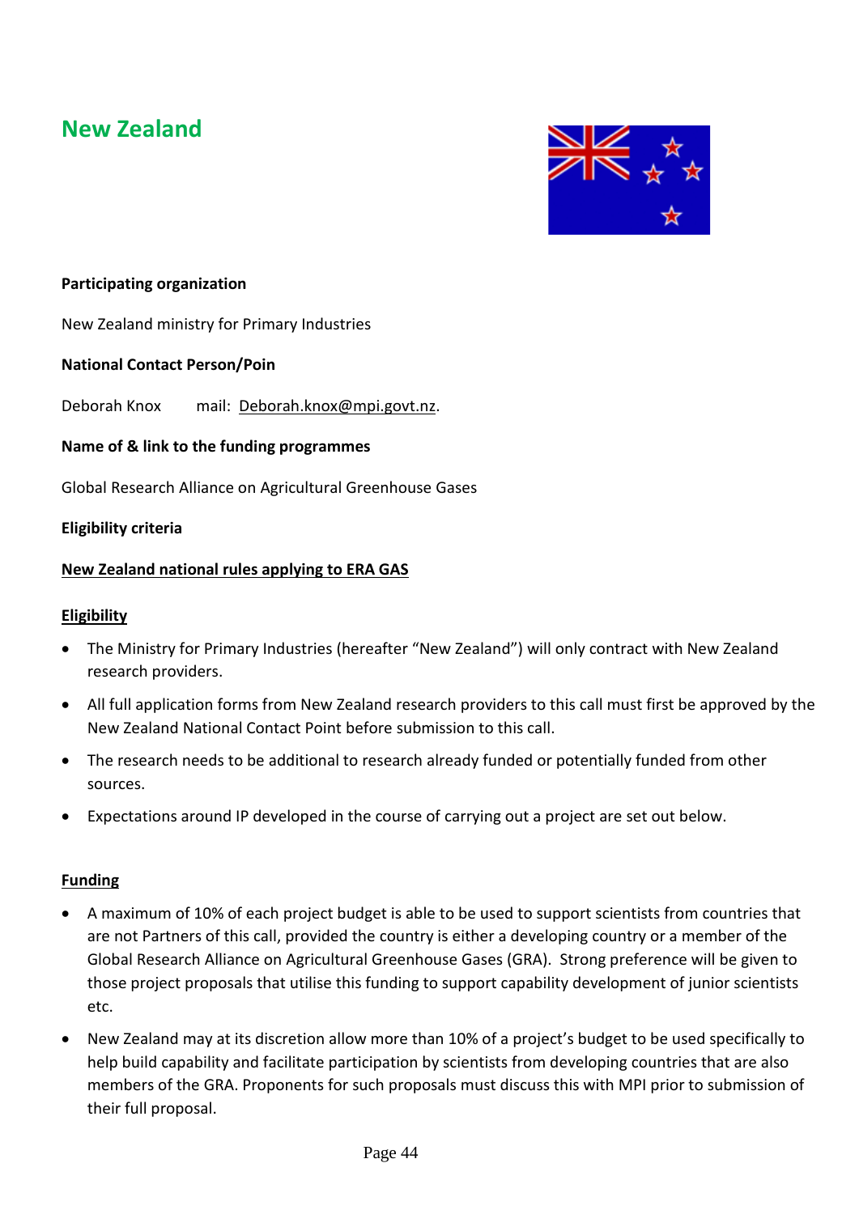# New Zealand

**Participating organization**

New Zealand ministry for Primary Industries

**National Contact Person/Poin**

Deborah Knox mail: Deborah.knox@mpi.govt.nz.

**Name of & link to the funding programmes**

Global Research Alliance on Agricultural Greenhouse Gases

**Eligibility criteria**

**New Zealand national rules applying to ERA GAS**

**Eligibility**

- The Ministry for Primary Industries (hereafter "New Zealand") will only contract with New Zealand research providers.
- All full application forms from New Zealand research providers to this call must first be approved by the New Zealand National Contact Point before submission to this call.
- The research needs to be additional to research already funded or potentially funded from other sources.
- Expectations around IP developed in the course of carrying out a project are set out below.

**Funding**

- A maximum of 10% of each project budget is able to be used to support scientists from countries that are not Partners of this call, provided the country is either a developing country or a member of the Global Research Alliance on Agricultural Greenhouse Gases (GRA). Strong preference will be given to those project proposals that utilise this funding to support capability development of junior scientists etc.
- New Zealand may at its discretion allow more than 10% of a project's budget to be used specifically to help build capability and facilitate participation by scientists from developing countries that are also members of the GRA. Proponents for such proposals must discuss this with MPI prior to submission of their full proposal.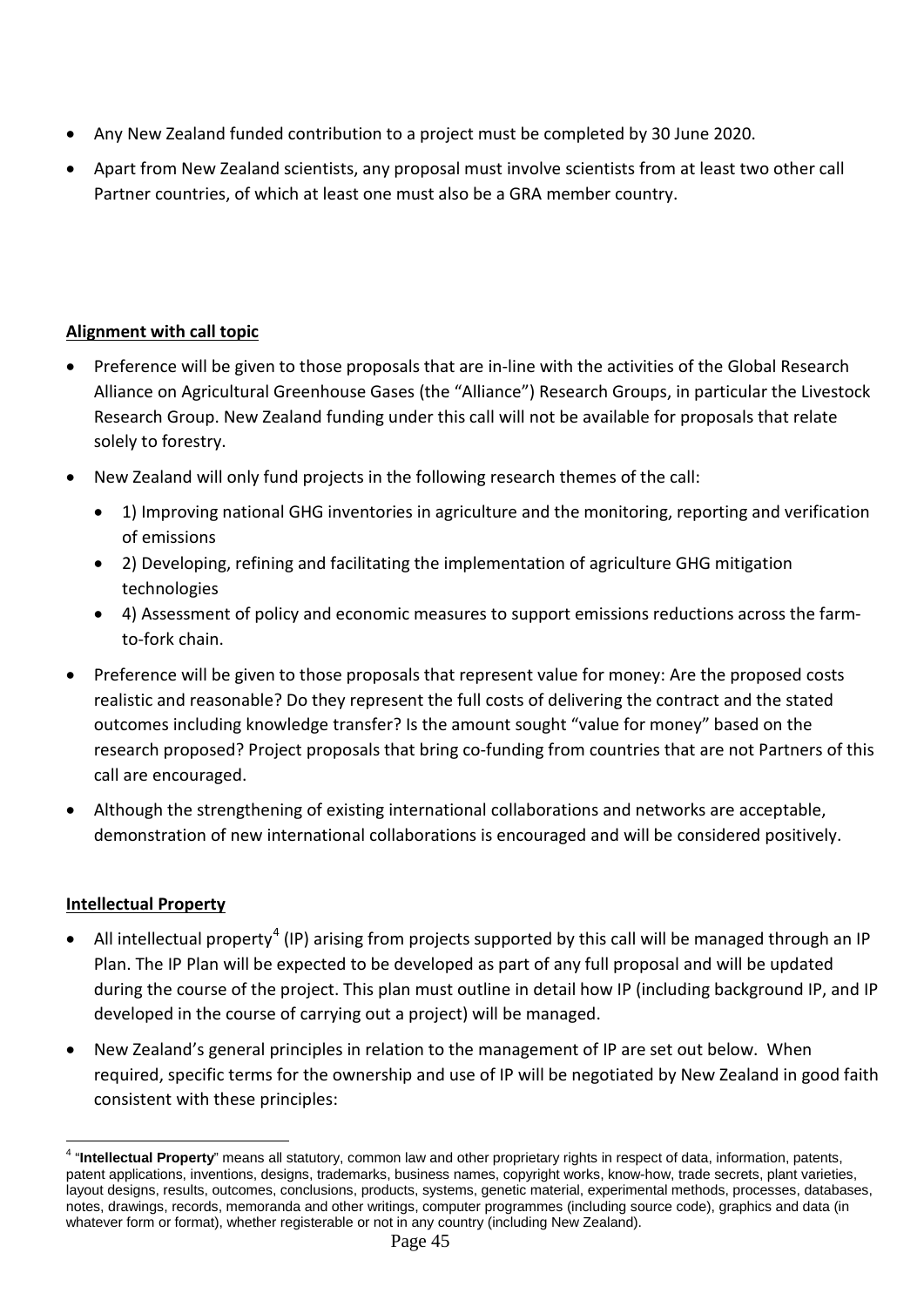- Any New Zealand funded contribution to a project must be completed by 30 June 2020.
- Apart from New Zealand scientists, any proposal must involve scientists from at least two other call Partner countries, of which at least one must also be a GRA member country.

**Alignment with call topic**

- Preference will be given to those proposals that are in-line with the activities of the Global Research Alliance on Agricultural Greenhouse Gases (the "Alliance") Research Groups, in particular the Livestock Research Group. New Zealand funding under this call will not be available for proposals that relate solely to forestry.
- New Zealand will only fund projects in the following research themes of the call:
  - 1) Improving national GHG inventories in agriculture and the monitoring, reporting and verification of emissions
  - 2) Developing, refining and facilitating the implementation of agriculture GHG mitigation technologies
  - 4) Assessment of policy and economic measures to support emissions reductions across the farm-to-fork chain.
- Preference will be given to those proposals that represent value for money: Are the proposed costs realistic and reasonable? Do they represent the full costs of delivering the contract and the stated outcomes including knowledge transfer? Is the amount sought "value for money" based on the research proposed? Project proposals that bring co-funding from countries that are not Partners of this call are encouraged.
- Although the strengthening of existing international collaborations and networks are acceptable, demonstration of new international collaborations is encouraged and will be considered positively.

**Intellectual Property**

- All intellectual property[4] (IP) arising from projects supported by this call will be managed through an IP Plan. The IP Plan will be expected to be developed as part of any full proposal and will be updated during the course of the project. This plan must outline in detail how IP (including background IP, and IP developed in the course of carrying out a project) will be managed.
- New Zealand's general principles in relation to the management of IP are set out below. When required, specific terms for the ownership and use of IP will be negotiated by New Zealand in good faith consistent with these principles:

[4] "**Intellectual Property**" means all statutory, common law and other proprietary rights in respect of data, information, patents, patent applications, inventions, designs, trademarks, business names, copyright works, know-how, trade secrets, plant varieties, layout designs, results, outcomes, conclusions, products, systems, genetic material, experimental methods, processes, databases, notes, drawings, records, memoranda and other writings, computer programmes (including source code), graphics and data (in whatever form or format), whether registerable or not in any country (including New Zealand).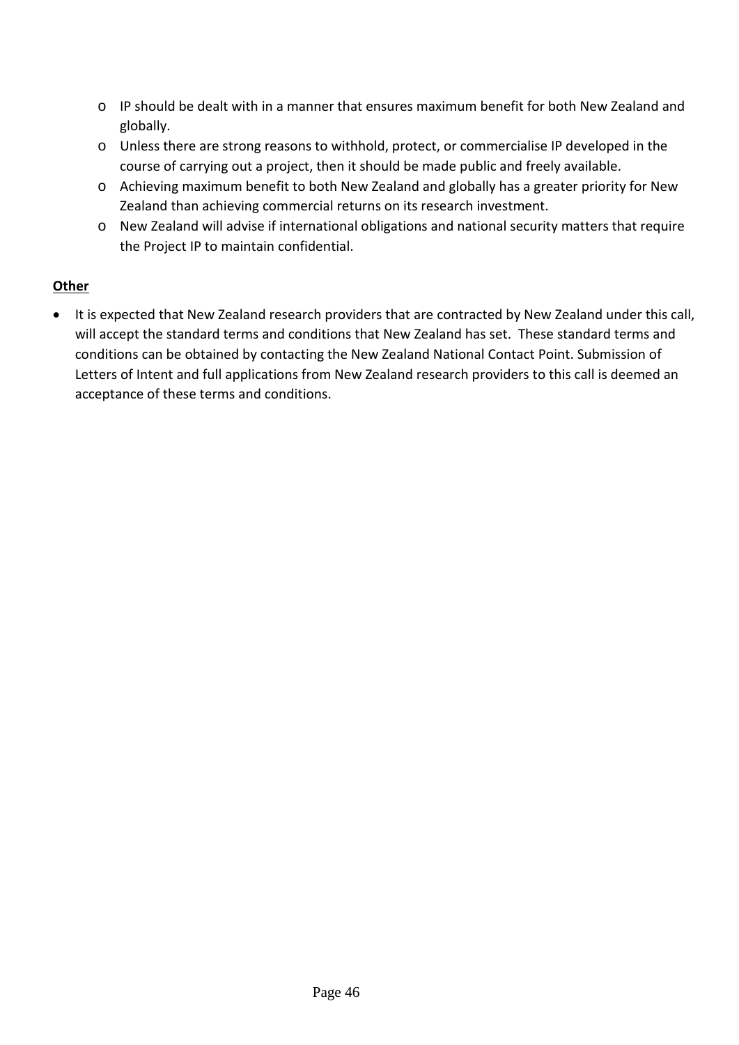- IP should be dealt with in a manner that ensures maximum benefit for both New Zealand and globally.
  - Unless there are strong reasons to withhold, protect, or commercialise IP developed in the course of carrying out a project, then it should be made public and freely available.
  - Achieving maximum benefit to both New Zealand and globally has a greater priority for New Zealand than achieving commercial returns on its research investment.
  - New Zealand will advise if international obligations and national security matters that require the Project IP to maintain confidential.

**Other**

- It is expected that New Zealand research providers that are contracted by New Zealand under this call, will accept the standard terms and conditions that New Zealand has set. These standard terms and conditions can be obtained by contacting the New Zealand National Contact Point. Submission of Letters of Intent and full applications from New Zealand research providers to this call is deemed an acceptance of these terms and conditions.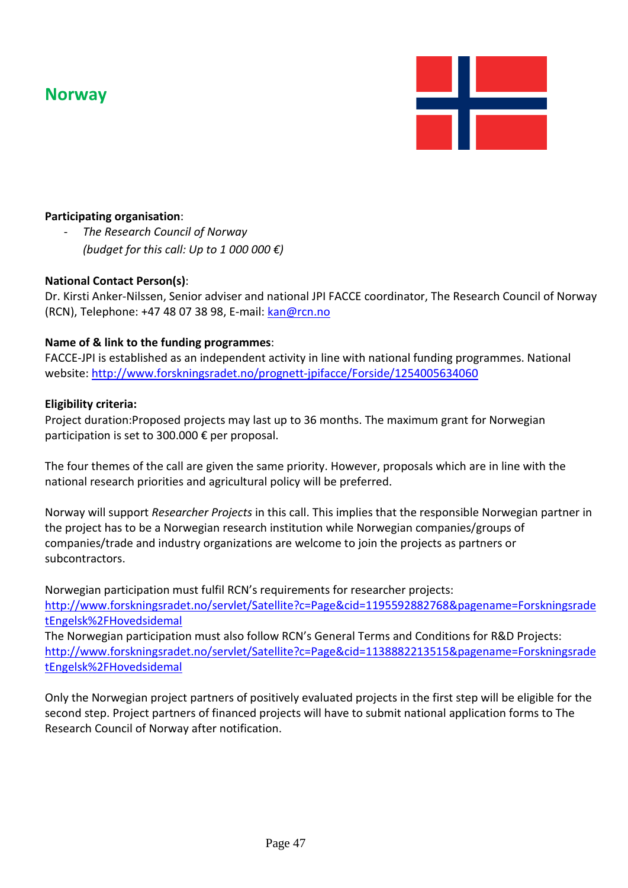# Norway

**Participating organisation**:

- *The Research Council of Norway*
  *(budget for this call: Up to 1 000 000 €)*

**National Contact Person(s)**:
Dr. Kirsti Anker-Nilssen, Senior adviser and national JPI FACCE coordinator, The Research Council of Norway (RCN), Telephone: +47 48 07 38 98, E-mail: kan@rcn.no

**Name of & link to the funding programmes**:
FACCE-JPI is established as an independent activity in line with national funding programmes. National website: http://www.forskningsradet.no/prognett-jpifacce/Forside/1254005634060

**Eligibility criteria:**
Project duration:Proposed projects may last up to 36 months. The maximum grant for Norwegian participation is set to 300.000 € per proposal.

The four themes of the call are given the same priority. However, proposals which are in line with the national research priorities and agricultural policy will be preferred.

Norway will support *Researcher Projects* in this call. This implies that the responsible Norwegian partner in the project has to be a Norwegian research institution while Norwegian companies/groups of companies/trade and industry organizations are welcome to join the projects as partners or subcontractors.

Norwegian participation must fulfil RCN's requirements for researcher projects:
http://www.forskningsradet.no/servlet/Satellite?c=Page&cid=1195592882768&pagename=ForskningsradetEngelsk%2FHovedsidemal
The Norwegian participation must also follow RCN's General Terms and Conditions for R&D Projects:
http://www.forskningsradet.no/servlet/Satellite?c=Page&cid=1138882213515&pagename=ForskningsradetEngelsk%2FHovedsidemal

Only the Norwegian project partners of positively evaluated projects in the first step will be eligible for the second step. Project partners of financed projects will have to submit national application forms to The Research Council of Norway after notification.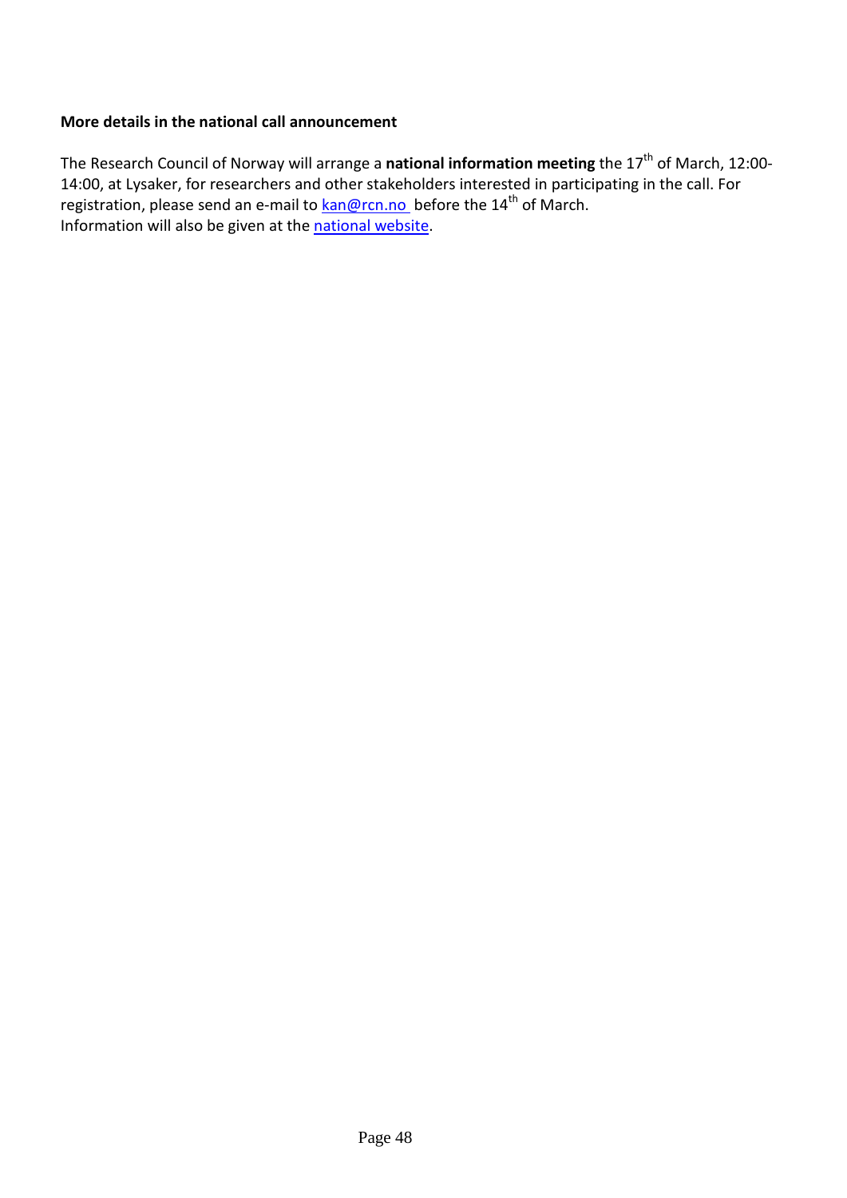**More details in the national call announcement**

The Research Council of Norway will arrange a **national information meeting** the 17th of March, 12:00-14:00, at Lysaker, for researchers and other stakeholders interested in participating in the call. For registration, please send an e-mail to kan@rcn.no before the 14th of March.
Information will also be given at the national website.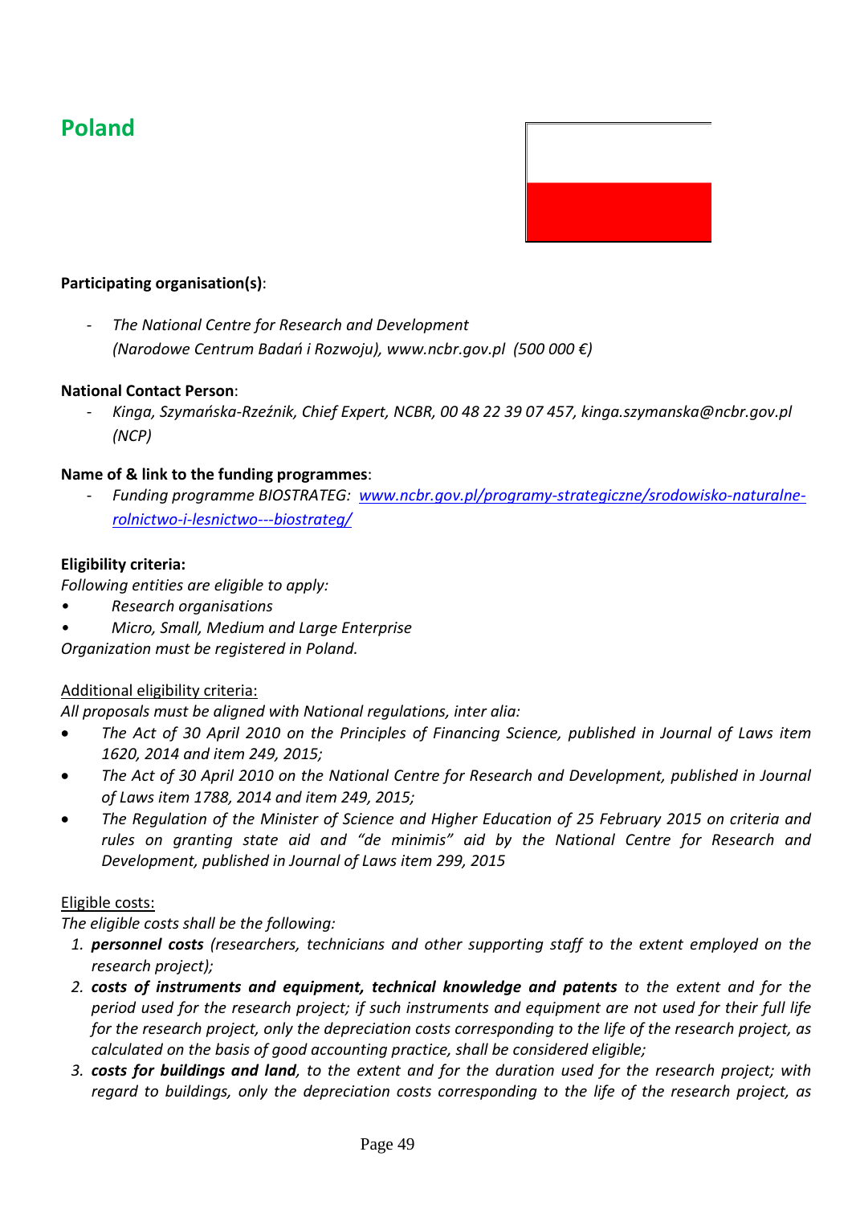# Poland

**Participating organisation(s)**:

- *The National Centre for Research and Development (Narodowe Centrum Badań i Rozwoju), www.ncbr.gov.pl (500 000 €)*

**National Contact Person**:

- *Kinga, Szymańska-Rzeźnik, Chief Expert, NCBR, 00 48 22 39 07 457, kinga.szymanska@ncbr.gov.pl (NCP)*

**Name of & link to the funding programmes**:

- *Funding programme BIOSTRATEG: [www.ncbr.gov.pl/programy-strategiczne/srodowisko-naturalne-rolnictwo-i-lesnictwo---biostrateg/](www.ncbr.gov.pl/programy-strategiczne/srodowisko-naturalne-rolnictwo-i-lesnictwo---biostrateg/)*

**Eligibility criteria:**

*Following entities are eligible to apply:*

- *Research organisations*
- *Micro, Small, Medium and Large Enterprise*

*Organization must be registered in Poland.*

<u>Additional eligibility criteria:</u>

*All proposals must be aligned with National regulations, inter alia:*

- *The Act of 30 April 2010 on the Principles of Financing Science, published in Journal of Laws item 1620, 2014 and item 249, 2015;*
- *The Act of 30 April 2010 on the National Centre for Research and Development, published in Journal of Laws item 1788, 2014 and item 249, 2015;*
- *The Regulation of the Minister of Science and Higher Education of 25 February 2015 on criteria and rules on granting state aid and "de minimis" aid by the National Centre for Research and Development, published in Journal of Laws item 299, 2015*

<u>Eligible costs:</u>

*The eligible costs shall be the following:*

1. ***personnel costs*** *(researchers, technicians and other supporting staff to the extent employed on the research project);*
2. ***costs of instruments and equipment, technical knowledge and patents*** *to the extent and for the period used for the research project; if such instruments and equipment are not used for their full life for the research project, only the depreciation costs corresponding to the life of the research project, as calculated on the basis of good accounting practice, shall be considered eligible;*
3. ***costs for buildings and land****, to the extent and for the duration used for the research project; with regard to buildings, only the depreciation costs corresponding to the life of the research project, as*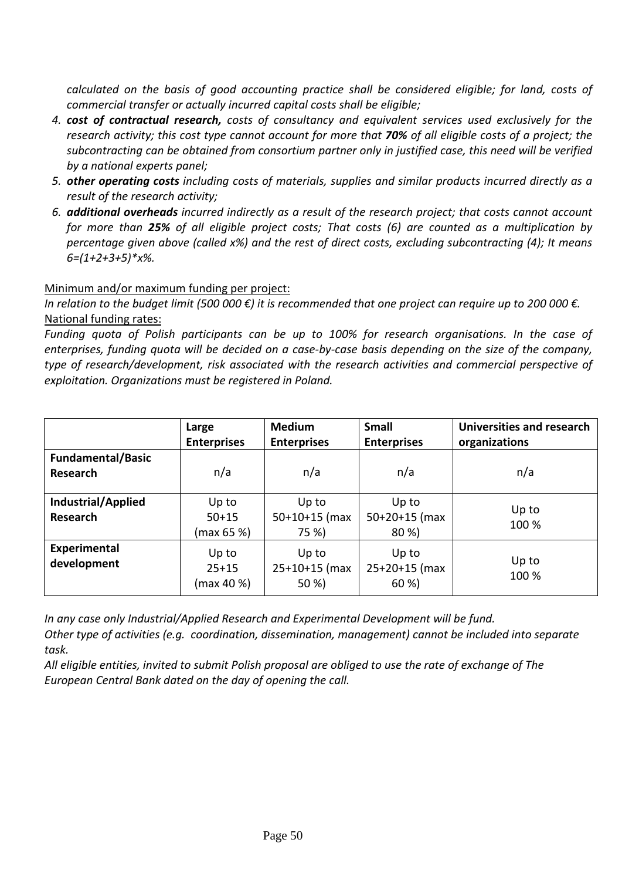*calculated on the basis of good accounting practice shall be considered eligible; for land, costs of commercial transfer or actually incurred capital costs shall be eligible;*

4. ***cost of contractual research,*** *costs of consultancy and equivalent services used exclusively for the research activity; this cost type cannot account for more that* ***70%*** *of all eligible costs of a project; the subcontracting can be obtained from consortium partner only in justified case, this need will be verified by a national experts panel;*
5. ***other operating costs*** *including costs of materials, supplies and similar products incurred directly as a result of the research activity;*
6. ***additional overheads*** *incurred indirectly as a result of the research project; that costs cannot account for more than* ***25%*** *of all eligible project costs; That costs (6) are counted as a multiplication by percentage given above (called x%) and the rest of direct costs, excluding subcontracting (4); It means 6=(1+2+3+5)*x%.*

Minimum and/or maximum funding per project:

*In relation to the budget limit (500 000 €) it is recommended that one project can require up to 200 000 €.*

National funding rates:

*Funding quota of Polish participants can be up to 100% for research organisations. In the case of enterprises, funding quota will be decided on a case-by-case basis depending on the size of the company, type of research/development, risk associated with the research activities and commercial perspective of exploitation. Organizations must be registered in Poland.*

| | **Large Enterprises** | **Medium Enterprises** | **Small Enterprises** | **Universities and research organizations** |
|---|---|---|---|---|
| **Fundamental/Basic Research** | n/a | n/a | n/a | n/a |
| **Industrial/Applied Research** | Up to 50+15 (max 65 %) | Up to 50+10+15 (max 75 %) | Up to 50+20+15 (max 80 %) | Up to 100 % |
| **Experimental development** | Up to 25+15 (max 40 %) | Up to 25+10+15 (max 50 %) | Up to 25+20+15 (max 60 %) | Up to 100 % |

*In any case only Industrial/Applied Research and Experimental Development will be fund.*

*Other type of activities (e.g. coordination, dissemination, management) cannot be included into separate task.*

*All eligible entities, invited to submit Polish proposal are obliged to use the rate of exchange of The European Central Bank dated on the day of opening the call.*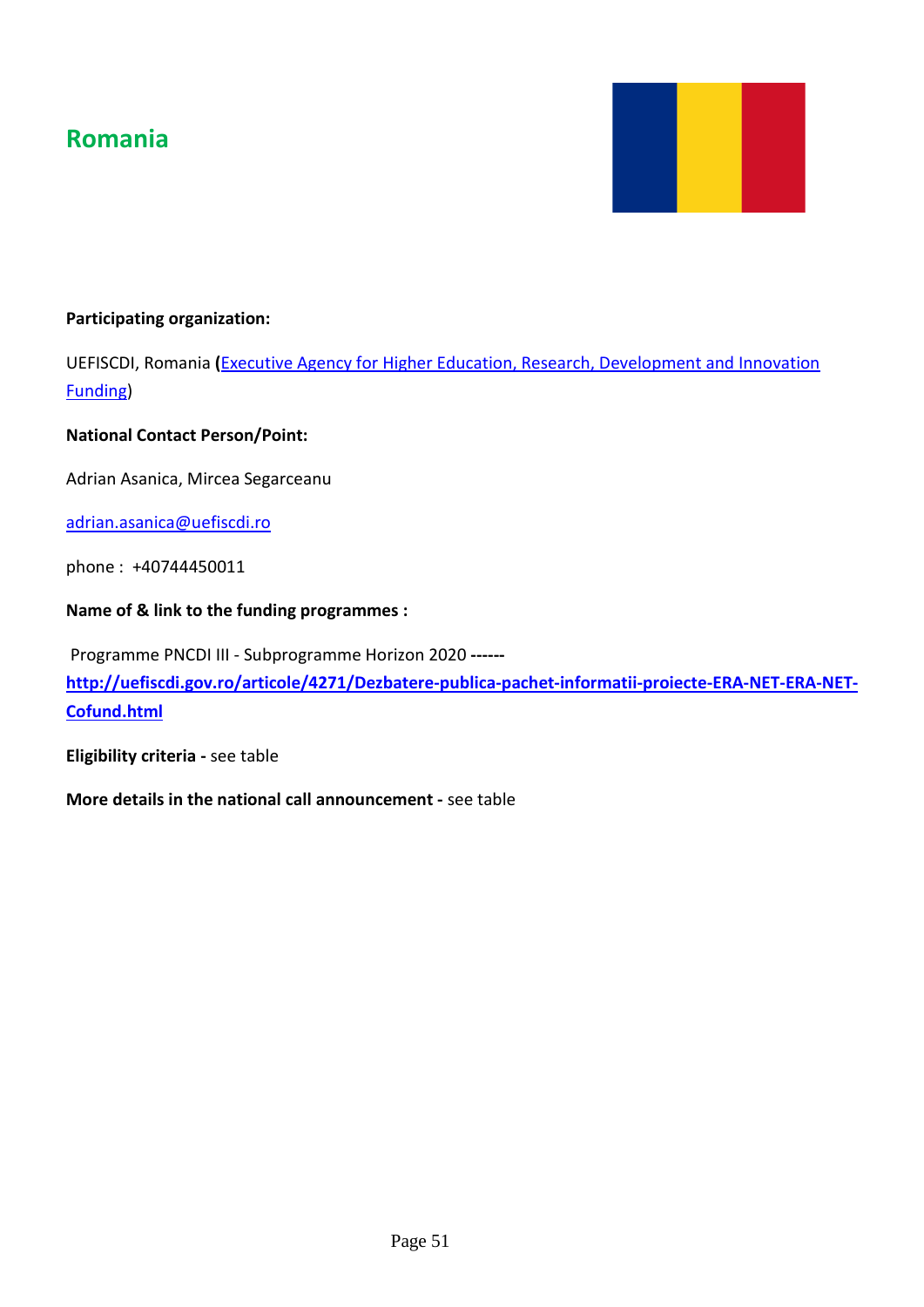## Romania

**Participating organization:**

UEFISCDI, Romania **(**[Executive Agency for Higher Education, Research, Development and Innovation Funding])

**National Contact Person/Point:**

Adrian Asanica, Mircea Segarceanu

adrian.asanica@uefiscdi.ro

phone : +40744450011

**Name of & link to the funding programmes :**

Programme PNCDI III - Subprogramme Horizon 2020 **------ http://uefiscdi.gov.ro/articole/4271/Dezbatere-publica-pachet-informatii-proiecte-ERA-NET-ERA-NET-Cofund.html**

**Eligibility criteria -** see table

**More details in the national call announcement -** see table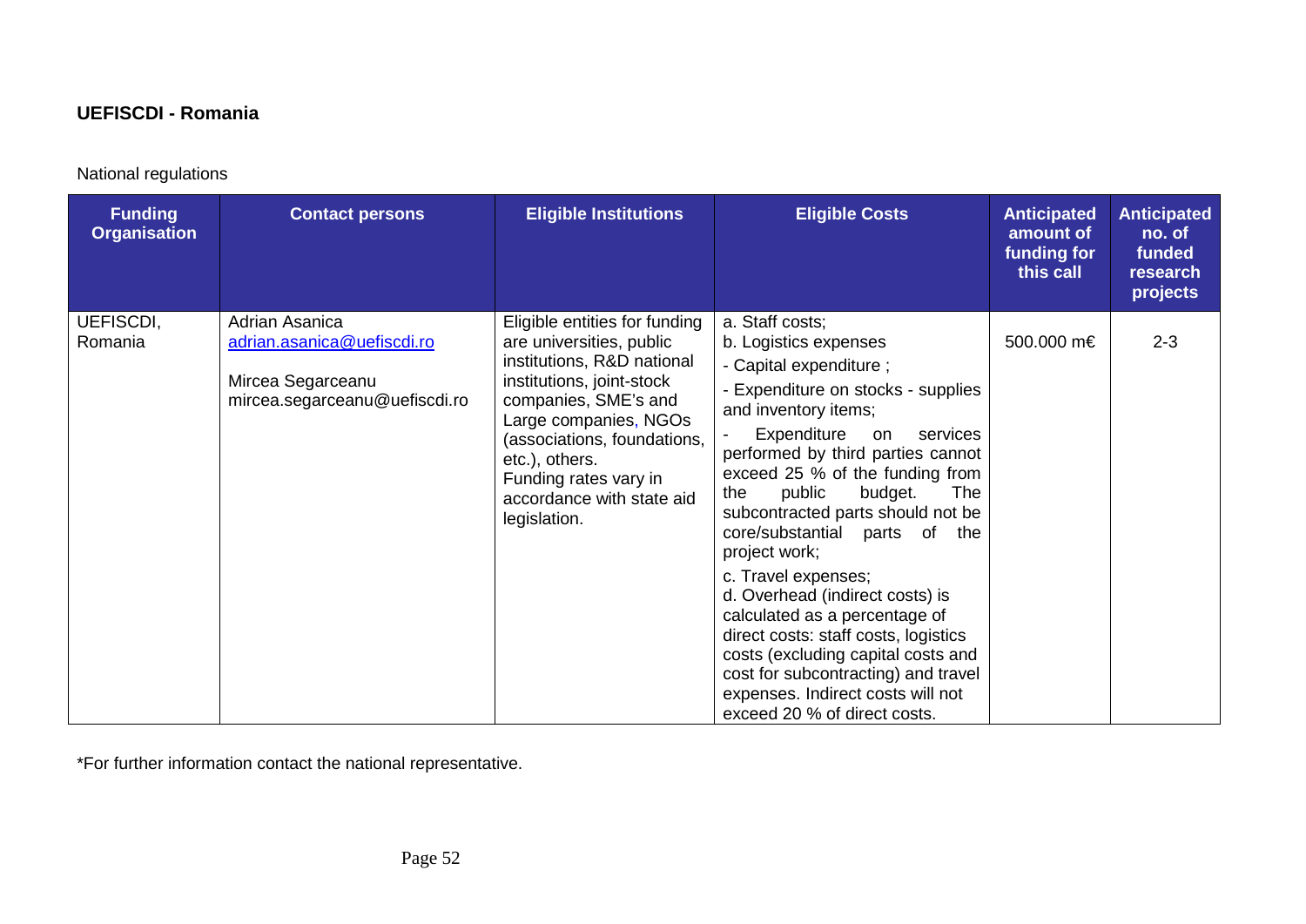**UEFISCDI - Romania**

National regulations

| Funding Organisation | Contact persons | Eligible Institutions | Eligible Costs | Anticipated amount of funding for this call | Anticipated no. of funded research projects |
|---|---|---|---|---|---|
| UEFISCDI, Romania | Adrian Asanica<br>adrian.asanica@uefiscdi.ro<br><br>Mircea Segarceanu<br>mircea.segarceanu@uefiscdi.ro | Eligible entities for funding are universities, public institutions, R&D national institutions, joint-stock companies, SME's and Large companies, NGOs (associations, foundations, etc.), others.<br>Funding rates vary in accordance with state aid legislation. | a. Staff costs;<br>b. Logistics expenses<br>- Capital expenditure ;<br>- Expenditure on stocks - supplies and inventory items;<br>- Expenditure on services performed by third parties cannot exceed 25 % of the funding from the public budget. The subcontracted parts should not be core/substantial parts of the project work;<br>c. Travel expenses;<br>d. Overhead (indirect costs) is calculated as a percentage of direct costs: staff costs, logistics costs (excluding capital costs and cost for subcontracting) and travel expenses. Indirect costs will not exceed 20 % of direct costs. | 500.000 m€ | 2-3 |

*For further information contact the national representative.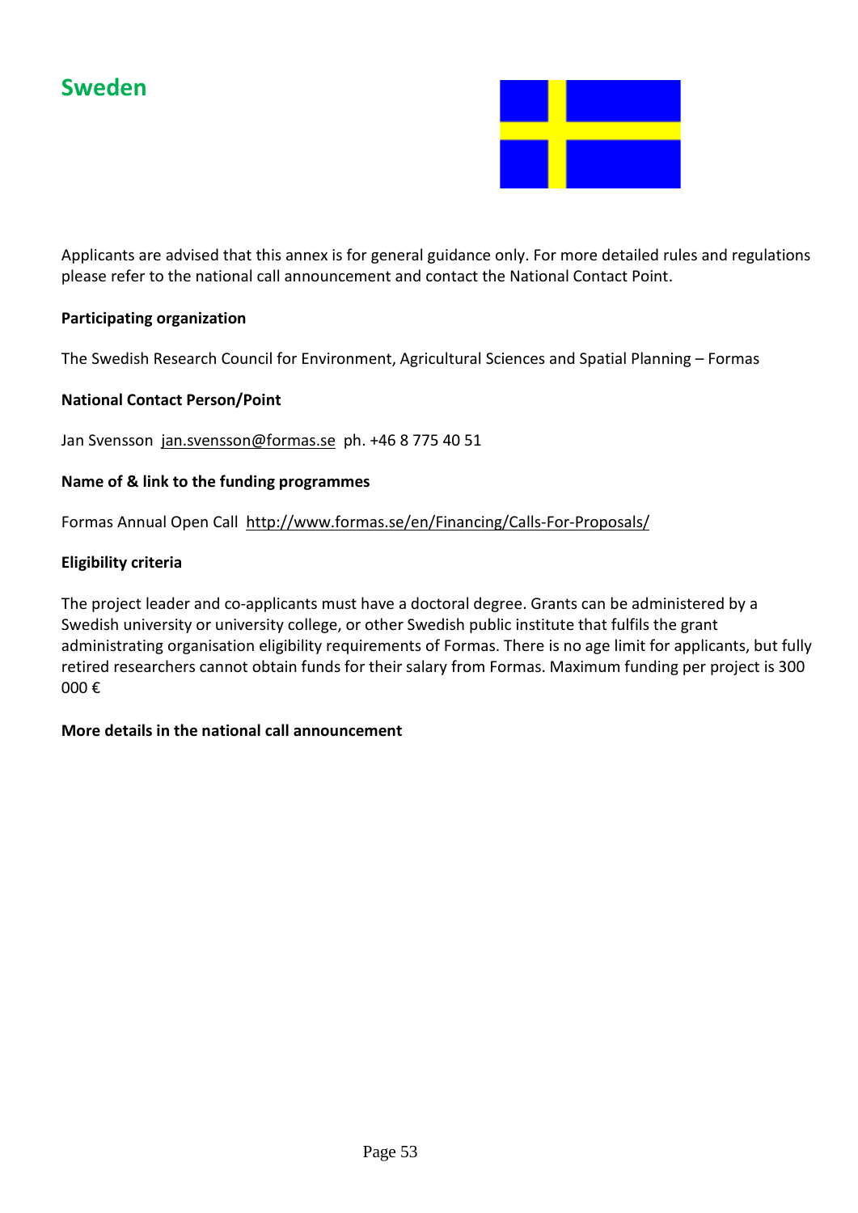# Sweden

Applicants are advised that this annex is for general guidance only. For more detailed rules and regulations please refer to the national call announcement and contact the National Contact Point.

**Participating organization**

The Swedish Research Council for Environment, Agricultural Sciences and Spatial Planning – Formas

**National Contact Person/Point**

Jan Svensson jan.svensson@formas.se ph. +46 8 775 40 51

**Name of & link to the funding programmes**

Formas Annual Open Call http://www.formas.se/en/Financing/Calls-For-Proposals/

**Eligibility criteria**

The project leader and co-applicants must have a doctoral degree. Grants can be administered by a Swedish university or university college, or other Swedish public institute that fulfils the grant administrating organisation eligibility requirements of Formas. There is no age limit for applicants, but fully retired researchers cannot obtain funds for their salary from Formas. Maximum funding per project is 300 000 €

**More details in the national call announcement**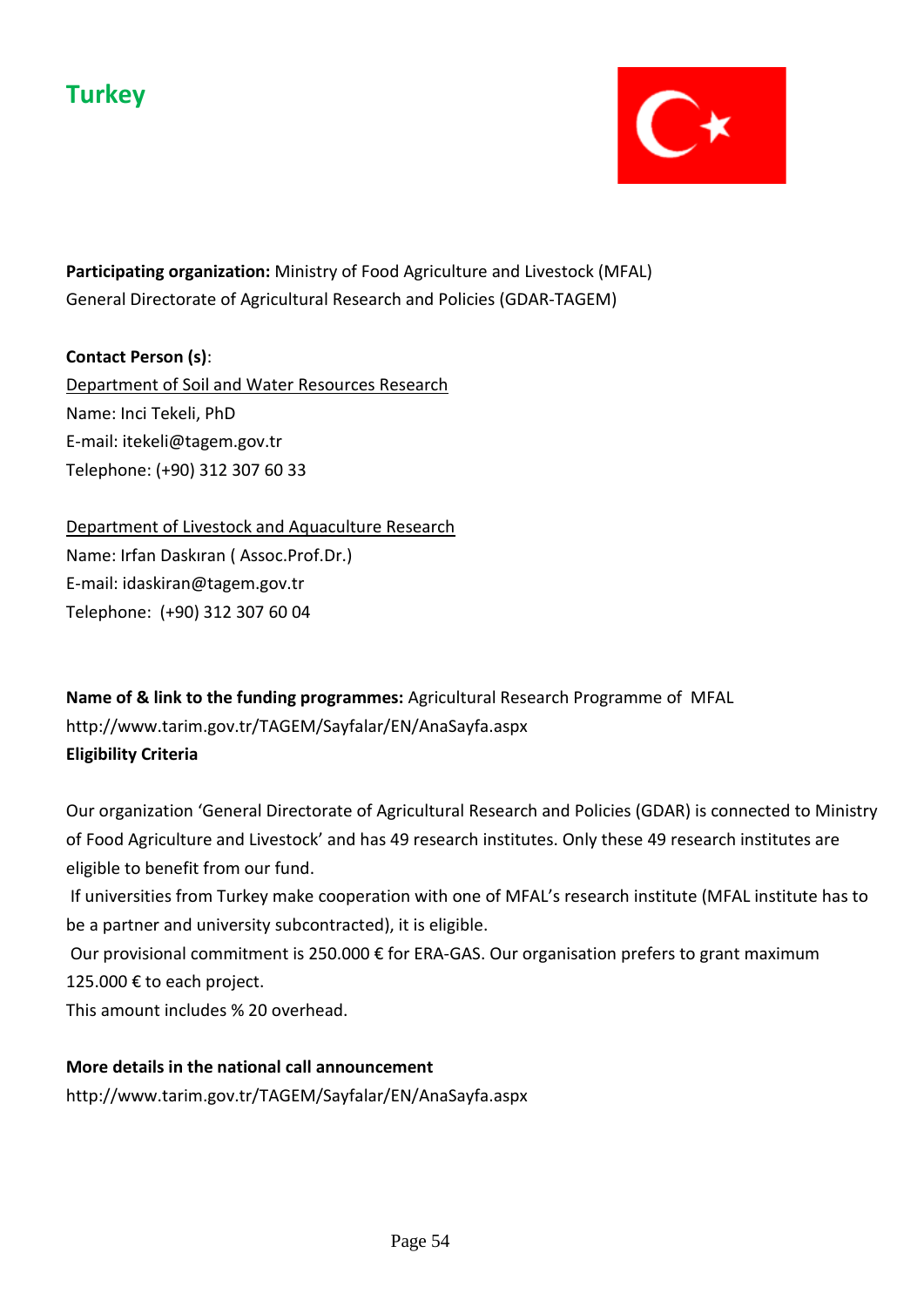# Turkey

**Participating organization:** Ministry of Food Agriculture and Livestock (MFAL)
General Directorate of Agricultural Research and Policies (GDAR-TAGEM)

**Contact Person (s)**:

Department of Soil and Water Resources Research
Name: Inci Tekeli, PhD
E-mail: itekeli@tagem.gov.tr
Telephone: (+90) 312 307 60 33

Department of Livestock and Aquaculture Research
Name: Irfan Daskıran ( Assoc.Prof.Dr.)
E-mail: idaskiran@tagem.gov.tr
Telephone: (+90) 312 307 60 04

**Name of & link to the funding programmes:** Agricultural Research Programme of MFAL
http://www.tarim.gov.tr/TAGEM/Sayfalar/EN/AnaSayfa.aspx

**Eligibility Criteria**

Our organization 'General Directorate of Agricultural Research and Policies (GDAR) is connected to Ministry of Food Agriculture and Livestock' and has 49 research institutes. Only these 49 research institutes are eligible to benefit from our fund.

If universities from Turkey make cooperation with one of MFAL's research institute (MFAL institute has to be a partner and university subcontracted), it is eligible.

Our provisional commitment is 250.000 € for ERA-GAS. Our organisation prefers to grant maximum 125.000 € to each project.

This amount includes % 20 overhead.

**More details in the national call announcement**

http://www.tarim.gov.tr/TAGEM/Sayfalar/EN/AnaSayfa.aspx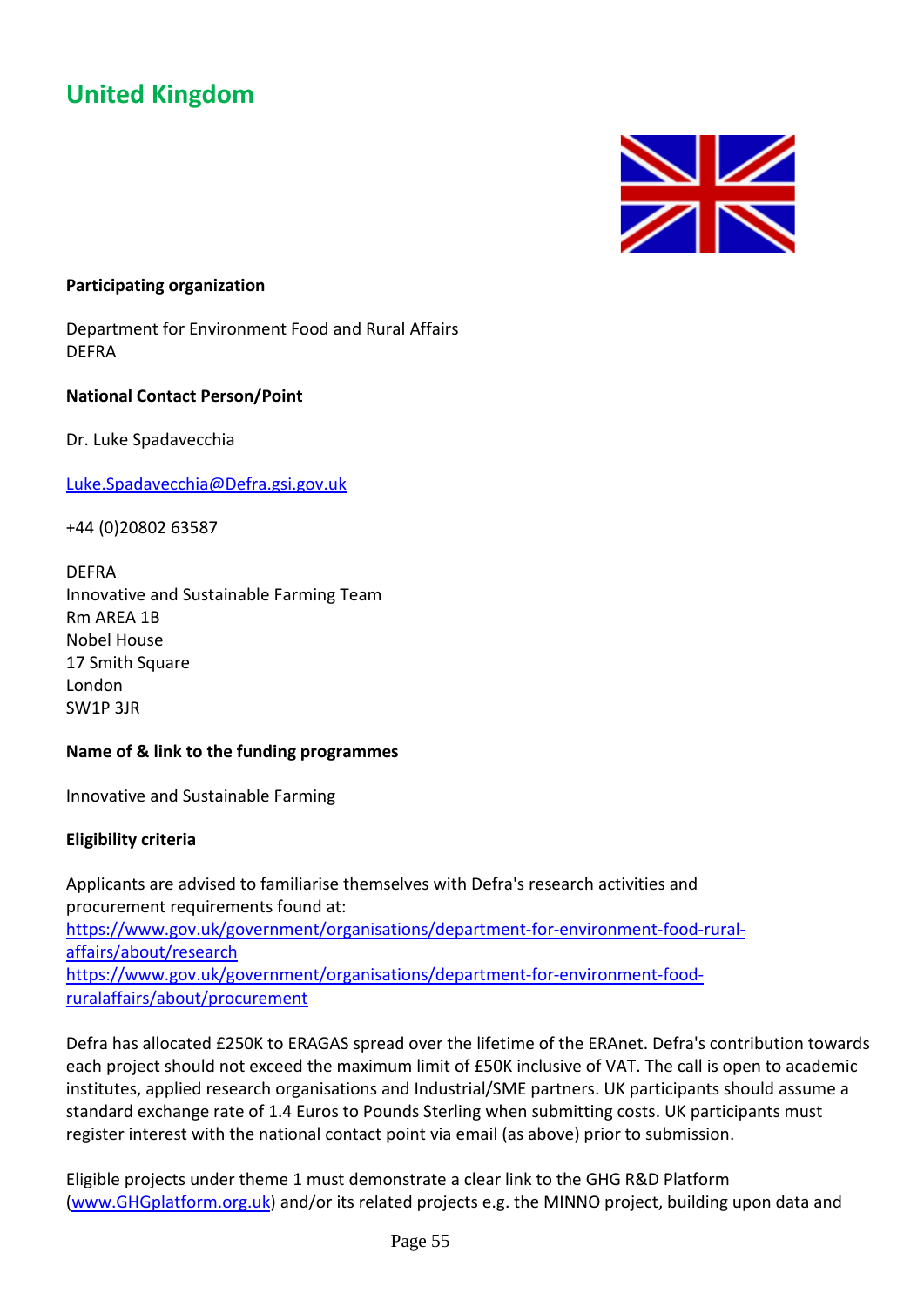## United Kingdom

**Participating organization**

Department for Environment Food and Rural Affairs
DEFRA

**National Contact Person/Point**

Dr. Luke Spadavecchia

Luke.Spadavecchia@Defra.gsi.gov.uk

+44 (0)20802 63587

DEFRA
Innovative and Sustainable Farming Team
Rm AREA 1B
Nobel House
17 Smith Square
London
SW1P 3JR

**Name of & link to the funding programmes**

Innovative and Sustainable Farming

**Eligibility criteria**

Applicants are advised to familiarise themselves with Defra's research activities and procurement requirements found at:
https://www.gov.uk/government/organisations/department-for-environment-food-rural-affairs/about/research
https://www.gov.uk/government/organisations/department-for-environment-food-ruralaffairs/about/procurement

Defra has allocated £250K to ERAGAS spread over the lifetime of the ERAnet. Defra's contribution towards each project should not exceed the maximum limit of £50K inclusive of VAT. The call is open to academic institutes, applied research organisations and Industrial/SME partners. UK participants should assume a standard exchange rate of 1.4 Euros to Pounds Sterling when submitting costs. UK participants must register interest with the national contact point via email (as above) prior to submission.

Eligible projects under theme 1 must demonstrate a clear link to the GHG R&D Platform (www.GHGplatform.org.uk) and/or its related projects e.g. the MINNO project, building upon data and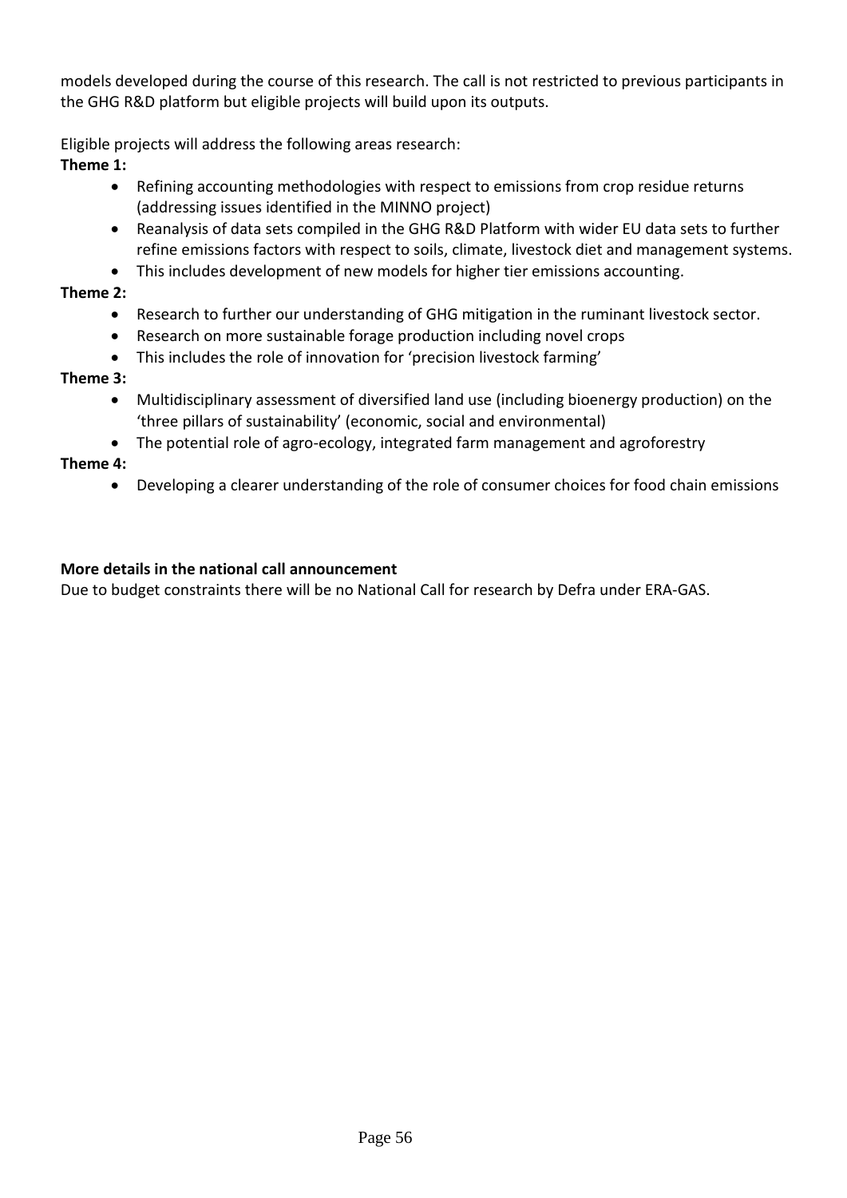models developed during the course of this research. The call is not restricted to previous participants in the GHG R&D platform but eligible projects will build upon its outputs.

Eligible projects will address the following areas research:

**Theme 1:**

- Refining accounting methodologies with respect to emissions from crop residue returns (addressing issues identified in the MINNO project)
- Reanalysis of data sets compiled in the GHG R&D Platform with wider EU data sets to further refine emissions factors with respect to soils, climate, livestock diet and management systems.
- This includes development of new models for higher tier emissions accounting.

**Theme 2:**

- Research to further our understanding of GHG mitigation in the ruminant livestock sector.
- Research on more sustainable forage production including novel crops
- This includes the role of innovation for 'precision livestock farming'

**Theme 3:**

- Multidisciplinary assessment of diversified land use (including bioenergy production) on the 'three pillars of sustainability' (economic, social and environmental)
- The potential role of agro-ecology, integrated farm management and agroforestry

**Theme 4:**

- Developing a clearer understanding of the role of consumer choices for food chain emissions

**More details in the national call announcement**

Due to budget constraints there will be no National Call for research by Defra under ERA-GAS.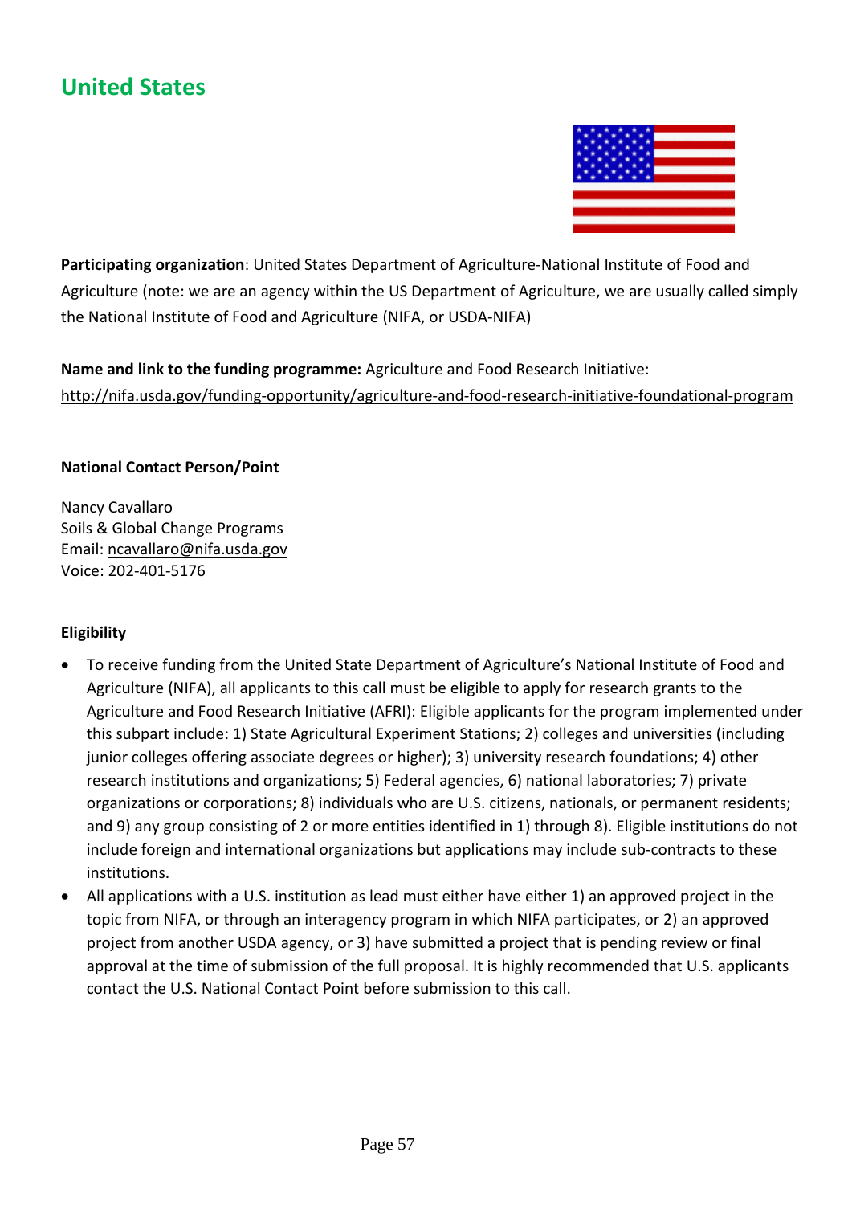## United States

**Participating organization**: United States Department of Agriculture-National Institute of Food and Agriculture (note: we are an agency within the US Department of Agriculture, we are usually called simply the National Institute of Food and Agriculture (NIFA, or USDA-NIFA)

**Name and link to the funding programme:** Agriculture and Food Research Initiative: http://nifa.usda.gov/funding-opportunity/agriculture-and-food-research-initiative-foundational-program

**National Contact Person/Point**

Nancy Cavallaro
Soils & Global Change Programs
Email: ncavallaro@nifa.usda.gov
Voice: 202-401-5176

**Eligibility**

- To receive funding from the United State Department of Agriculture's National Institute of Food and Agriculture (NIFA), all applicants to this call must be eligible to apply for research grants to the Agriculture and Food Research Initiative (AFRI): Eligible applicants for the program implemented under this subpart include: 1) State Agricultural Experiment Stations; 2) colleges and universities (including junior colleges offering associate degrees or higher); 3) university research foundations; 4) other research institutions and organizations; 5) Federal agencies, 6) national laboratories; 7) private organizations or corporations; 8) individuals who are U.S. citizens, nationals, or permanent residents; and 9) any group consisting of 2 or more entities identified in 1) through 8). Eligible institutions do not include foreign and international organizations but applications may include sub-contracts to these institutions.
- All applications with a U.S. institution as lead must either have either 1) an approved project in the topic from NIFA, or through an interagency program in which NIFA participates, or 2) an approved project from another USDA agency, or 3) have submitted a project that is pending review or final approval at the time of submission of the full proposal. It is highly recommended that U.S. applicants contact the U.S. National Contact Point before submission to this call.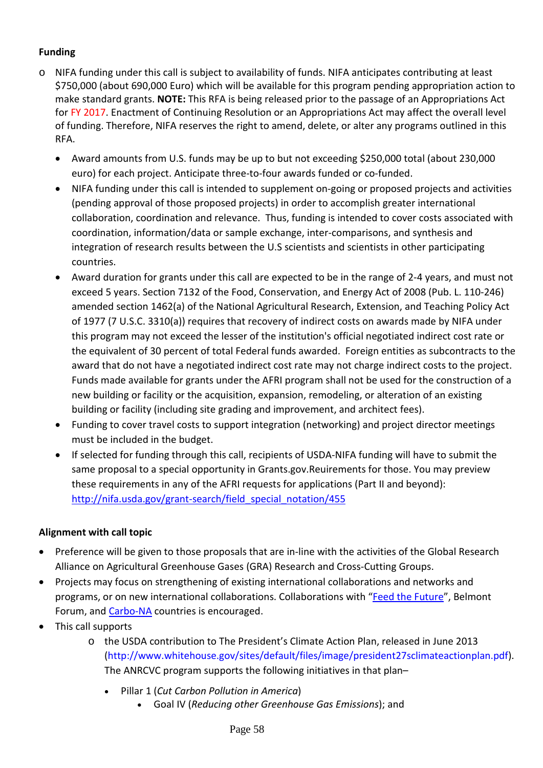**Funding**

- NIFA funding under this call is subject to availability of funds. NIFA anticipates contributing at least $750,000 (about 690,000 Euro) which will be available for this program pending appropriation action to make standard grants. **NOTE:** This RFA is being released prior to the passage of an Appropriations Act for FY 2017. Enactment of Continuing Resolution or an Appropriations Act may affect the overall level of funding. Therefore, NIFA reserves the right to amend, delete, or alter any programs outlined in this RFA.
    - Award amounts from U.S. funds may be up to but not exceeding $250,000 total (about 230,000 euro) for each project. Anticipate three-to-four awards funded or co-funded.
    - NIFA funding under this call is intended to supplement on-going or proposed projects and activities (pending approval of those proposed projects) in order to accomplish greater international collaboration, coordination and relevance. Thus, funding is intended to cover costs associated with coordination, information/data or sample exchange, inter-comparisons, and synthesis and integration of research results between the U.S scientists and scientists in other participating countries.
    - Award duration for grants under this call are expected to be in the range of 2-4 years, and must not exceed 5 years. Section 7132 of the Food, Conservation, and Energy Act of 2008 (Pub. L. 110-246) amended section 1462(a) of the National Agricultural Research, Extension, and Teaching Policy Act of 1977 (7 U.S.C. 3310(a)) requires that recovery of indirect costs on awards made by NIFA under this program may not exceed the lesser of the institution's official negotiated indirect cost rate or the equivalent of 30 percent of total Federal funds awarded. Foreign entities as subcontracts to the award that do not have a negotiated indirect cost rate may not charge indirect costs to the project. Funds made available for grants under the AFRI program shall not be used for the construction of a new building or facility or the acquisition, expansion, remodeling, or alteration of an existing building or facility (including site grading and improvement, and architect fees).
    - Funding to cover travel costs to support integration (networking) and project director meetings must be included in the budget.
    - If selected for funding through this call, recipients of USDA-NIFA funding will have to submit the same proposal to a special opportunity in Grants.gov.Reuirements for those. You may preview these requirements in any of the AFRI requests for applications (Part II and beyond): [http://nifa.usda.gov/grant-search/field_special_notation/455](http://nifa.usda.gov/grant-search/field_special_notation/455)

**Alignment with call topic**

- Preference will be given to those proposals that are in-line with the activities of the Global Research Alliance on Agricultural Greenhouse Gases (GRA) Research and Cross-Cutting Groups.
- Projects may focus on strengthening of existing international collaborations and networks and programs, or on new international collaborations. Collaborations with "Feed the Future", Belmont Forum, and Carbo-NA countries is encouraged.
- This call supports
    - the USDA contribution to The President's Climate Action Plan, released in June 2013 (http://www.whitehouse.gov/sites/default/files/image/president27sclimateactionplan.pdf). The ANRCVC program supports the following initiatives in that plan–
        - Pillar 1 (*Cut Carbon Pollution in America*)
            - Goal IV (*Reducing other Greenhouse Gas Emissions*); and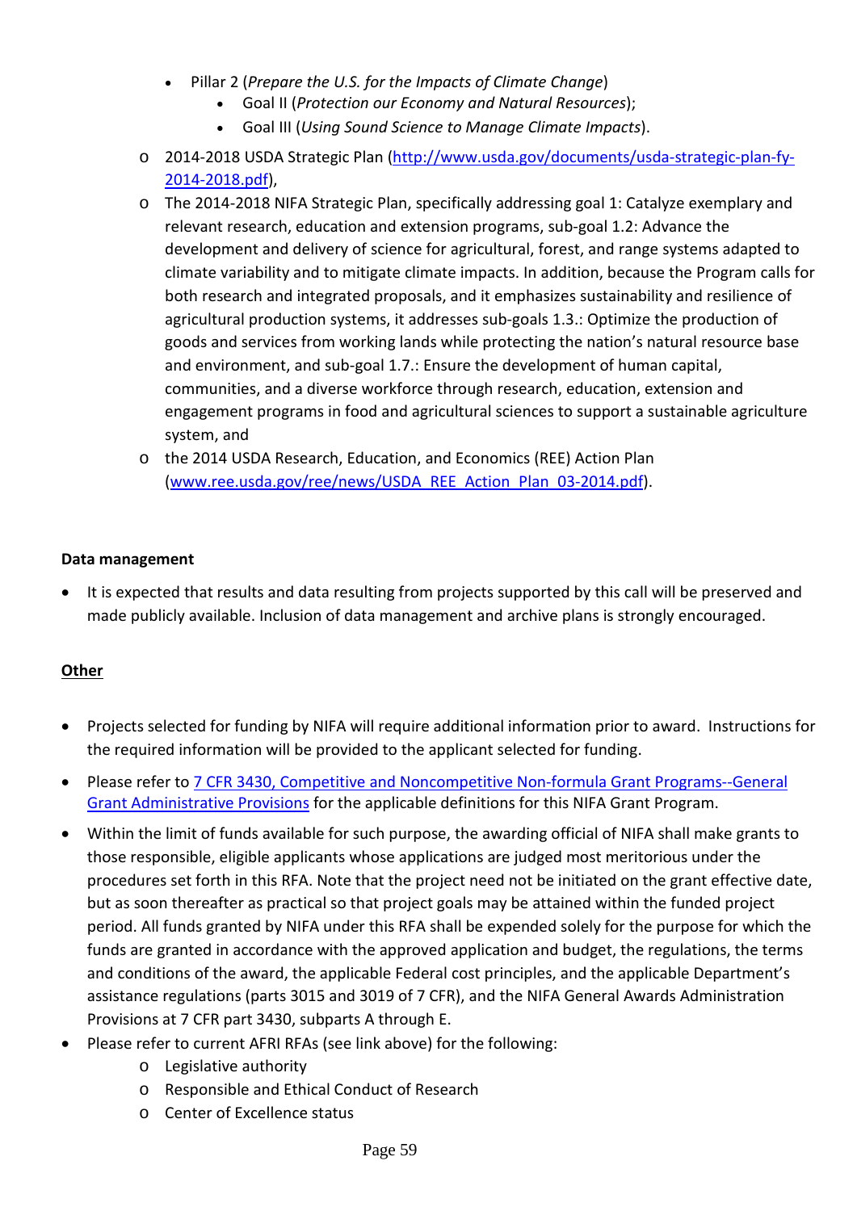- Pillar 2 (*Prepare the U.S. for the Impacts of Climate Change*)
        - Goal II (*Protection our Economy and Natural Resources*);
        - Goal III (*Using Sound Science to Manage Climate Impacts*).
  - 2014-2018 USDA Strategic Plan ([http://www.usda.gov/documents/usda-strategic-plan-fy-2014-2018.pdf](http://www.usda.gov/documents/usda-strategic-plan-fy-2014-2018.pdf)),
  - The 2014-2018 NIFA Strategic Plan, specifically addressing goal 1: Catalyze exemplary and relevant research, education and extension programs, sub-goal 1.2: Advance the development and delivery of science for agricultural, forest, and range systems adapted to climate variability and to mitigate climate impacts. In addition, because the Program calls for both research and integrated proposals, and it emphasizes sustainability and resilience of agricultural production systems, it addresses sub-goals 1.3.: Optimize the production of goods and services from working lands while protecting the nation's natural resource base and environment, and sub-goal 1.7.: Ensure the development of human capital, communities, and a diverse workforce through research, education, extension and engagement programs in food and agricultural sciences to support a sustainable agriculture system, and
  - the 2014 USDA Research, Education, and Economics (REE) Action Plan ([www.ree.usda.gov/ree/news/USDA_REE_Action_Plan_03-2014.pdf](www.ree.usda.gov/ree/news/USDA_REE_Action_Plan_03-2014.pdf)).

**Data management**

- It is expected that results and data resulting from projects supported by this call will be preserved and made publicly available. Inclusion of data management and archive plans is strongly encouraged.

**Other**

- Projects selected for funding by NIFA will require additional information prior to award. Instructions for the required information will be provided to the applicant selected for funding.
- Please refer to 7 CFR 3430, Competitive and Noncompetitive Non-formula Grant Programs--General Grant Administrative Provisions for the applicable definitions for this NIFA Grant Program.
- Within the limit of funds available for such purpose, the awarding official of NIFA shall make grants to those responsible, eligible applicants whose applications are judged most meritorious under the procedures set forth in this RFA. Note that the project need not be initiated on the grant effective date, but as soon thereafter as practical so that project goals may be attained within the funded project period. All funds granted by NIFA under this RFA shall be expended solely for the purpose for which the funds are granted in accordance with the approved application and budget, the regulations, the terms and conditions of the award, the applicable Federal cost principles, and the applicable Department's assistance regulations (parts 3015 and 3019 of 7 CFR), and the NIFA General Awards Administration Provisions at 7 CFR part 3430, subparts A through E.
- Please refer to current AFRI RFAs (see link above) for the following:
  - Legislative authority
  - Responsible and Ethical Conduct of Research
  - Center of Excellence status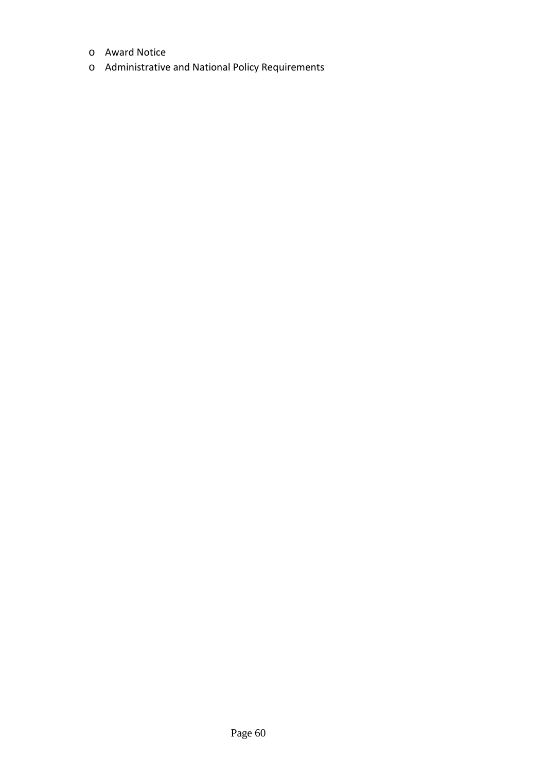- Award Notice
- Administrative and National Policy Requirements